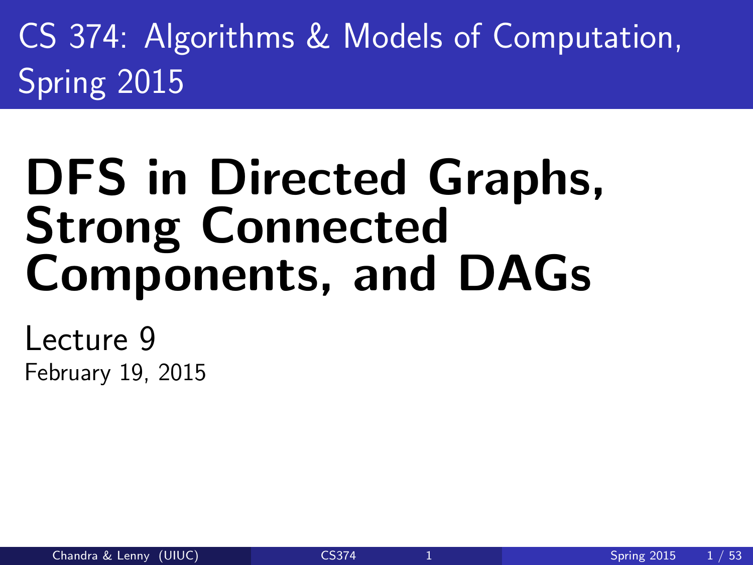CS 374: Algorithms & Models of Computation, Spring 2015

# DFS in Directed Graphs, Strong Connected Components, and DAGs

Lecture 9

February 19, 2015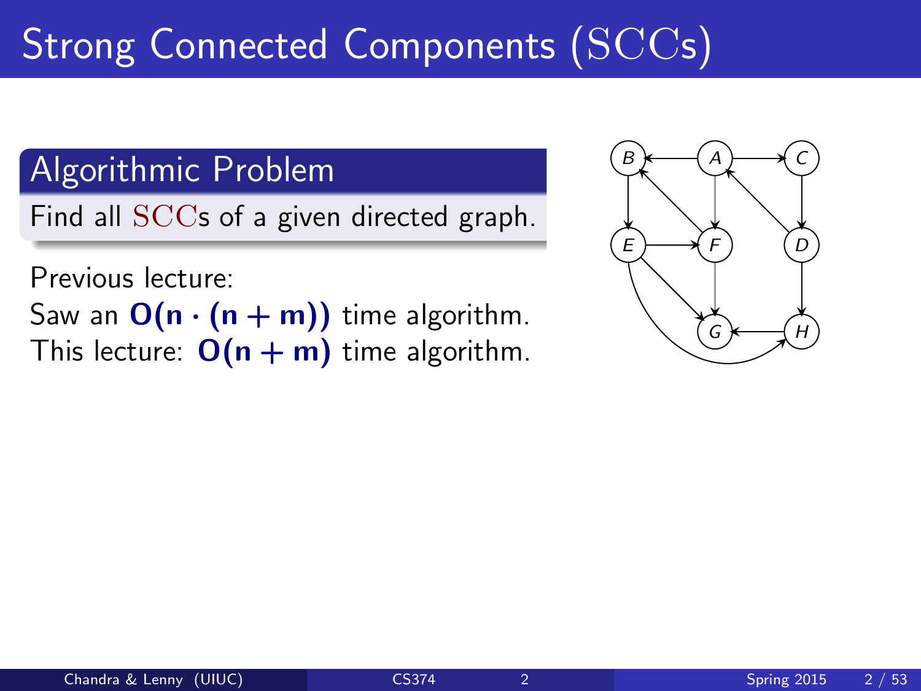# Strong Connected Components (SCCs)

## Algorithmic Problem

Find all SCCs of a given directed graph.

Previous lecture:
Saw an $\mathbf{O(n \cdot (n + m))}$ time algorithm.
This lecture: $\mathbf{O(n + m)}$ time algorithm.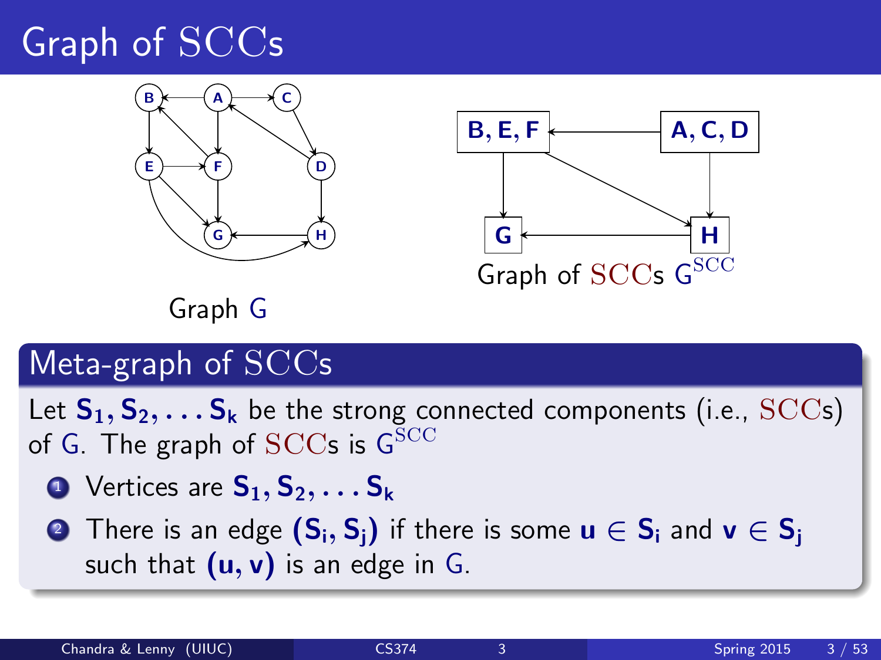# Graph of SCCs

Graph G

Graph of SCCs $G^{SCC}$

## Meta-graph of SCCs

Let $S_1, S_2, \ldots S_k$ be the strong connected components (i.e., SCCs) of G. The graph of SCCs is $G^{SCC}$

1. Vertices are $S_1, S_2, \ldots S_k$
2. There is an edge $(S_i, S_j)$ if there is some $u \in S_i$ and $v \in S_j$ such that $(u, v)$ is an edge in G.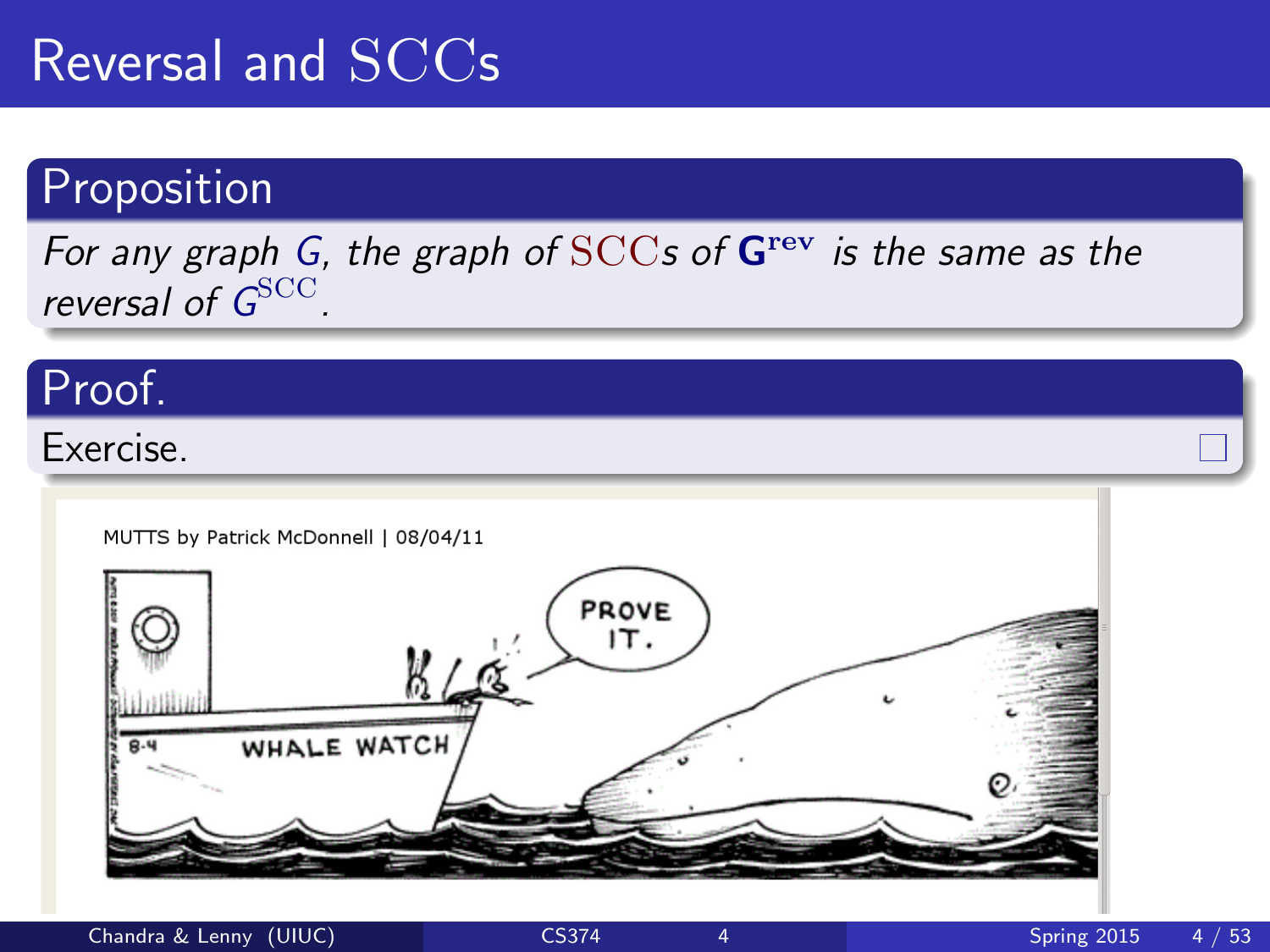# Reversal and SCCs

## Proposition

*For any graph $G$, the graph of SCCs of $\mathbf{G}^{\mathbf{rev}}$ is the same as the reversal of $G^{\mathrm{SCC}}$.*

## Proof.

Exercise. □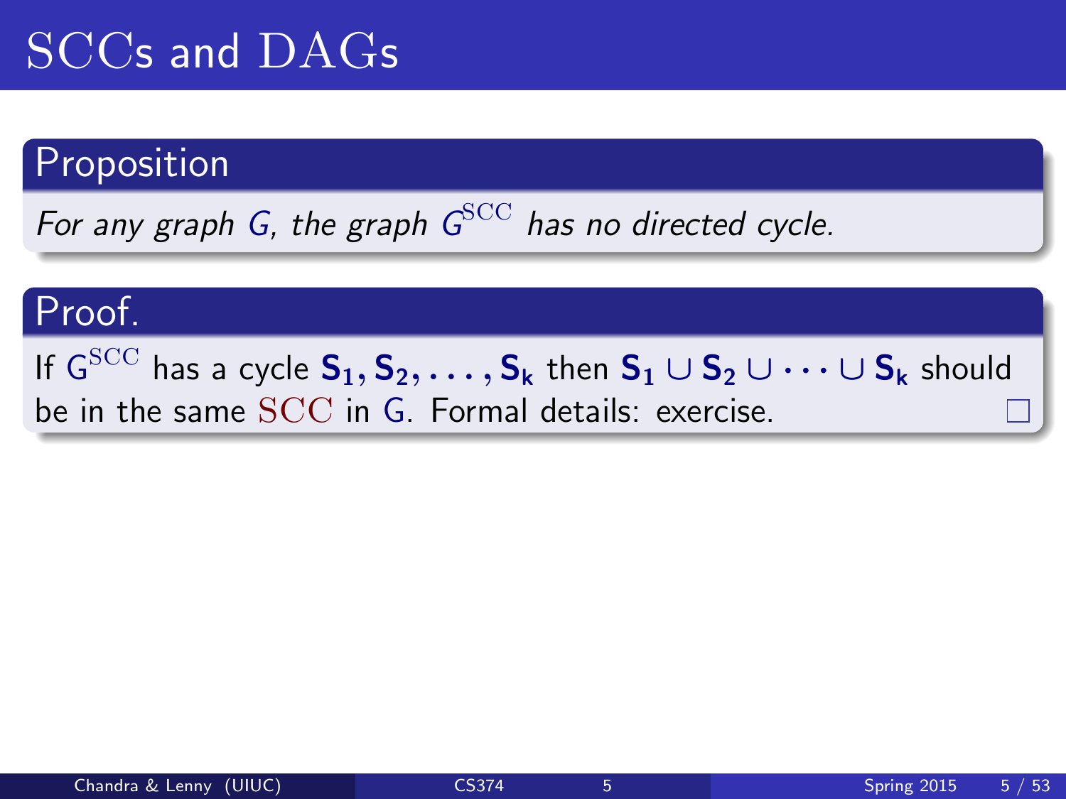# SCCs and DAGs

## Proposition

*For any graph $G$, the graph $G^{\text{SCC}}$ has no directed cycle.*

## Proof.

If $G^{\text{SCC}}$ has a cycle $\mathbf{S_1}, \mathbf{S_2}, \ldots, \mathbf{S_k}$ then $\mathbf{S_1} \cup \mathbf{S_2} \cup \cdots \cup \mathbf{S_k}$ should be in the same SCC in $G$. Formal details: exercise. □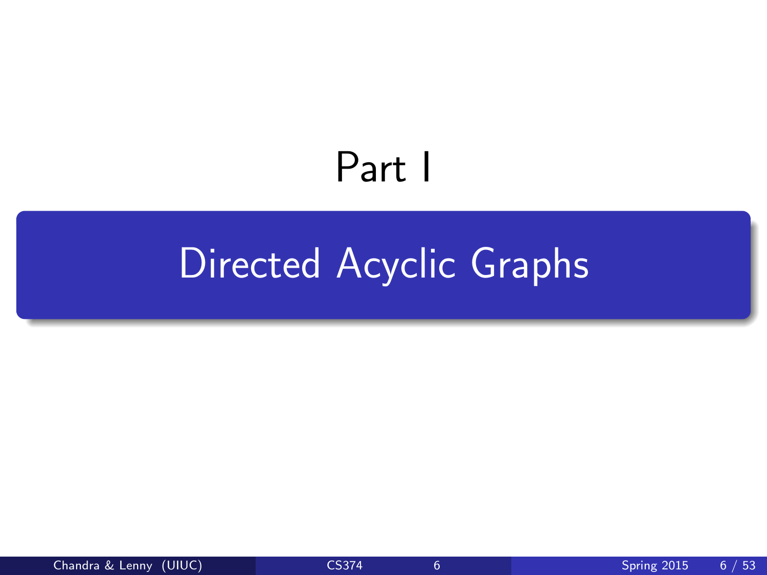# Part I

## Directed Acyclic Graphs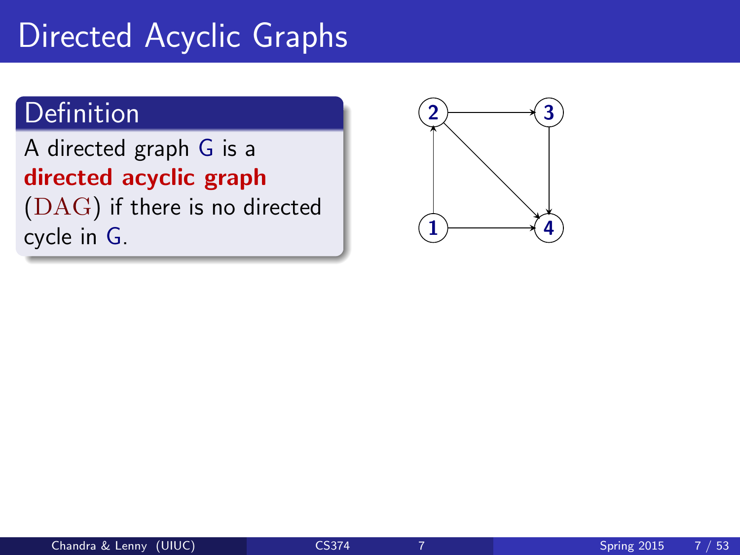# Directed Acyclic Graphs

**Definition**

A directed graph G is a **directed acyclic graph** (DAG) if there is no directed cycle in G.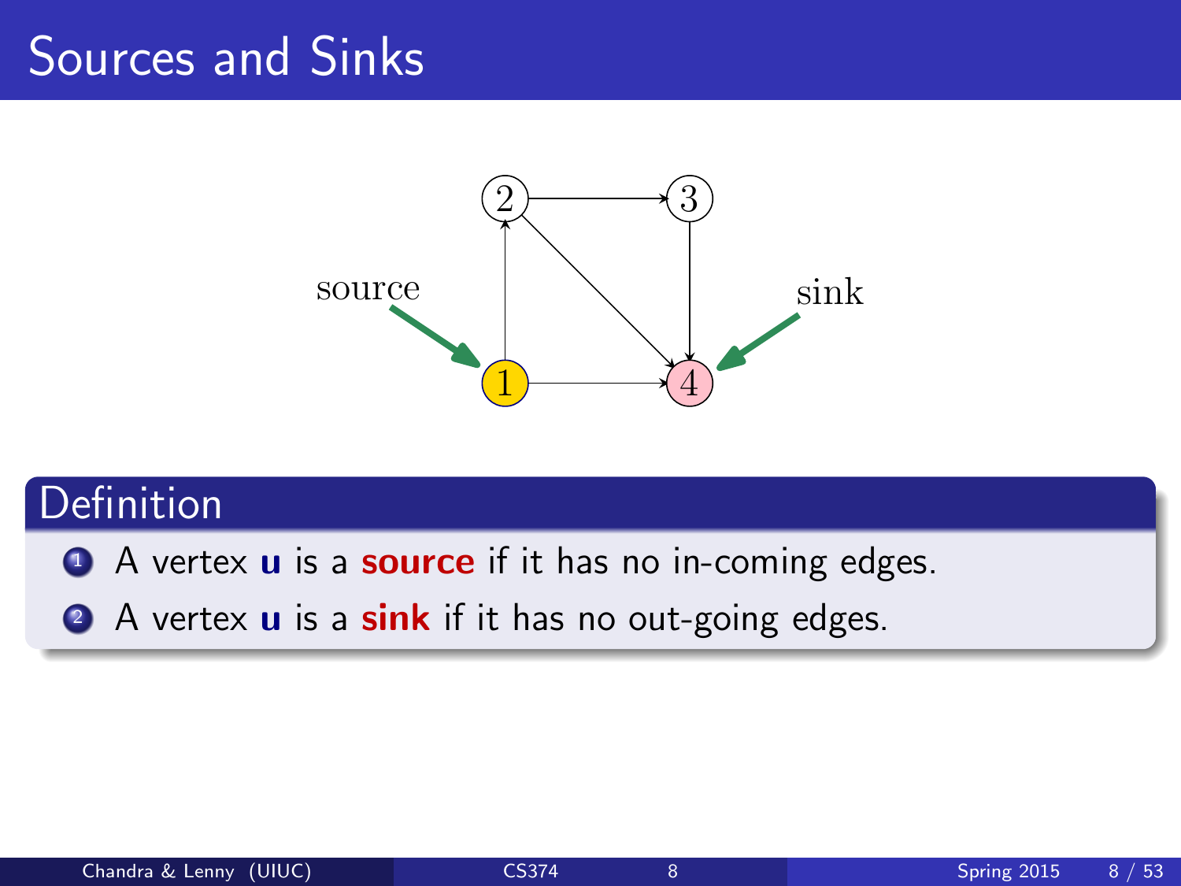# Sources and Sinks

source

sink

## Definition

1. A vertex **u** is a **source** if it has no in-coming edges.
2. A vertex **u** is a **sink** if it has no out-going edges.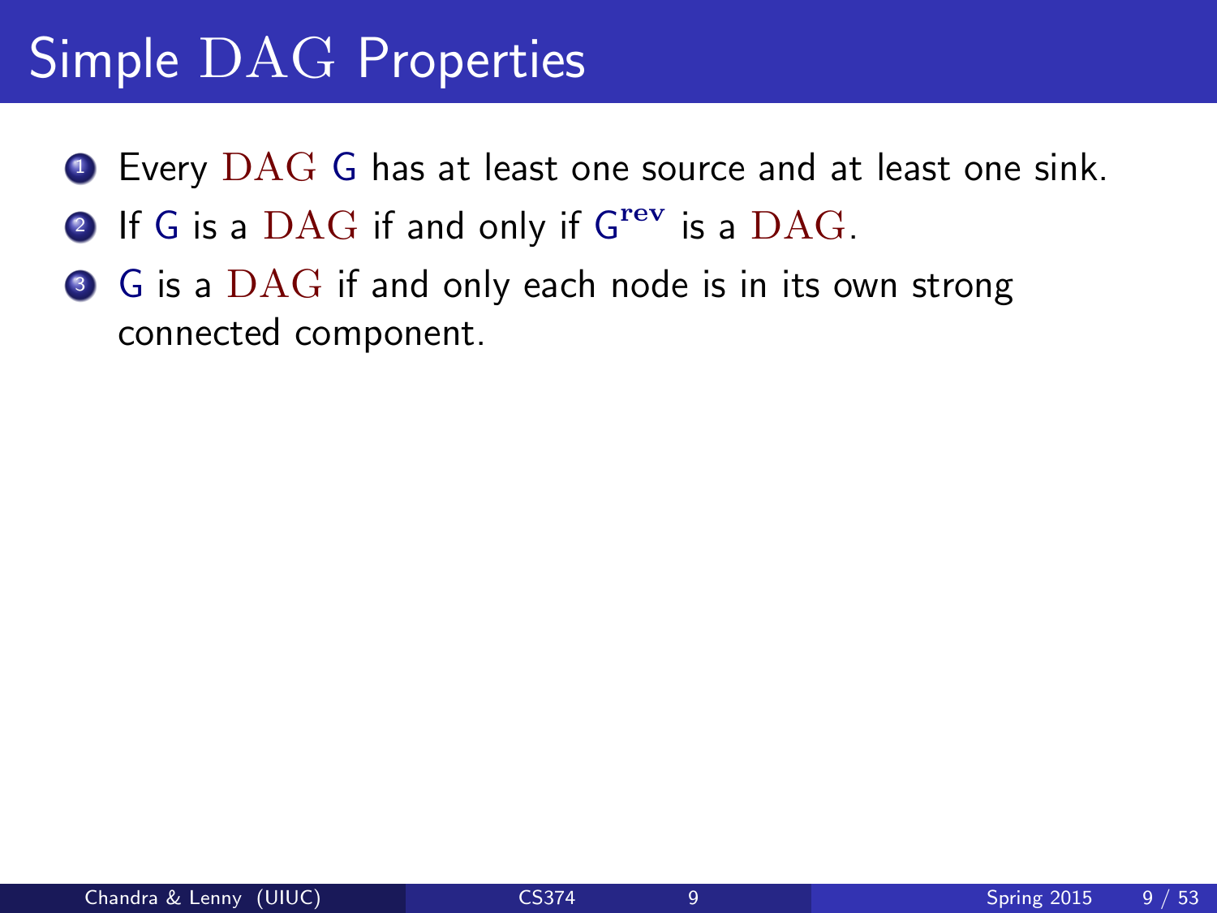# Simple DAG Properties

1. Every DAG G has at least one source and at least one sink.
2. If G is a DAG if and only if $G^{rev}$ is a DAG.
3. G is a DAG if and only each node is in its own strong connected component.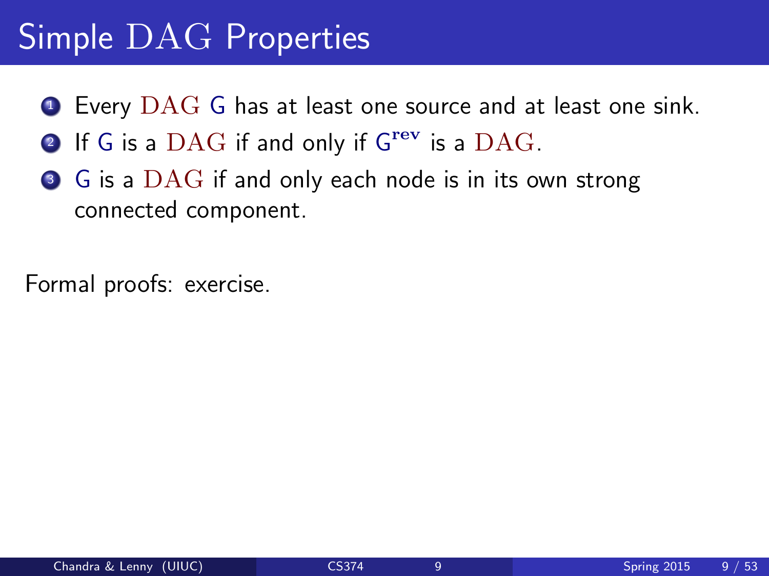# Simple DAG Properties

1. Every DAG G has at least one source and at least one sink.
2. If G is a DAG if and only if $G^{rev}$ is a DAG.
3. G is a DAG if and only each node is in its own strong connected component.

Formal proofs: exercise.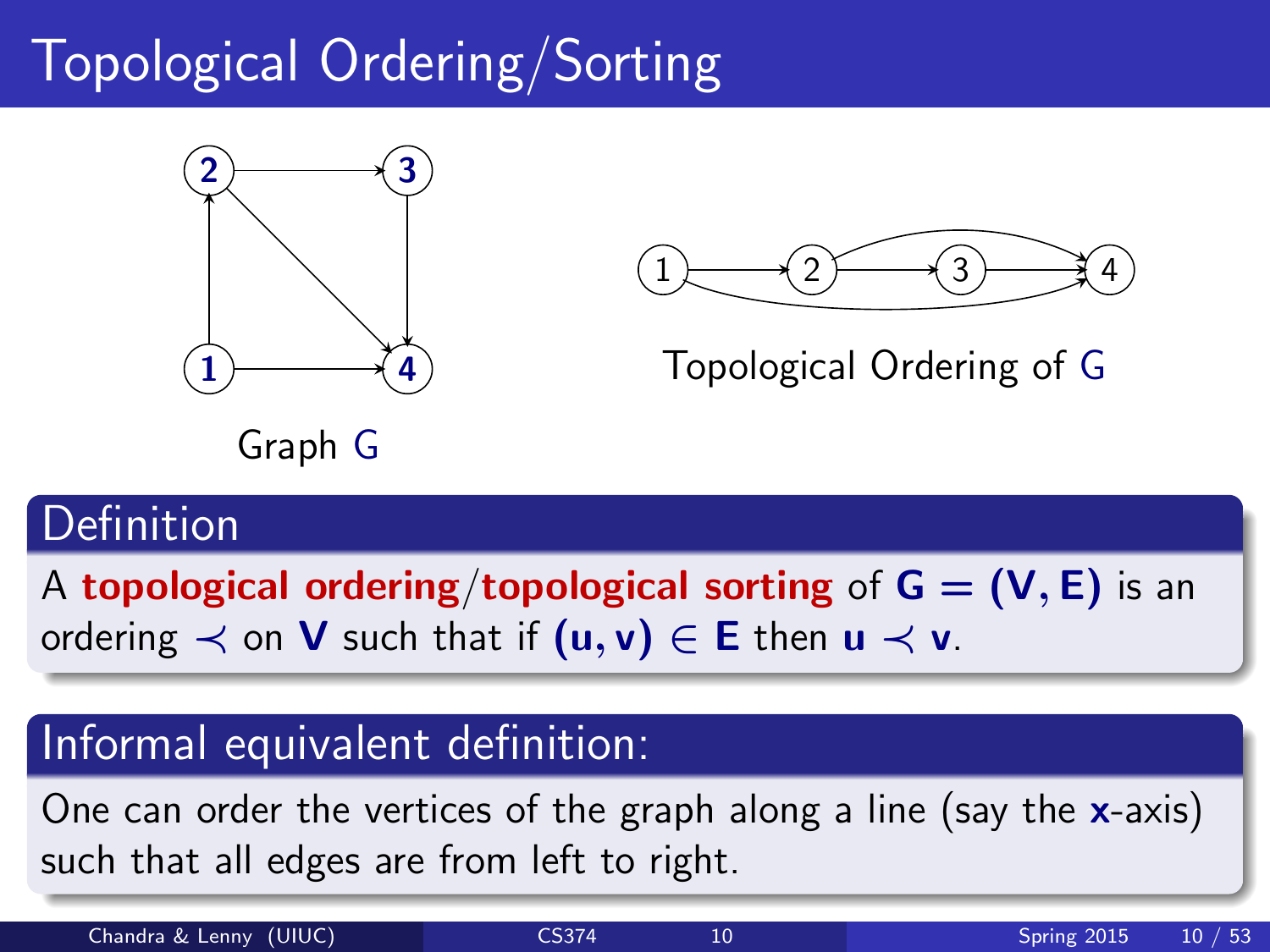# Topological Ordering/Sorting

Graph G

Topological Ordering of G

## Definition

A **topological ordering**/**topological sorting** of $\mathbf{G = (V, E)}$ is an ordering $\prec$ on $\mathbf{V}$ such that if $\mathbf{(u, v)} \in \mathbf{E}$ then $\mathbf{u} \prec \mathbf{v}$.

## Informal equivalent definition:

One can order the vertices of the graph along a line (say the $\mathbf{x}$-axis) such that all edges are from left to right.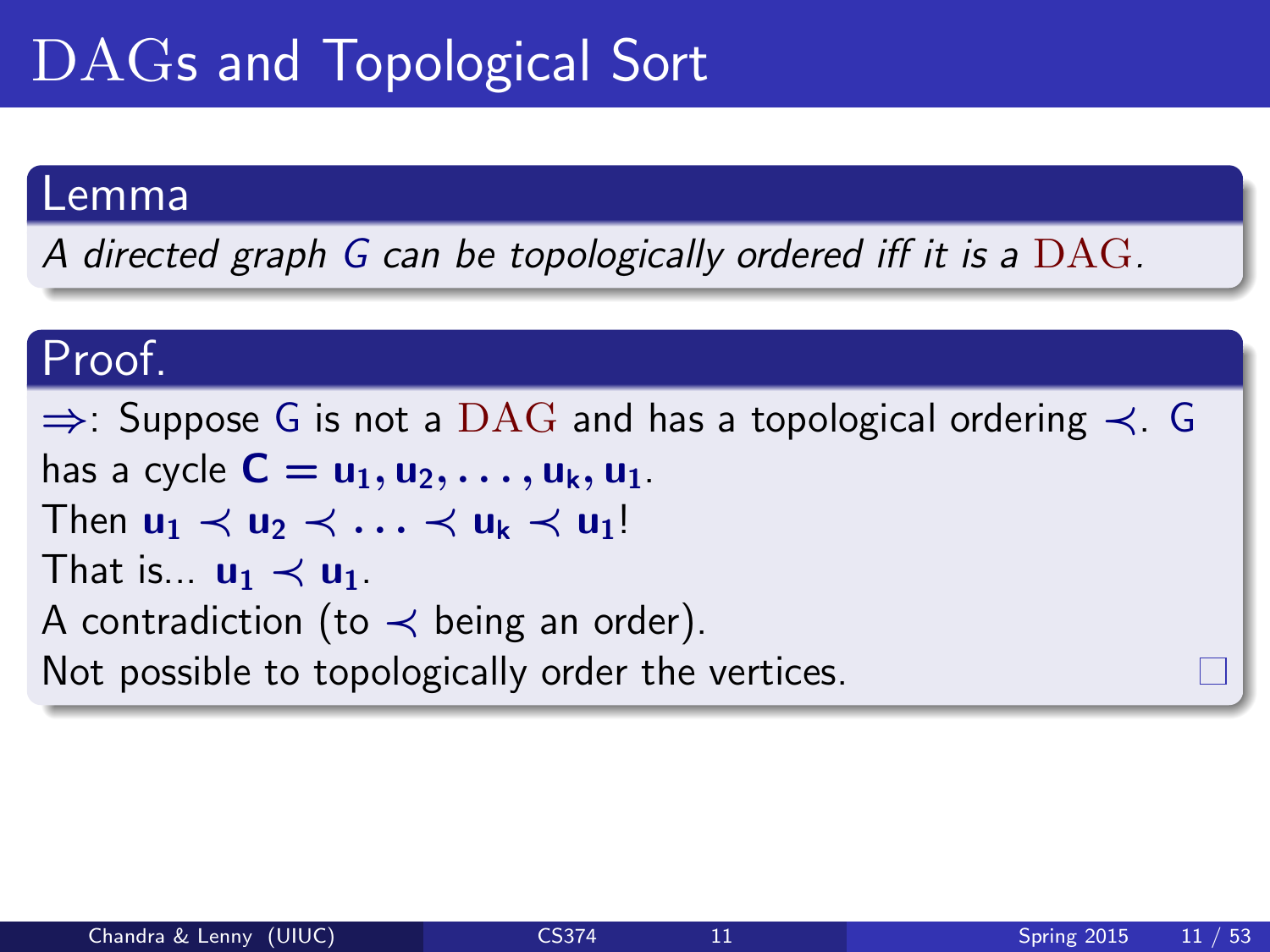# DAGs and Topological Sort

**Lemma**

*A directed graph $G$ can be topologically ordered iff it is a DAG.*

**Proof.**

$\Rightarrow$: Suppose $G$ is not a DAG and has a topological ordering $\prec$. $G$ has a cycle $\mathbf{C} = \mathbf{u_1}, \mathbf{u_2}, \ldots, \mathbf{u_k}, \mathbf{u_1}$.

Then $\mathbf{u_1} \prec \mathbf{u_2} \prec \ldots \prec \mathbf{u_k} \prec \mathbf{u_1}$!

That is... $\mathbf{u_1} \prec \mathbf{u_1}$.

A contradiction (to $\prec$ being an order).

Not possible to topologically order the vertices. □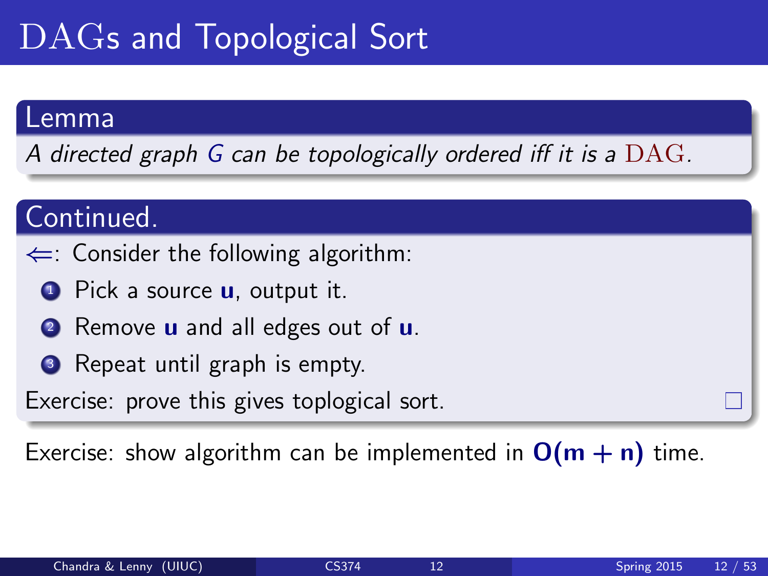# DAGs and Topological Sort

## Lemma

*A directed graph $G$ can be topologically ordered iff it is a DAG.*

## Continued.

$\Leftarrow$: Consider the following algorithm:

1. Pick a source $\mathbf{u}$, output it.
2. Remove $\mathbf{u}$ and all edges out of $\mathbf{u}$.
3. Repeat until graph is empty.

Exercise: prove this gives toplogical sort. □

Exercise: show algorithm can be implemented in $\mathbf{O(m + n)}$ time.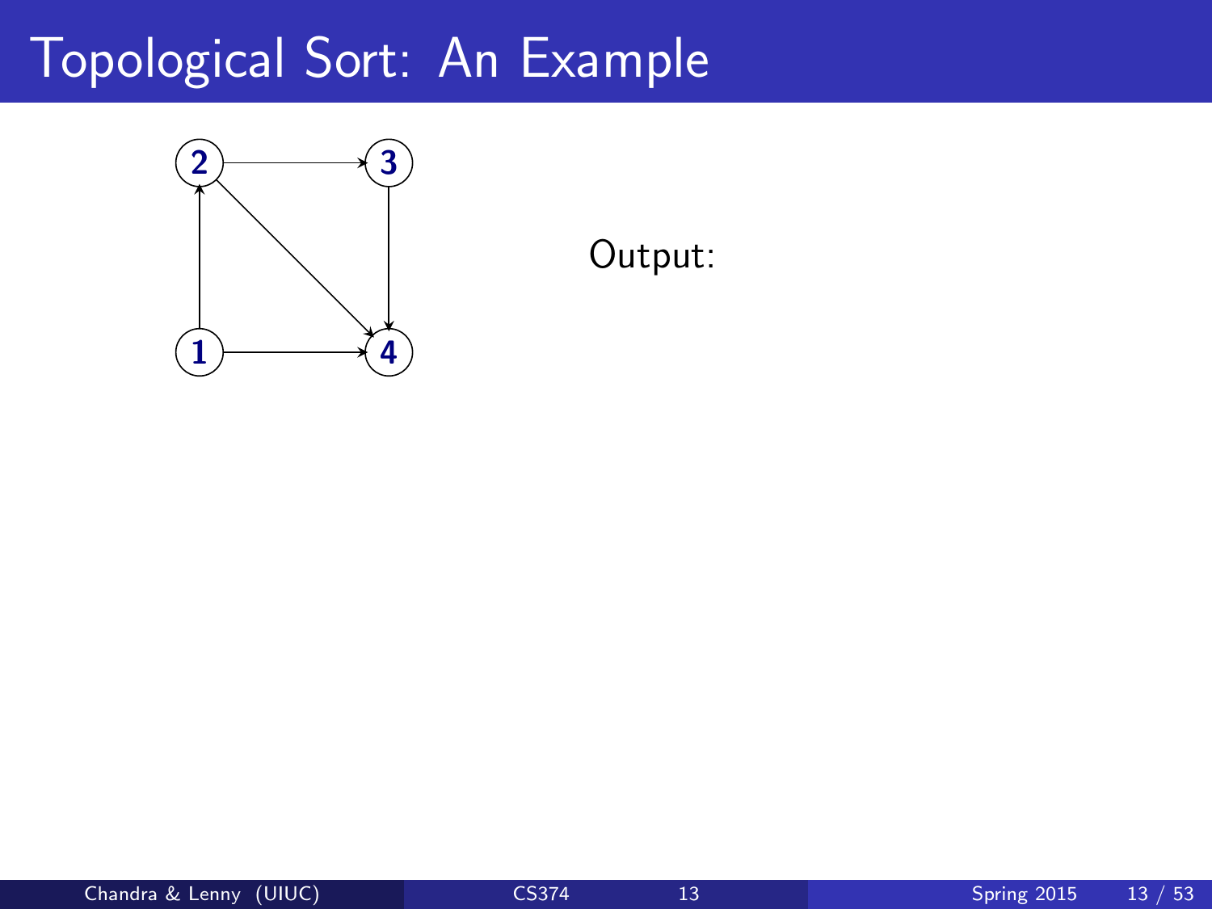# Topological Sort: An Example

Output: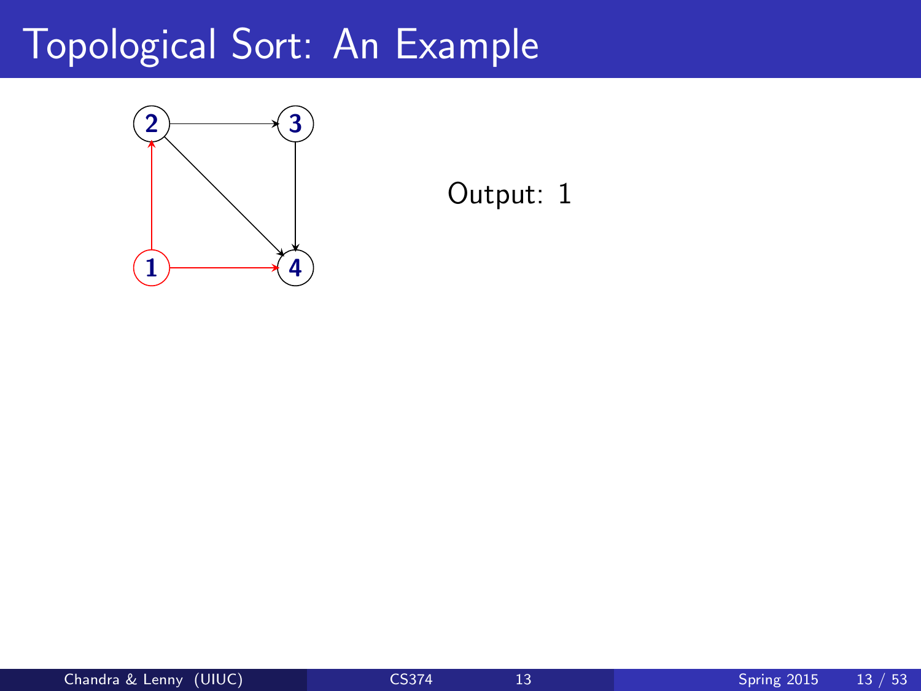# Topological Sort: An Example

Output: 1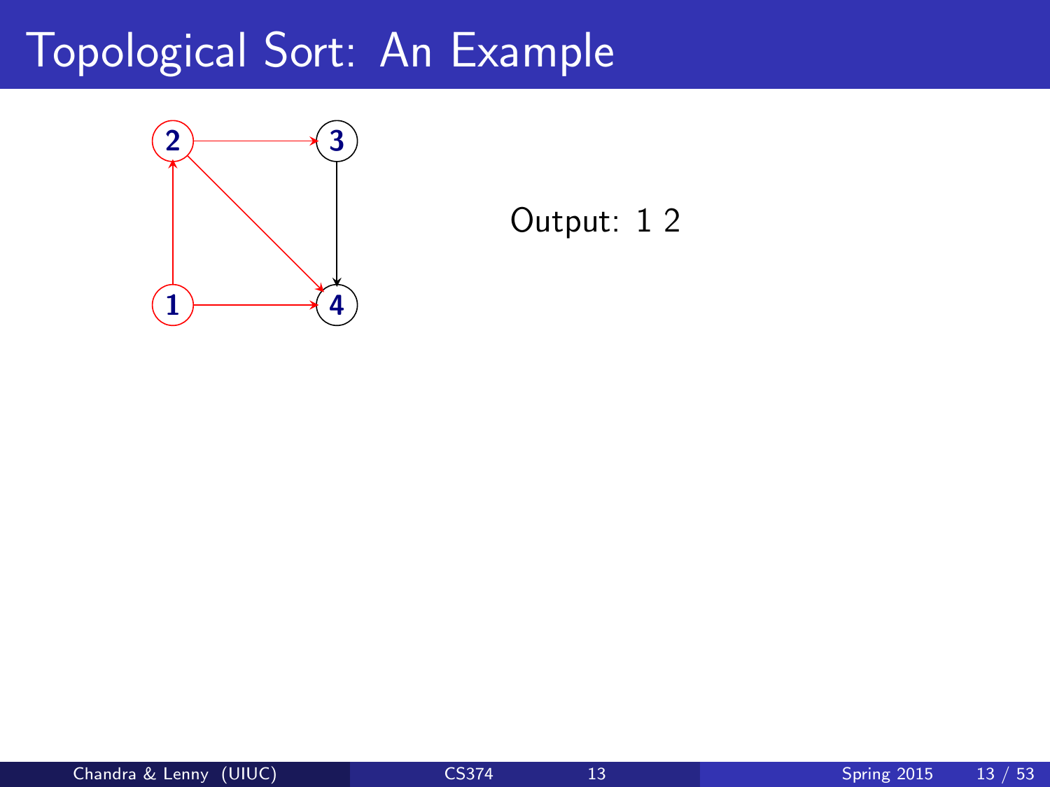# Topological Sort: An Example

Output: 1 2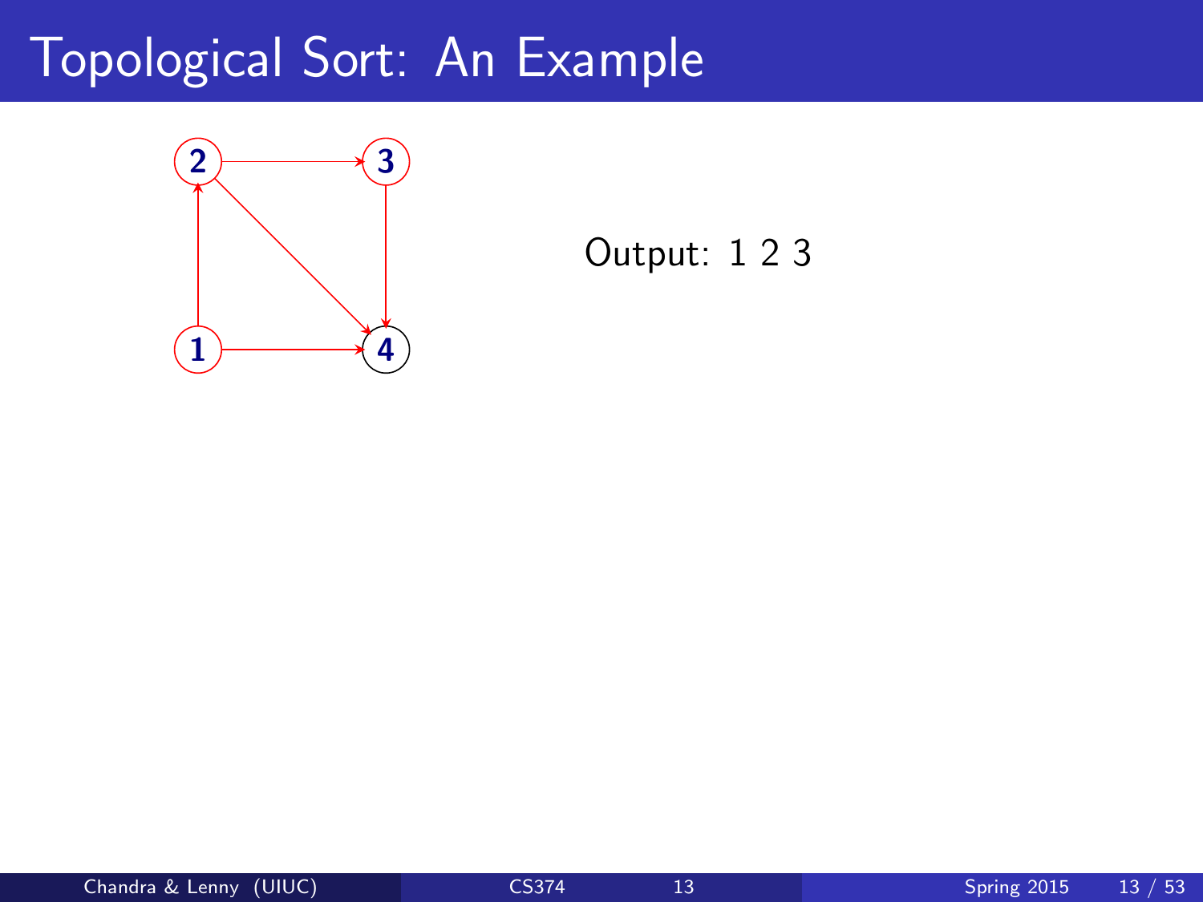# Topological Sort: An Example

Output: 1 2 3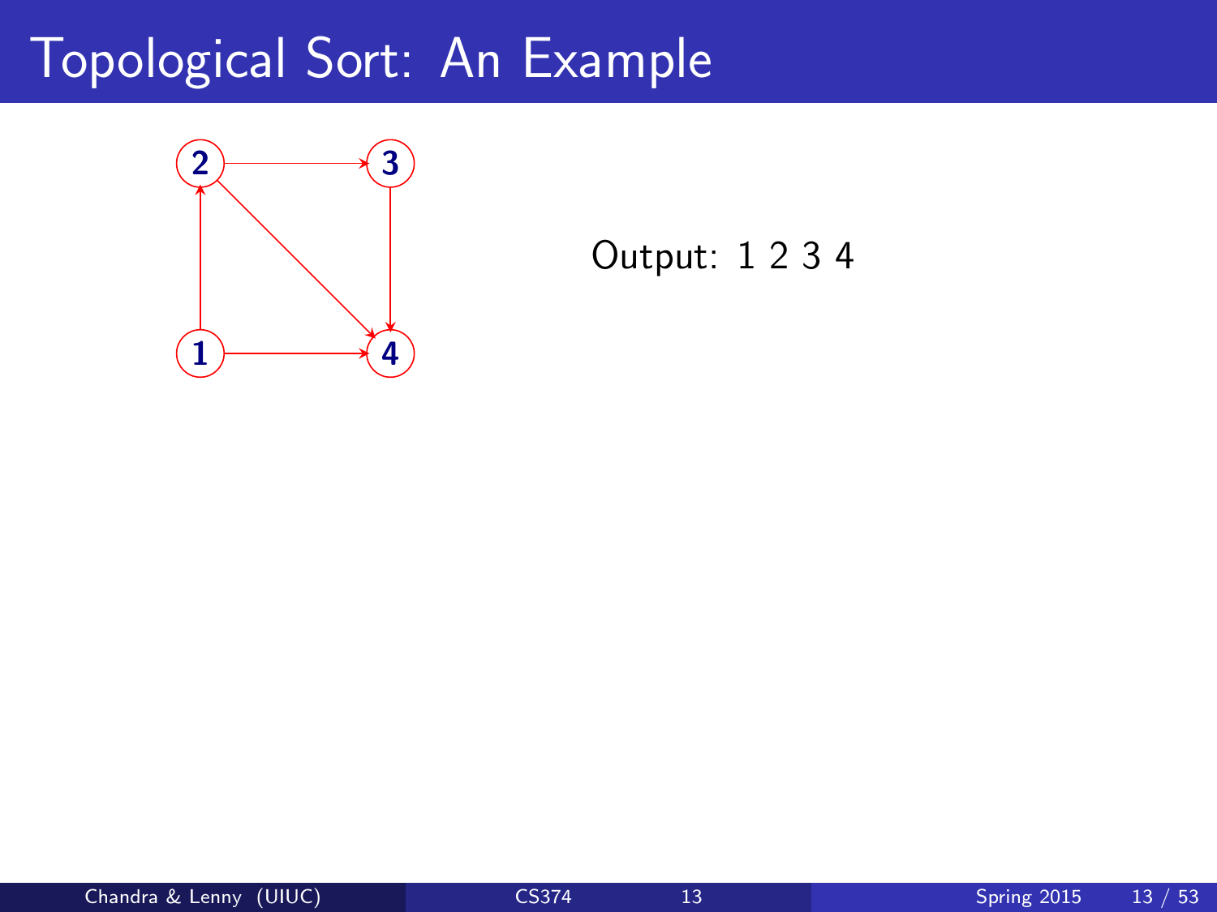# Topological Sort: An Example

Output: 1 2 3 4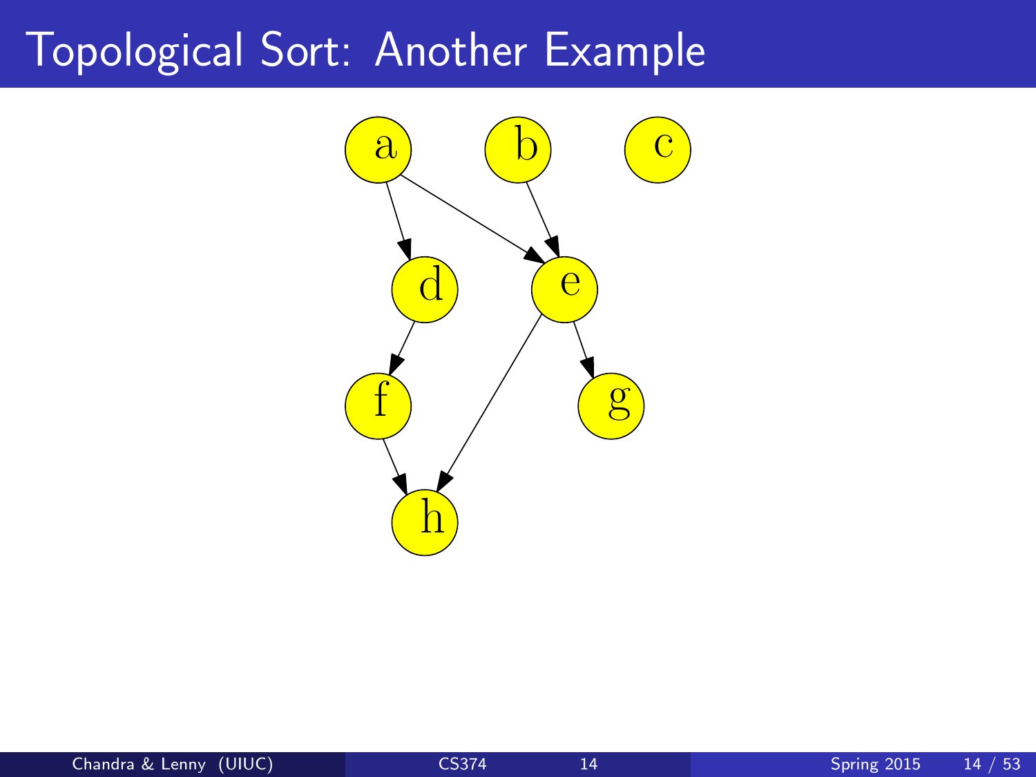# Topological Sort: Another Example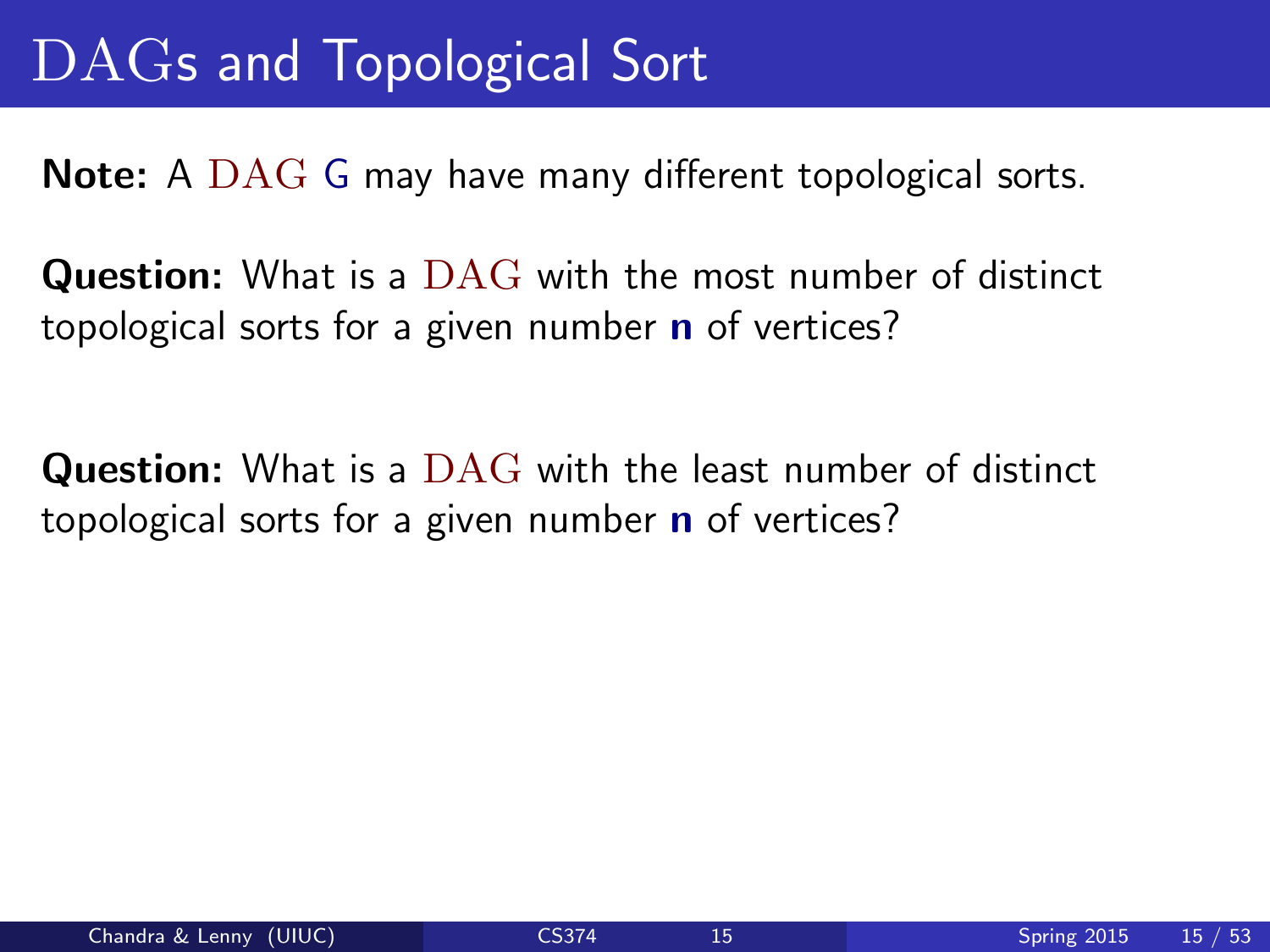# DAGs and Topological Sort

**Note:** A DAG $G$ may have many different topological sorts.

**Question:** What is a DAG with the most number of distinct topological sorts for a given number **n** of vertices?

**Question:** What is a DAG with the least number of distinct topological sorts for a given number **n** of vertices?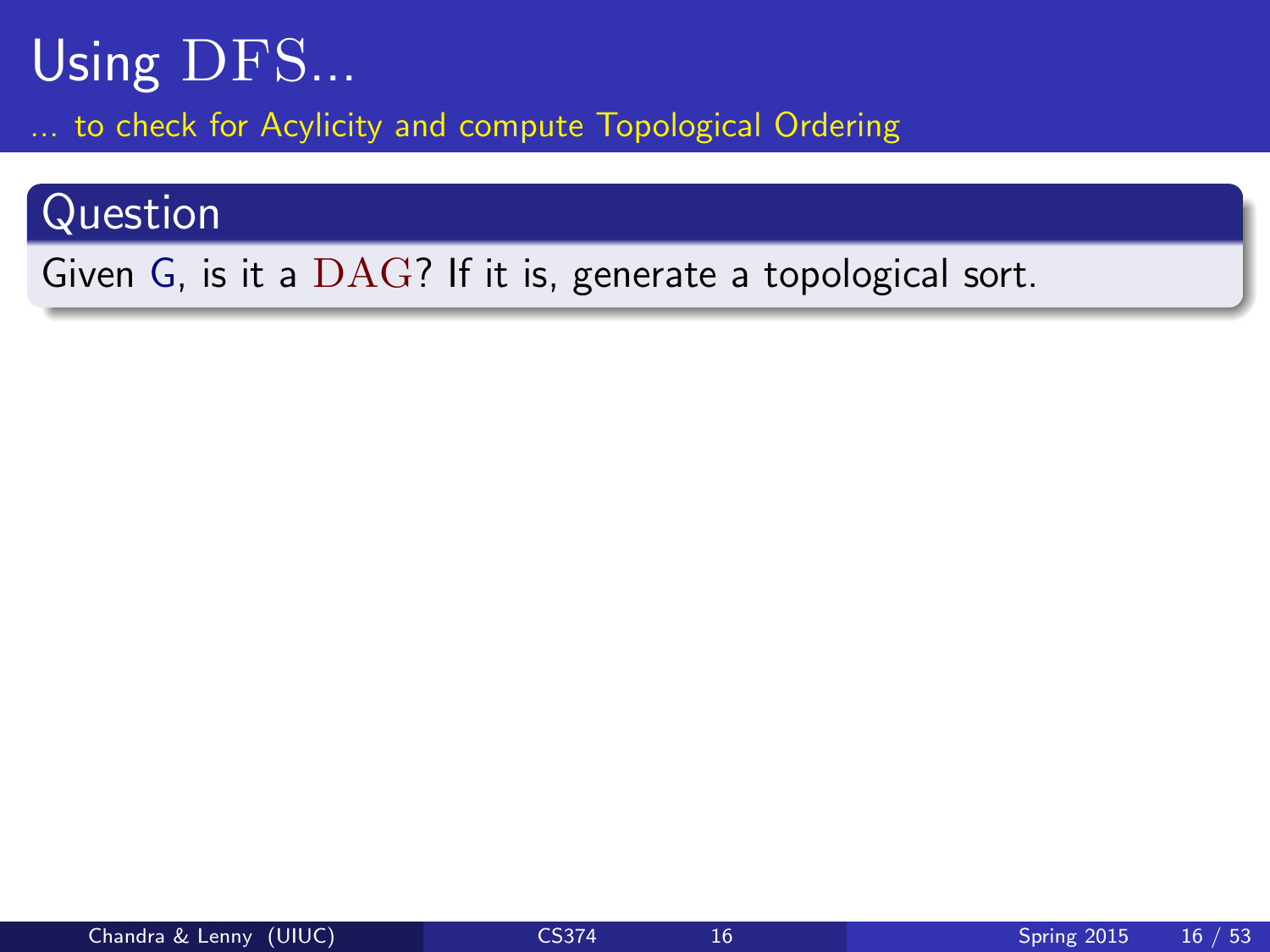# Using DFS...

... to check for Acylicity and compute Topological Ordering

## Question

Given G, is it a DAG? If it is, generate a topological sort.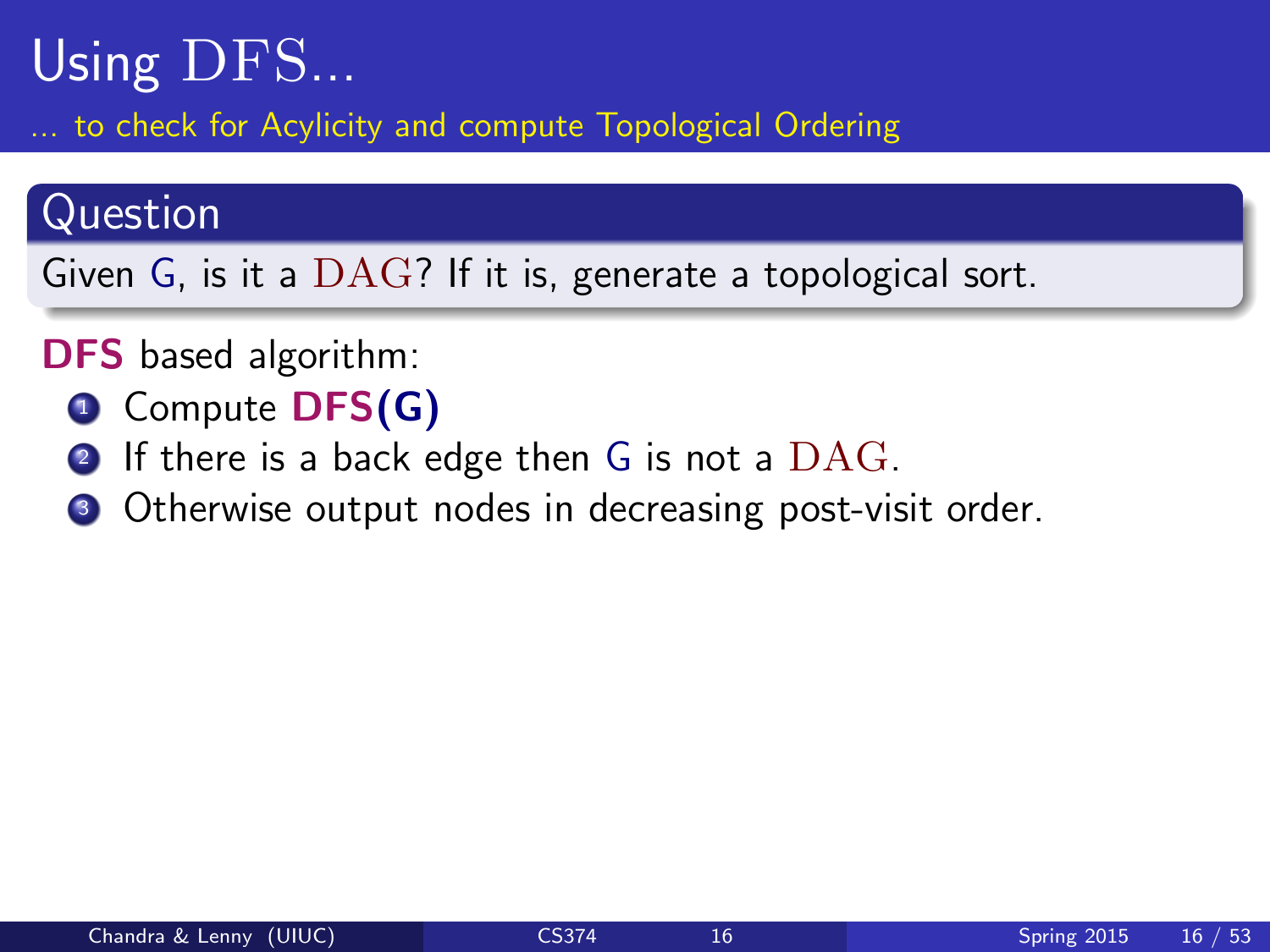# Using DFS...

... to check for Acylicity and compute Topological Ordering

## Question

Given G, is it a DAG? If it is, generate a topological sort.

**DFS** based algorithm:

1. Compute **DFS(G)**
2. If there is a back edge then G is not a DAG.
3. Otherwise output nodes in decreasing post-visit order.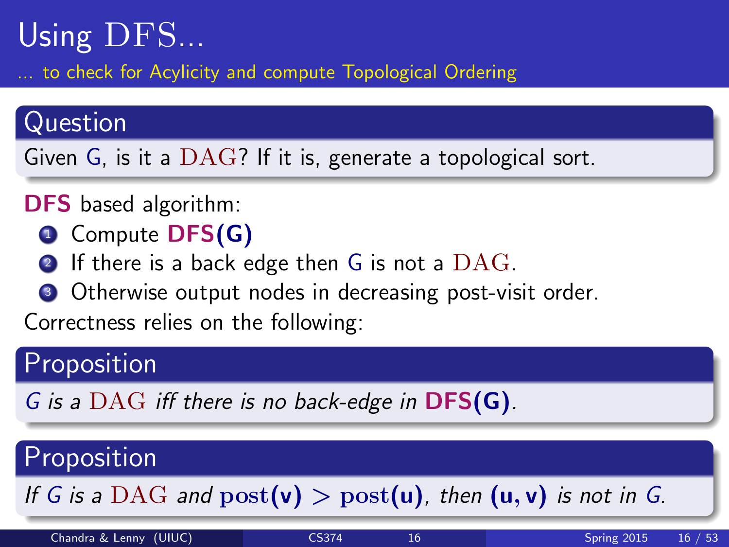# Using DFS...

... to check for Acylicity and compute Topological Ordering

## Question

Given G, is it a DAG? If it is, generate a topological sort.

**DFS** based algorithm:

1. Compute **DFS(G)**
2. If there is a back edge then G is not a DAG.
3. Otherwise output nodes in decreasing post-visit order.

Correctness relies on the following:

## Proposition

*G is a DAG iff there is no back-edge in* **DFS(G)**.

## Proposition

*If G is a DAG and* $\mathrm{post}(\mathbf{v}) > \mathrm{post}(\mathbf{u})$*, then* $(\mathbf{u}, \mathbf{v})$ *is not in G.*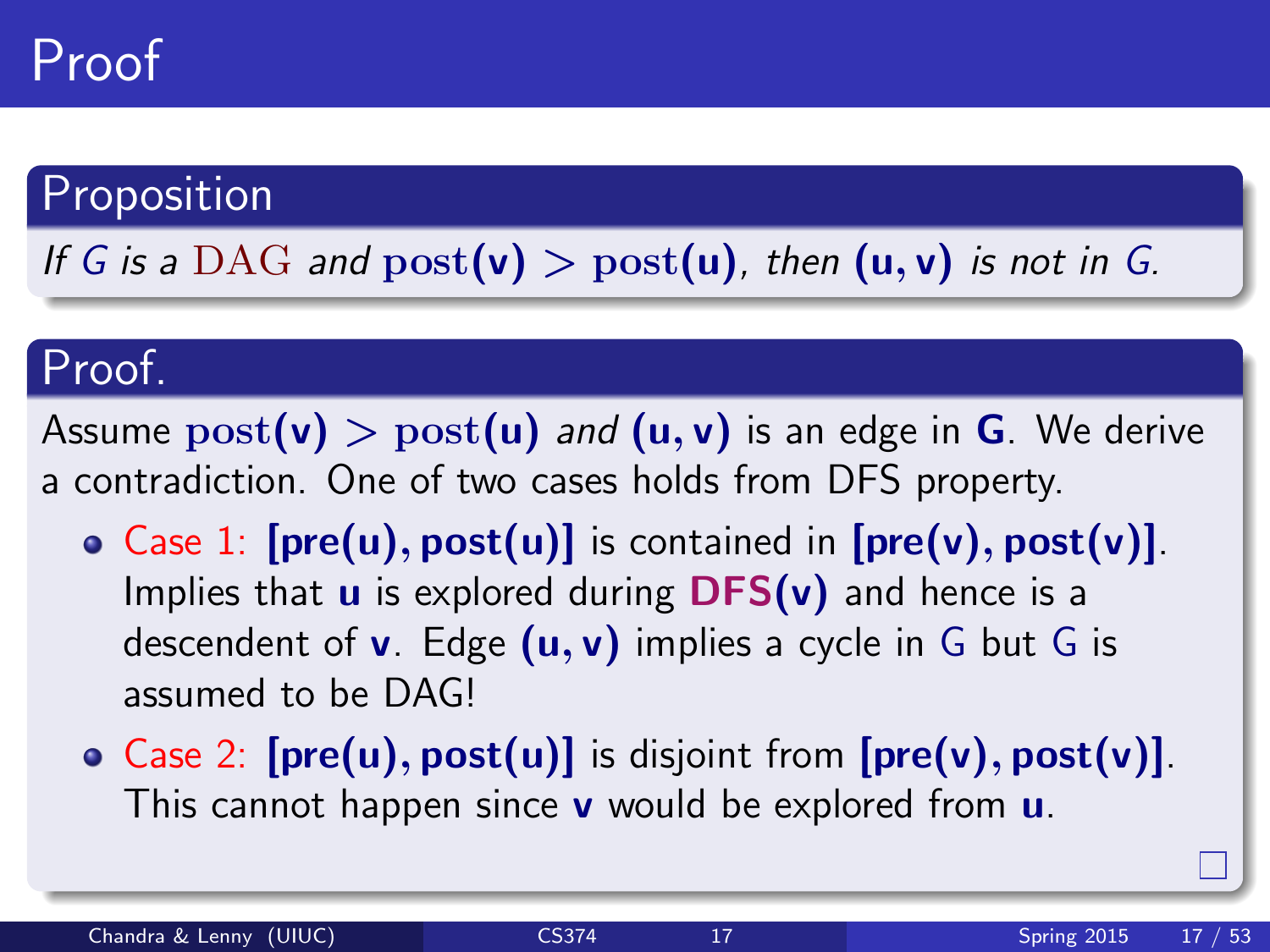# Proof

## Proposition

*If $G$ is a* $\mathrm{DAG}$ *and* $\mathrm{post}(\mathbf{v}) > \mathrm{post}(\mathbf{u})$, *then* $(\mathbf{u}, \mathbf{v})$ *is not in* $G$.

## Proof.

Assume $\mathrm{post}(\mathbf{v}) > \mathrm{post}(\mathbf{u})$ *and* $(\mathbf{u}, \mathbf{v})$ is an edge in $\mathbf{G}$. We derive a contradiction. One of two cases holds from DFS property.

- Case 1: $[\mathbf{pre}(\mathbf{u}), \mathbf{post}(\mathbf{u})]$ is contained in $[\mathbf{pre}(\mathbf{v}), \mathbf{post}(\mathbf{v})]$. Implies that $\mathbf{u}$ is explored during **DFS**$(\mathbf{v})$ and hence is a descendent of $\mathbf{v}$. Edge $(\mathbf{u}, \mathbf{v})$ implies a cycle in $G$ but $G$ is assumed to be DAG!
- Case 2: $[\mathbf{pre}(\mathbf{u}), \mathbf{post}(\mathbf{u})]$ is disjoint from $[\mathbf{pre}(\mathbf{v}), \mathbf{post}(\mathbf{v})]$. This cannot happen since $\mathbf{v}$ would be explored from $\mathbf{u}$.

□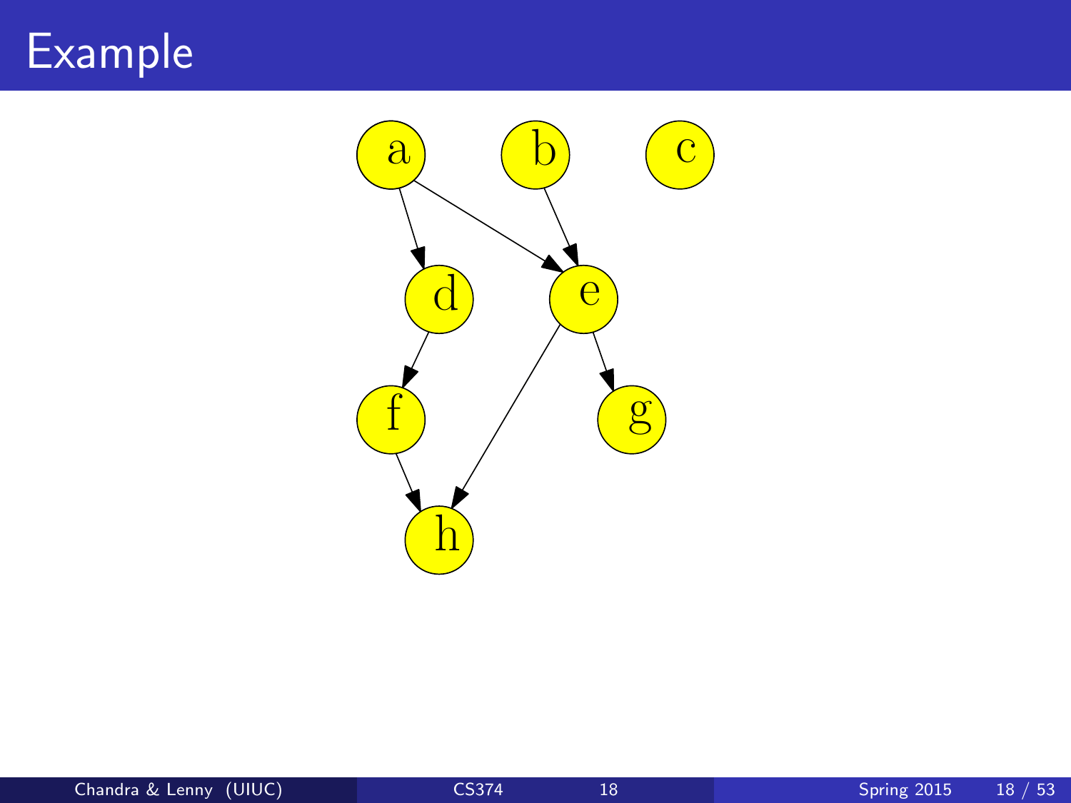# Example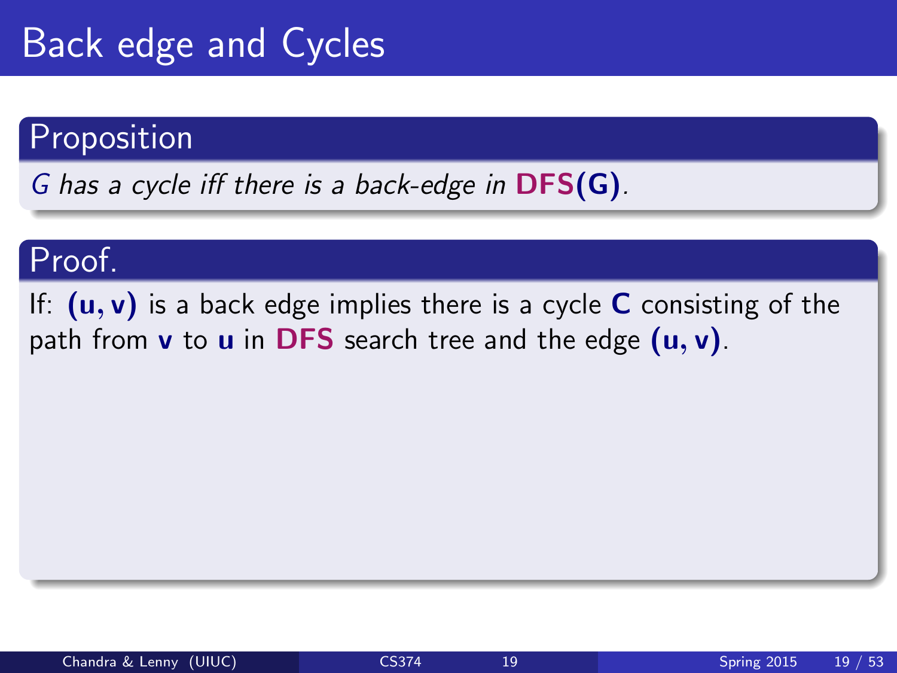# Back edge and Cycles

## Proposition

*G has a cycle iff there is a back-edge in* **DFS(G)**.

## Proof.

If: **(u, v)** is a back edge implies there is a cycle **C** consisting of the path from **v** to **u** in **DFS** search tree and the edge **(u, v)**.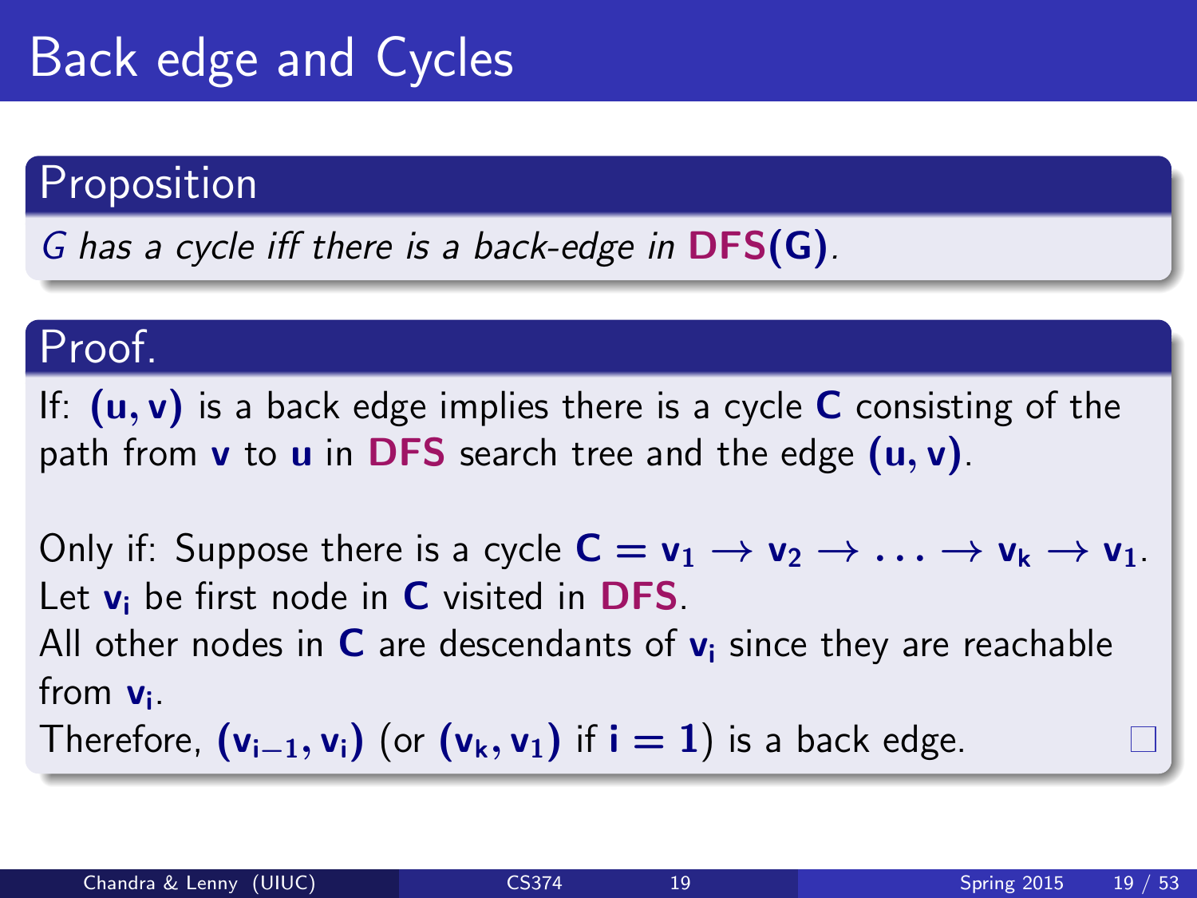# Back edge and Cycles

## Proposition

*$G$ has a cycle iff there is a back-edge in* **DFS(G)**.

## Proof.

If: $(u, v)$ is a back edge implies there is a cycle $C$ consisting of the path from $v$ to $u$ in **DFS** search tree and the edge $(u, v)$.

Only if: Suppose there is a cycle $C = v_1 \rightarrow v_2 \rightarrow \ldots \rightarrow v_k \rightarrow v_1$.
Let $v_i$ be first node in $C$ visited in **DFS**.
All other nodes in $C$ are descendants of $v_i$ since they are reachable from $v_i$.
Therefore, $(v_{i-1}, v_i)$ (or $(v_k, v_1)$ if $i = 1$) is a back edge. □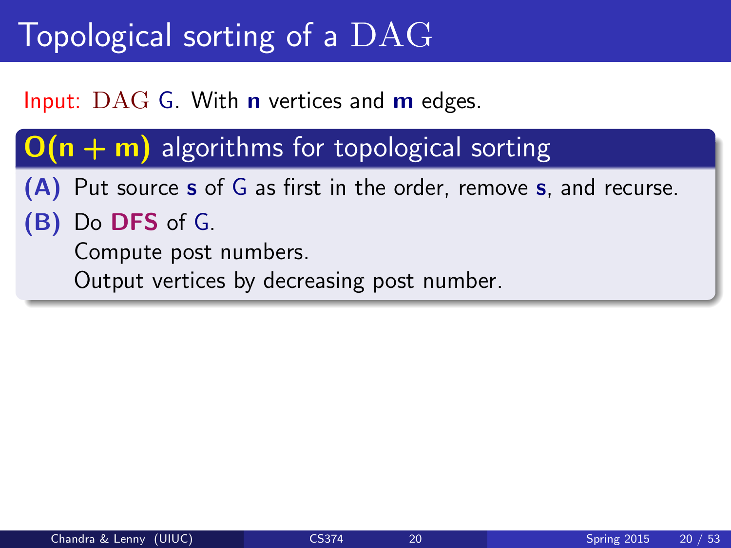# Topological sorting of a DAG

Input: DAG $G$. With $n$ vertices and $m$ edges.

## $O(n + m)$ algorithms for topological sorting

**(A)** Put source $s$ of $G$ as first in the order, remove $s$, and recurse.

**(B)** Do **DFS** of $G$.
Compute post numbers.
Output vertices by decreasing post number.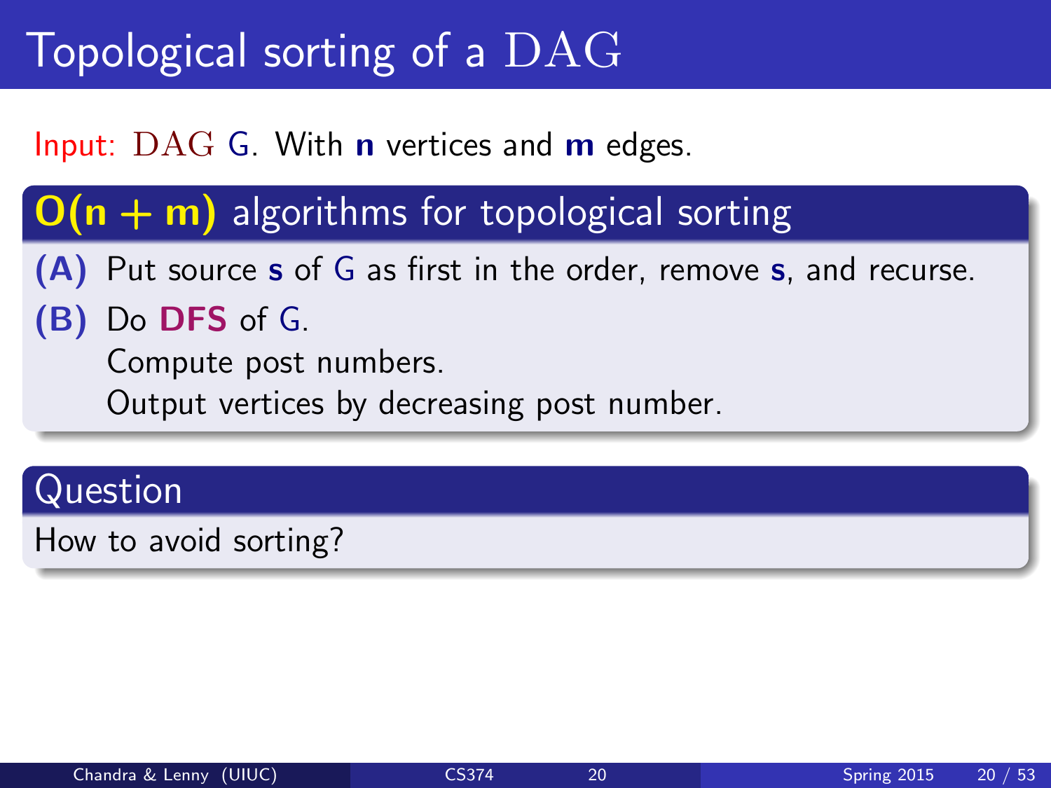# Topological sorting of a DAG

Input: DAG G. With **n** vertices and **m** edges.

## **O(n + m)** algorithms for topological sorting

- **(A)** Put source **s** of G as first in the order, remove **s**, and recurse.
- **(B)** Do **DFS** of G.
  Compute post numbers.
  Output vertices by decreasing post number.

## Question

How to avoid sorting?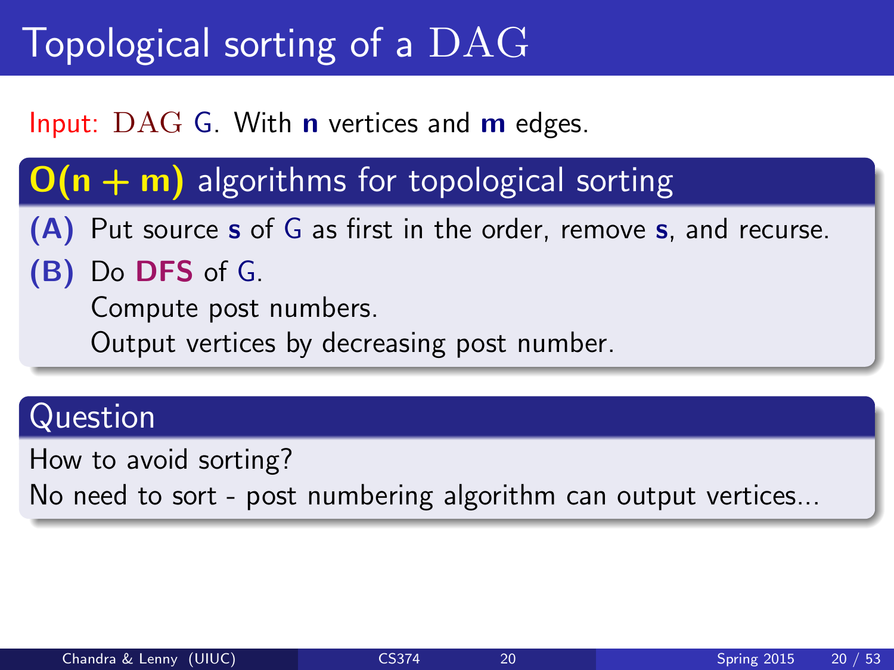# Topological sorting of a DAG

Input: DAG G. With **n** vertices and **m** edges.

## $O(n + m)$ algorithms for topological sorting

**(A)** Put source **s** of G as first in the order, remove **s**, and recurse.

**(B)** Do **DFS** of G.
Compute post numbers.
Output vertices by decreasing post number.

## Question

How to avoid sorting?
No need to sort - post numbering algorithm can output vertices...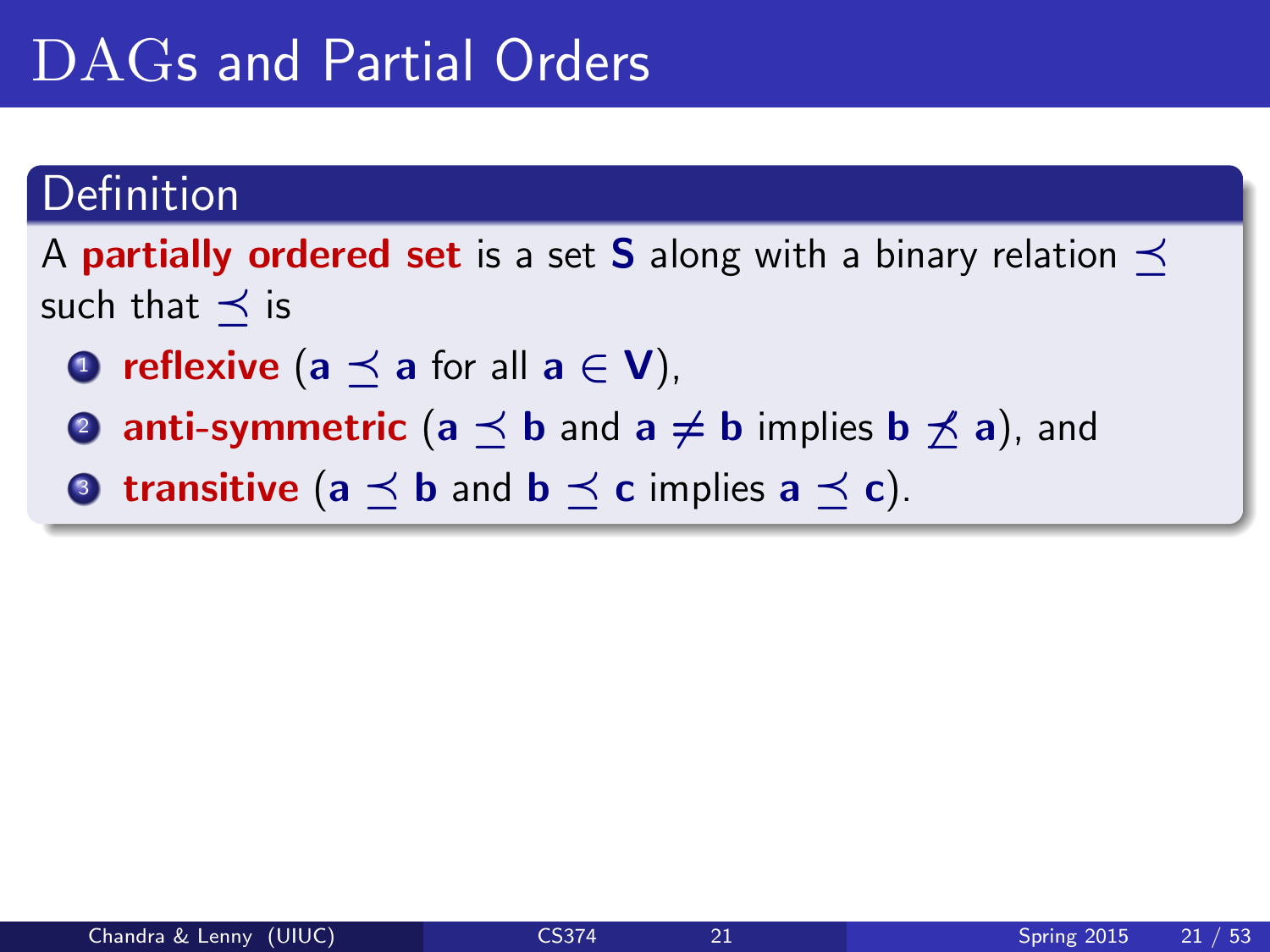# DAGs and Partial Orders

## Definition

A **partially ordered set** is a set $\mathbf{S}$ along with a binary relation $\preceq$ such that $\preceq$ is

1. **reflexive** ($\mathbf{a} \preceq \mathbf{a}$ for all $\mathbf{a} \in \mathbf{V}$),
2. **anti-symmetric** ($\mathbf{a} \preceq \mathbf{b}$ and $\mathbf{a} \neq \mathbf{b}$ implies $\mathbf{b} \not\preceq \mathbf{a}$), and
3. **transitive** ($\mathbf{a} \preceq \mathbf{b}$ and $\mathbf{b} \preceq \mathbf{c}$ implies $\mathbf{a} \preceq \mathbf{c}$).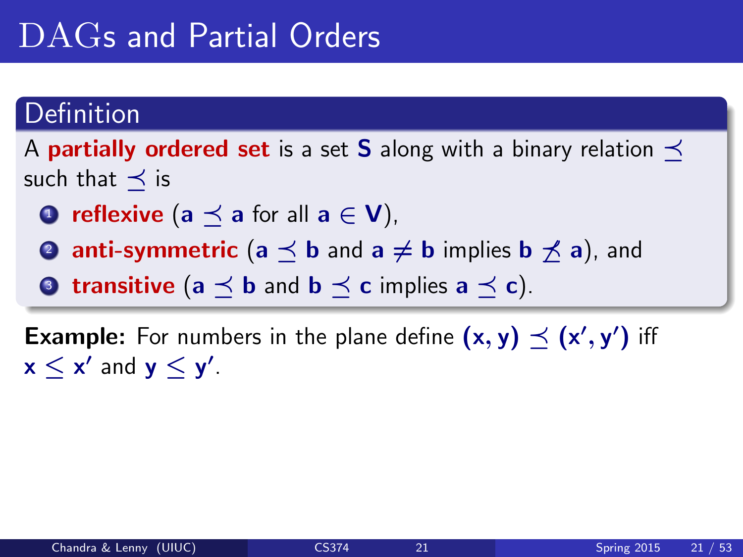# DAGs and Partial Orders

## Definition

A **partially ordered set** is a set $\mathbf{S}$ along with a binary relation $\preceq$ such that $\preceq$ is

1. **reflexive** ($\mathbf{a} \preceq \mathbf{a}$ for all $\mathbf{a} \in \mathbf{V}$),
2. **anti-symmetric** ($\mathbf{a} \preceq \mathbf{b}$ and $\mathbf{a} \neq \mathbf{b}$ implies $\mathbf{b} \not\preceq \mathbf{a}$), and
3. **transitive** ($\mathbf{a} \preceq \mathbf{b}$ and $\mathbf{b} \preceq \mathbf{c}$ implies $\mathbf{a} \preceq \mathbf{c}$).

**Example:** For numbers in the plane define $(\mathbf{x}, \mathbf{y}) \preceq (\mathbf{x}', \mathbf{y}')$ iff $\mathbf{x} \leq \mathbf{x}'$ and $\mathbf{y} \leq \mathbf{y}'$.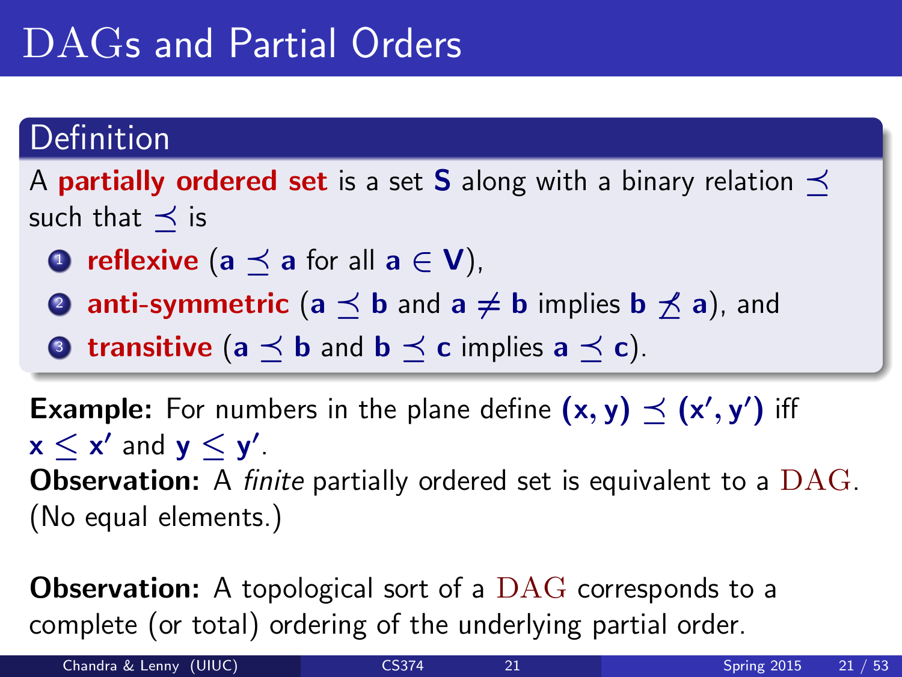# DAGs and Partial Orders

## Definition

A **partially ordered set** is a set $\mathbf{S}$ along with a binary relation $\preceq$ such that $\preceq$ is

1. **reflexive** ($a \preceq a$ for all $a \in V$),
2. **anti-symmetric** ($a \preceq b$ and $a \neq b$ implies $b \not\preceq a$), and
3. **transitive** ($a \preceq b$ and $b \preceq c$ implies $a \preceq c$).

**Example:** For numbers in the plane define $(x, y) \preceq (x', y')$ iff $x \leq x'$ and $y \leq y'$.

**Observation:** A *finite* partially ordered set is equivalent to a DAG. (No equal elements.)

**Observation:** A topological sort of a DAG corresponds to a complete (or total) ordering of the underlying partial order.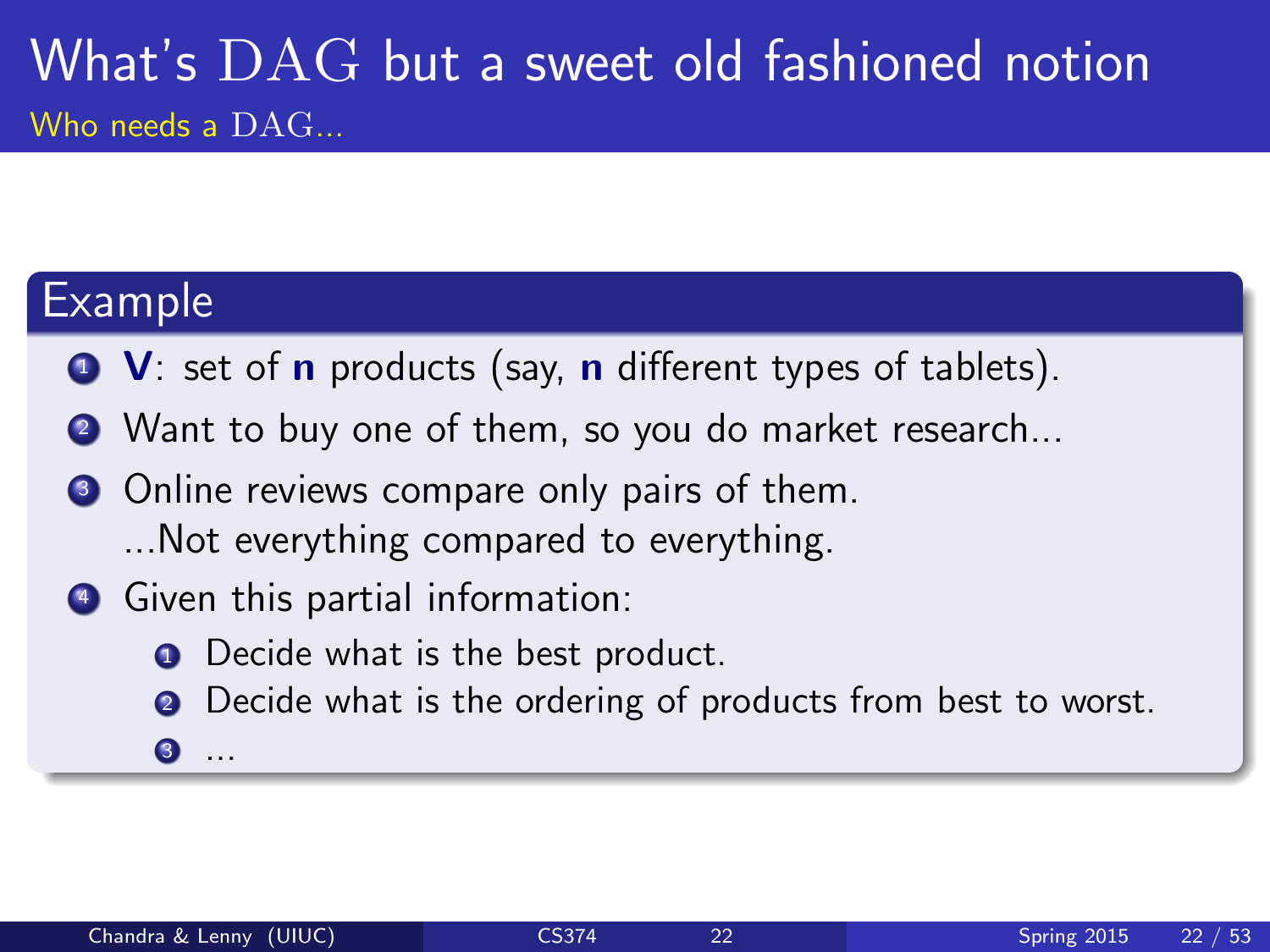# What's DAG but a sweet old fashioned notion

## Who needs a DAG...

### Example

1. **V**: set of **n** products (say, **n** different types of tablets).
2. Want to buy one of them, so you do market research...
3. Online reviews compare only pairs of them.
   ...Not everything compared to everything.
4. Given this partial information:
   1. Decide what is the best product.
   2. Decide what is the ordering of products from best to worst.
   3. ...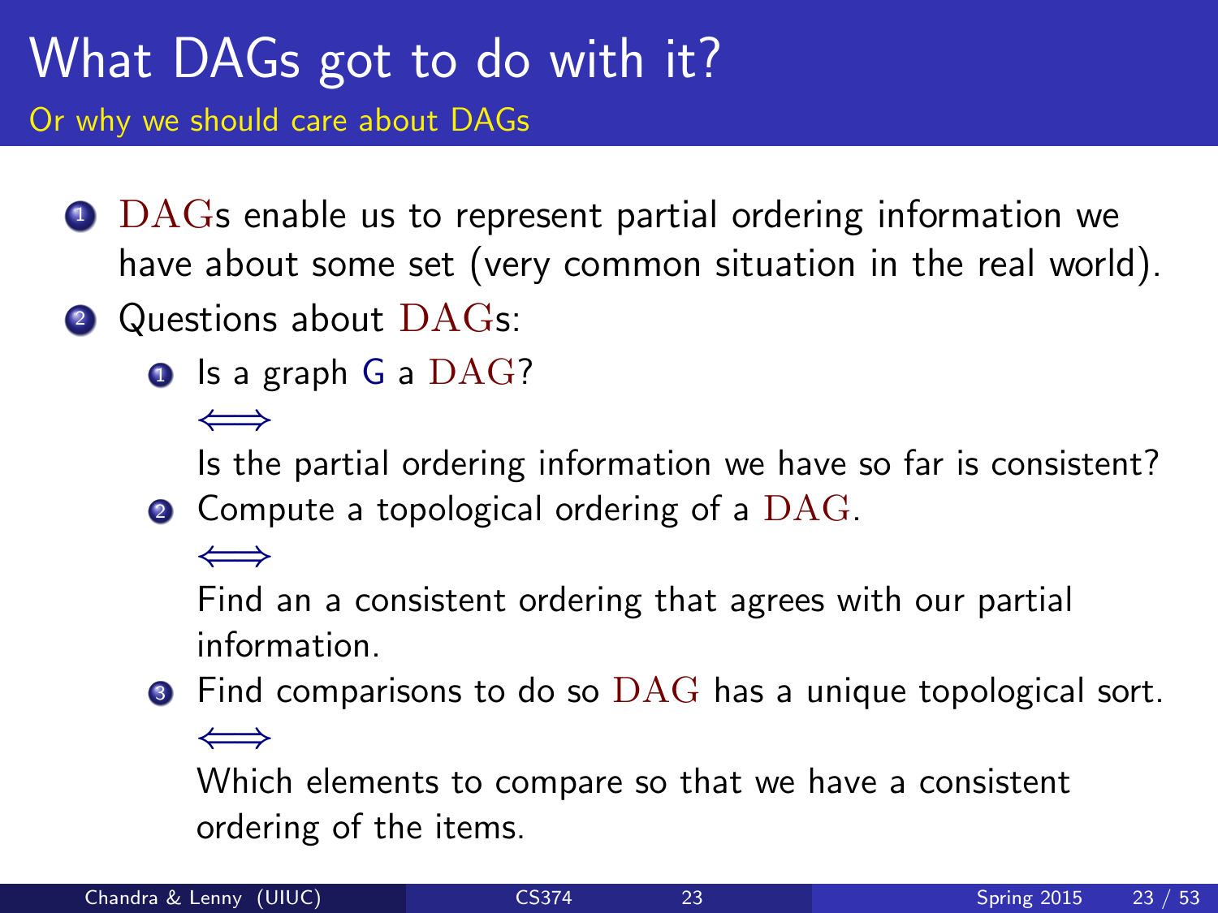# What DAGs got to do with it?

## Or why we should care about DAGs

1. DAGs enable us to represent partial ordering information we have about some set (very common situation in the real world).
2. Questions about DAGs:
   1. Is a graph G a DAG?

      $\iff$

      Is the partial ordering information we have so far is consistent?
   2. Compute a topological ordering of a DAG.

      $\iff$

      Find an a consistent ordering that agrees with our partial information.
   3. Find comparisons to do so DAG has a unique topological sort.

      $\iff$

      Which elements to compare so that we have a consistent ordering of the items.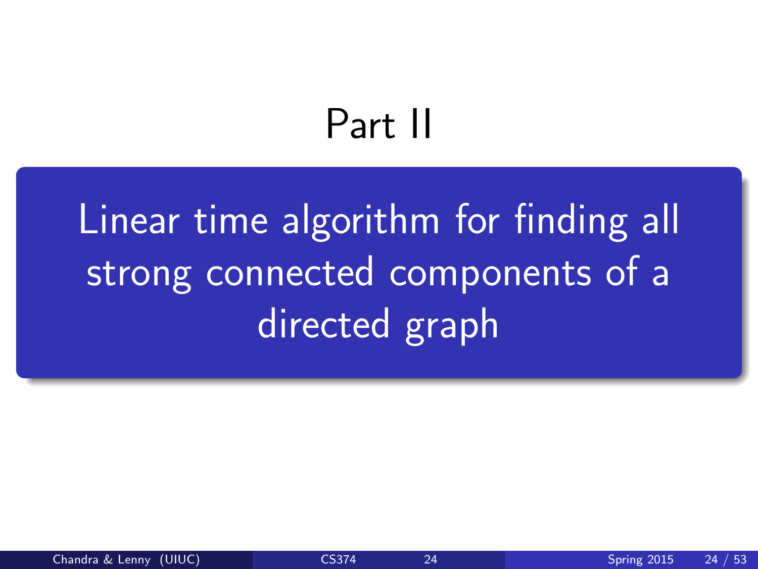# Part II

## Linear time algorithm for finding all strong connected components of a directed graph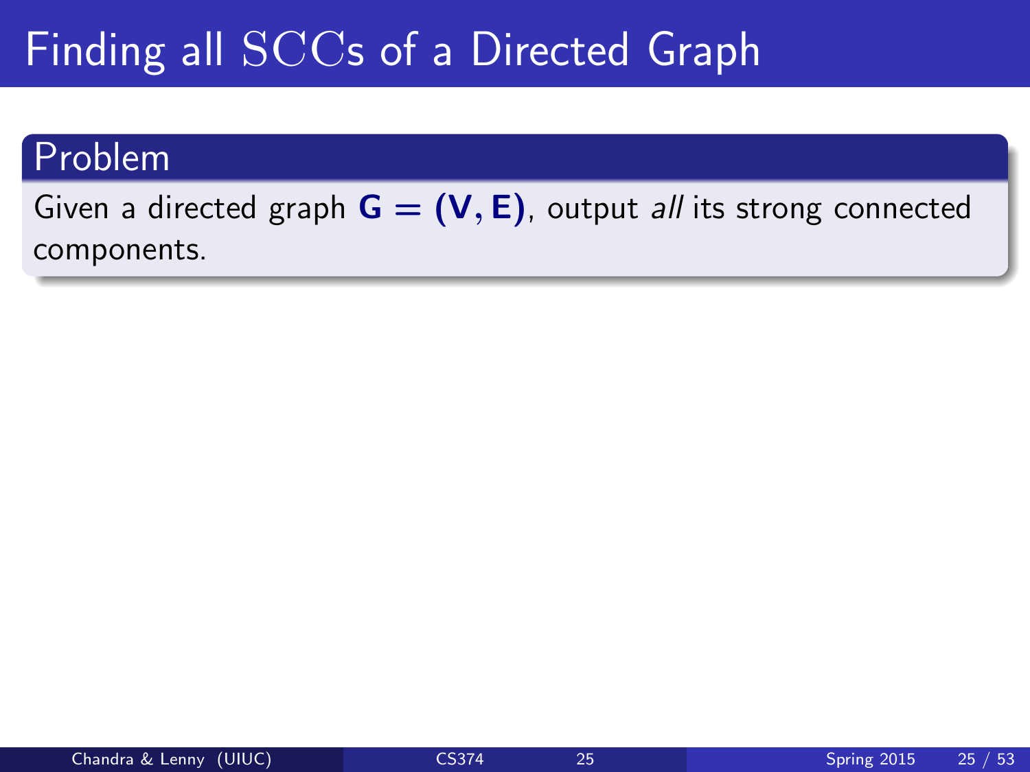# Finding all $\mathrm{SCC}$s of a Directed Graph

## Problem

Given a directed graph $\mathbf{G} = (\mathbf{V}, \mathbf{E})$, output *all* its strong connected components.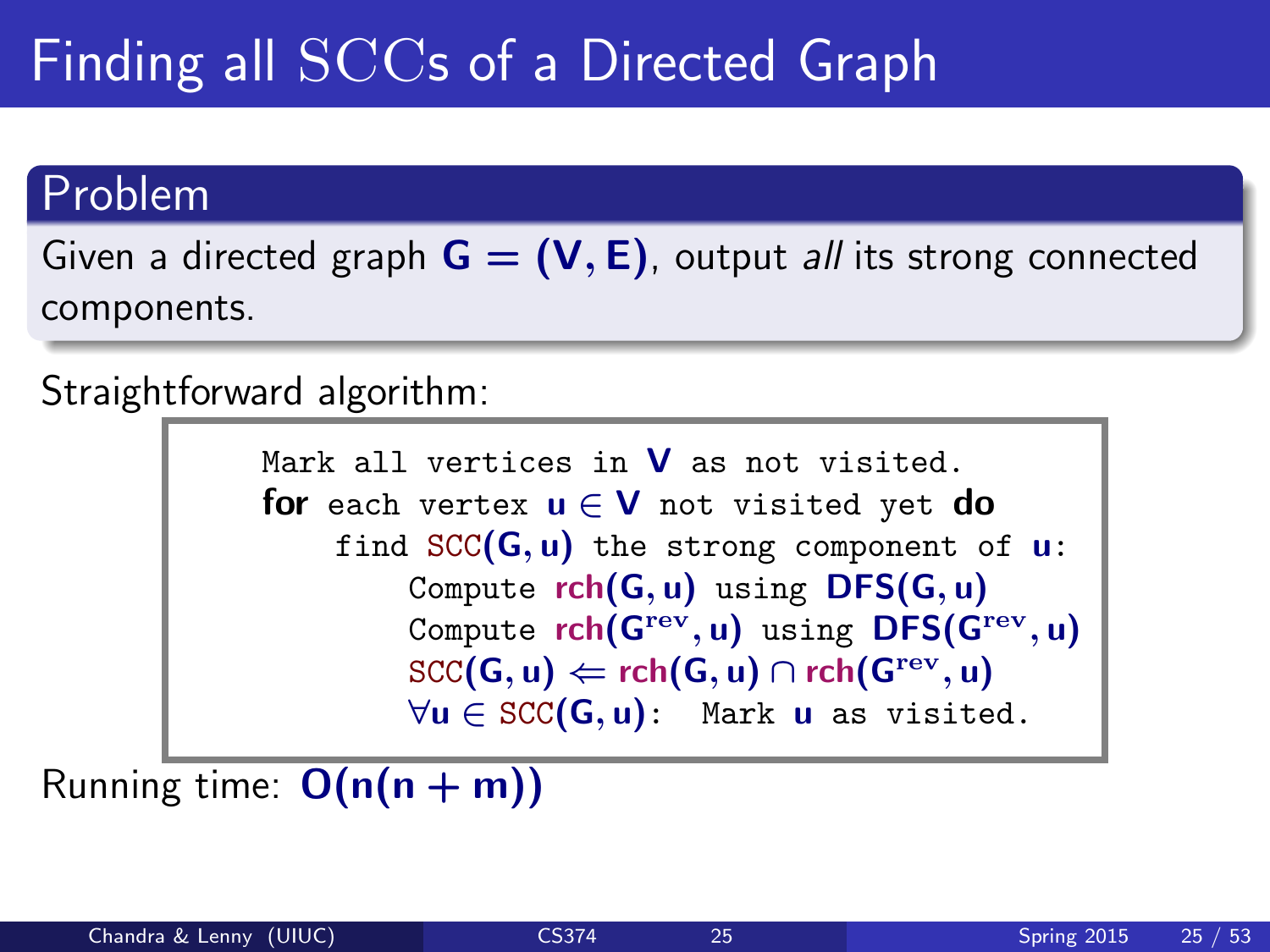# Finding all SCCs of a Directed Graph

## Problem

Given a directed graph $G = (V, E)$, output *all* its strong connected components.

Straightforward algorithm:

```
Mark all vertices in V as not visited.
for each vertex u ∈ V not visited yet do
    find SCC(G, u) the strong component of u:
        Compute rch(G, u) using DFS(G, u)
        Compute rch(G^rev, u) using DFS(G^rev, u)
        SCC(G, u) ⇐ rch(G, u) ∩ rch(G^rev, u)
        ∀u ∈ SCC(G, u): Mark u as visited.
```

Running time: $O(n(n + m))$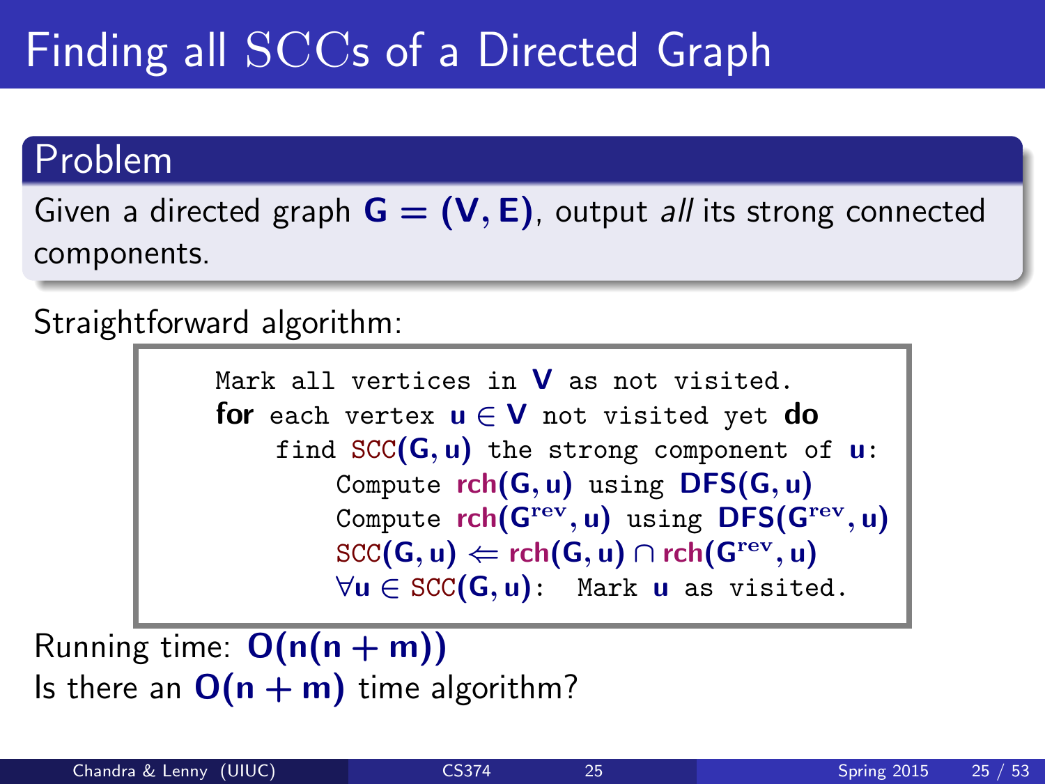# Finding all SCCs of a Directed Graph

## Problem

Given a directed graph $G = (V, E)$, output *all* its strong connected components.

Straightforward algorithm:

```
Mark all vertices in V as not visited.
for each vertex u ∈ V not visited yet do
    find SCC(G, u) the strong component of u:
        Compute rch(G, u) using DFS(G, u)
        Compute rch(G^rev, u) using DFS(G^rev, u)
        SCC(G, u) ⇐ rch(G, u) ∩ rch(G^rev, u)
        ∀u ∈ SCC(G, u): Mark u as visited.
```

Running time: $O(n(n + m))$

Is there an $O(n + m)$ time algorithm?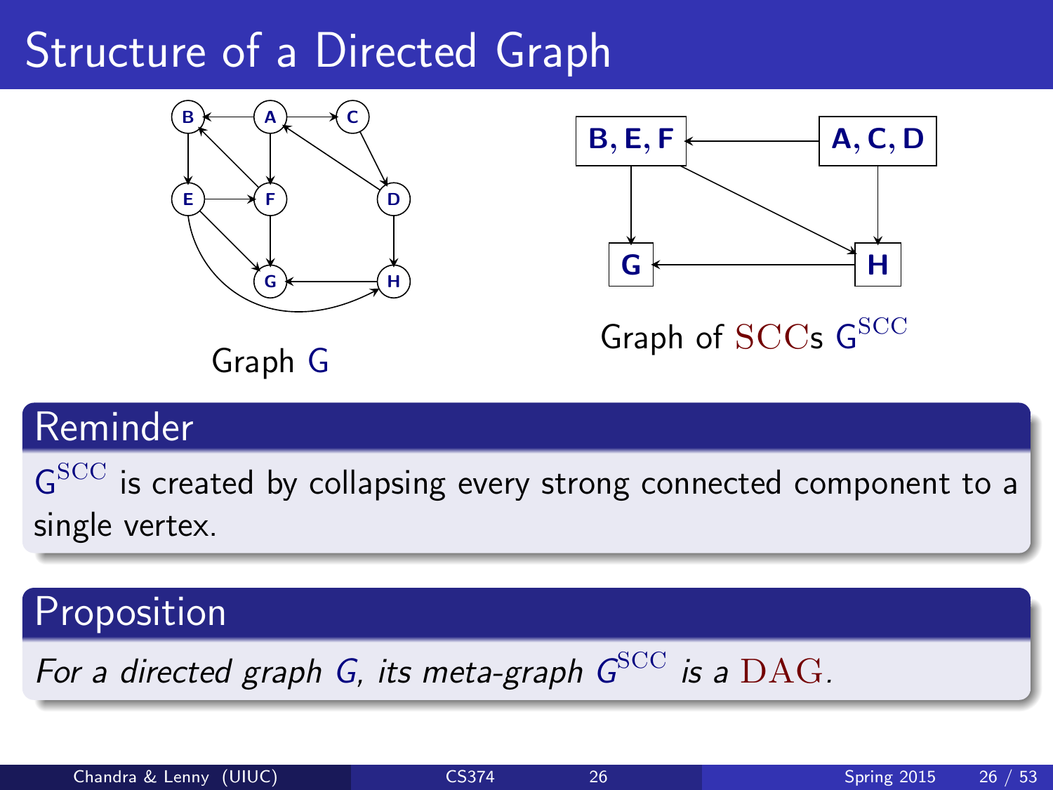# Structure of a Directed Graph

Graph G

Graph of SCCs $G^{SCC}$

## Reminder

$G^{SCC}$ is created by collapsing every strong connected component to a single vertex.

## Proposition

*For a directed graph $G$, its meta-graph $G^{SCC}$ is a DAG.*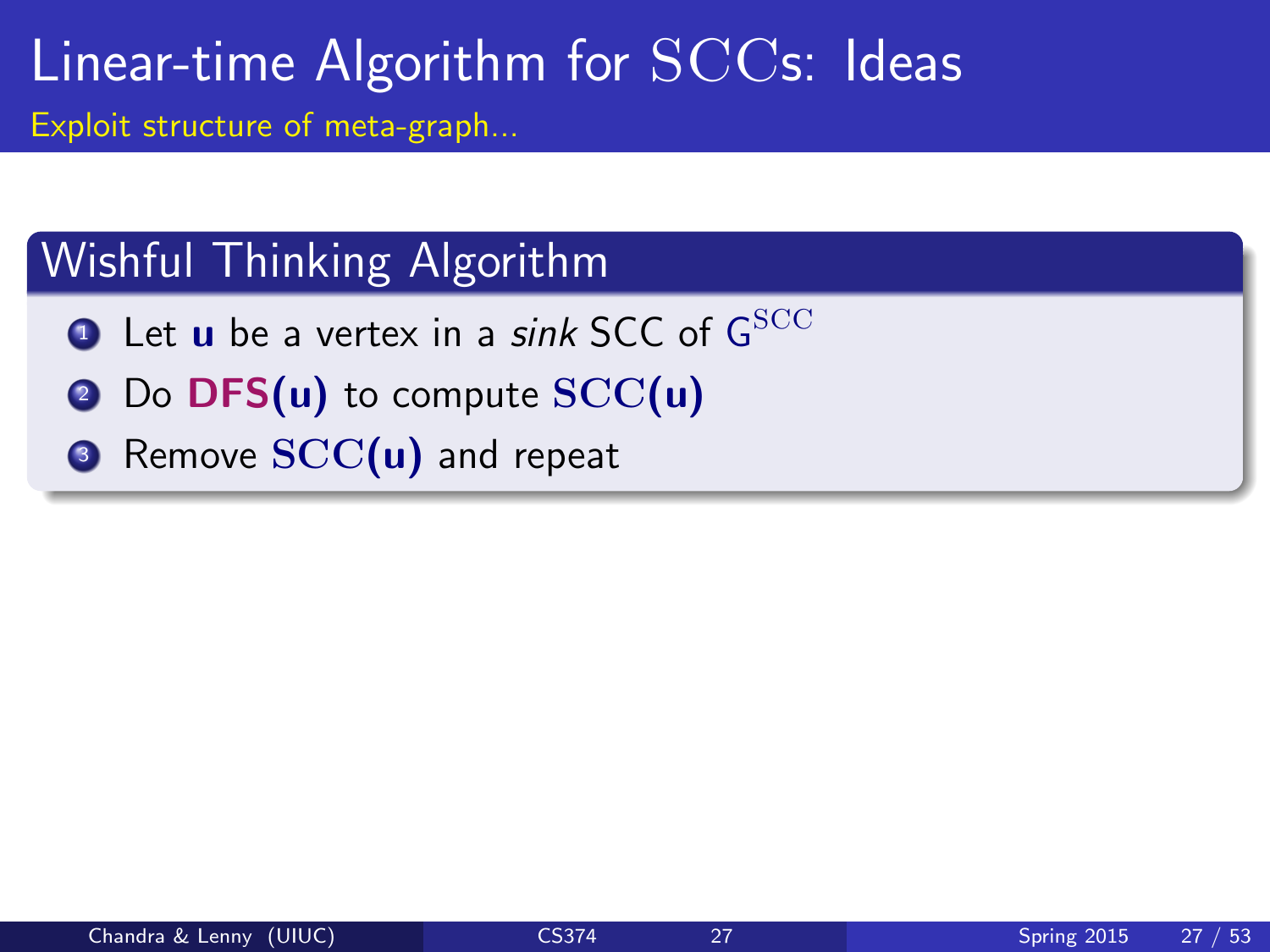# Linear-time Algorithm for $\mathrm{SCC}$s: Ideas

Exploit structure of meta-graph...

## Wishful Thinking Algorithm

1. Let **u** be a vertex in a *sink* SCC of $G^{\mathrm{SCC}}$
2. Do **DFS(u)** to compute $\mathrm{SCC}(\mathbf{u})$
3. Remove $\mathrm{SCC}(\mathbf{u})$ and repeat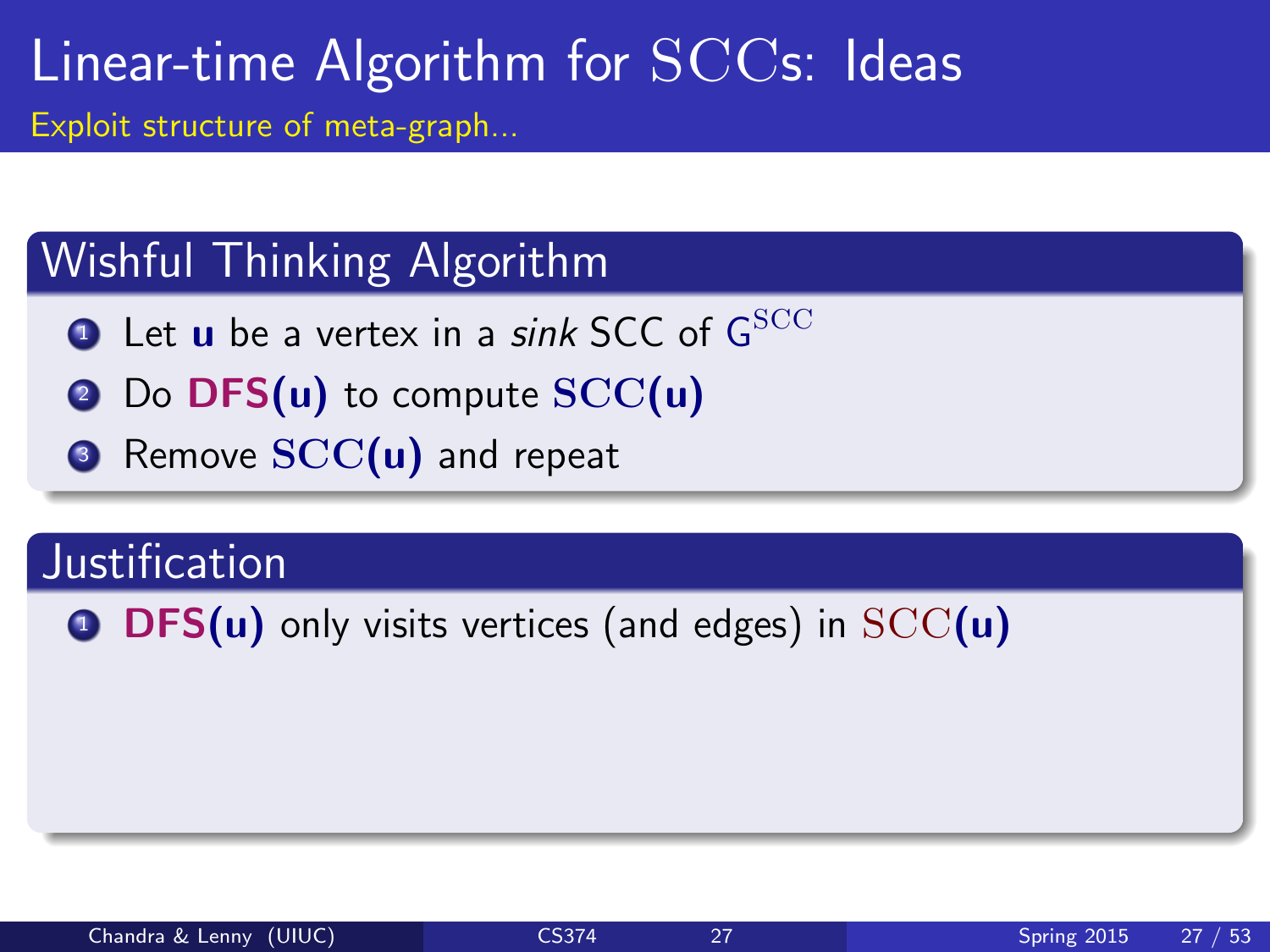# Linear-time Algorithm for SCCs: Ideas

Exploit structure of meta-graph...

## Wishful Thinking Algorithm

1. Let **u** be a vertex in a *sink* SCC of $G^{\mathrm{SCC}}$
2. Do **DFS(u)** to compute $\mathrm{SCC}(\mathbf{u})$
3. Remove $\mathrm{SCC}(\mathbf{u})$ and repeat

## Justification

1. **DFS(u)** only visits vertices (and edges) in $\mathrm{SCC}(\mathbf{u})$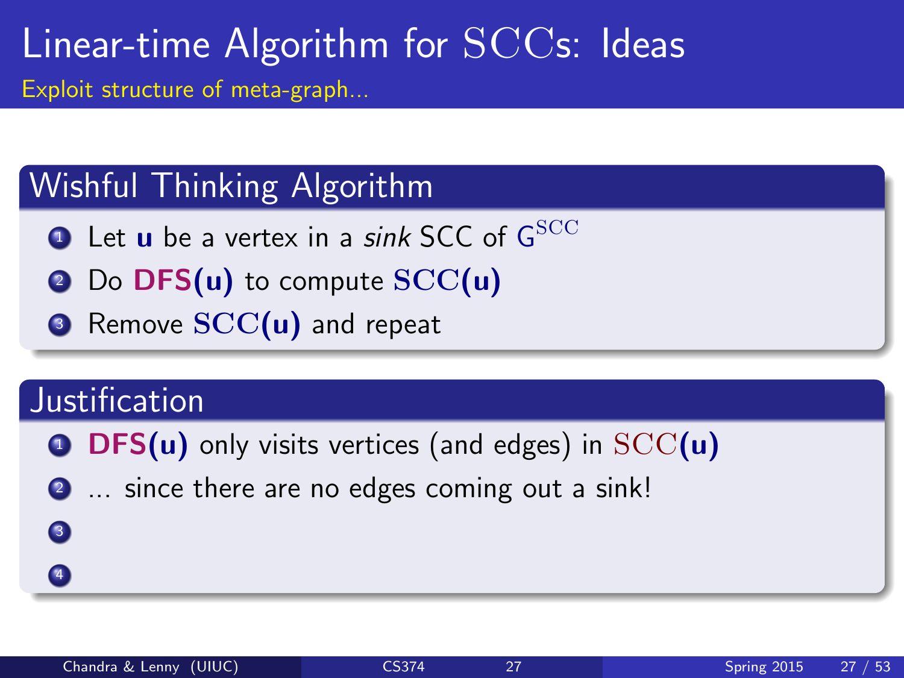# Linear-time Algorithm for SCCs: Ideas

Exploit structure of meta-graph...

## Wishful Thinking Algorithm

1. Let **u** be a vertex in a *sink* SCC of $G^{SCC}$
2. Do **DFS(u)** to compute $SCC(\mathbf{u})$
3. Remove $SCC(\mathbf{u})$ and repeat

## Justification

1. **DFS(u)** only visits vertices (and edges) in $SCC(\mathbf{u})$
2. ... since there are no edges coming out a sink!
3. 
4.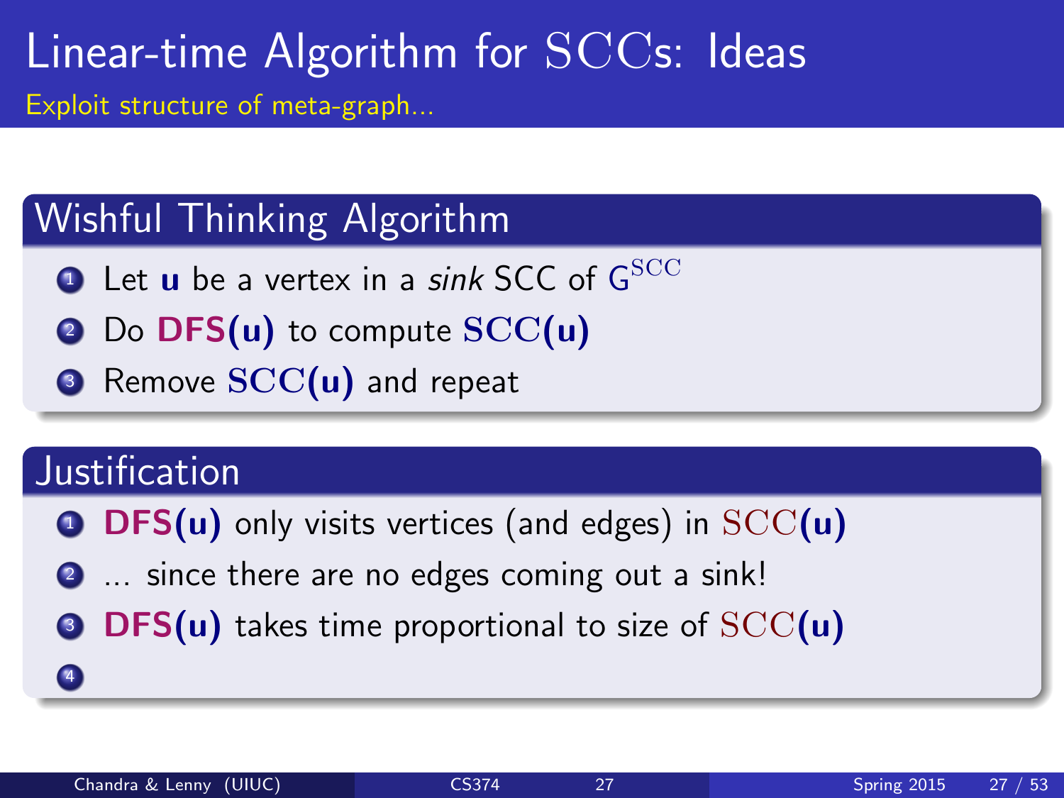# Linear-time Algorithm for SCCs: Ideas

Exploit structure of meta-graph...

## Wishful Thinking Algorithm

1. Let **u** be a vertex in a *sink* SCC of $G^{SCC}$
2. Do **DFS(u)** to compute $SCC(\mathbf{u})$
3. Remove $SCC(\mathbf{u})$ and repeat

## Justification

1. **DFS(u)** only visits vertices (and edges) in $SCC(\mathbf{u})$
2. ... since there are no edges coming out a sink!
3. **DFS(u)** takes time proportional to size of $SCC(\mathbf{u})$
4.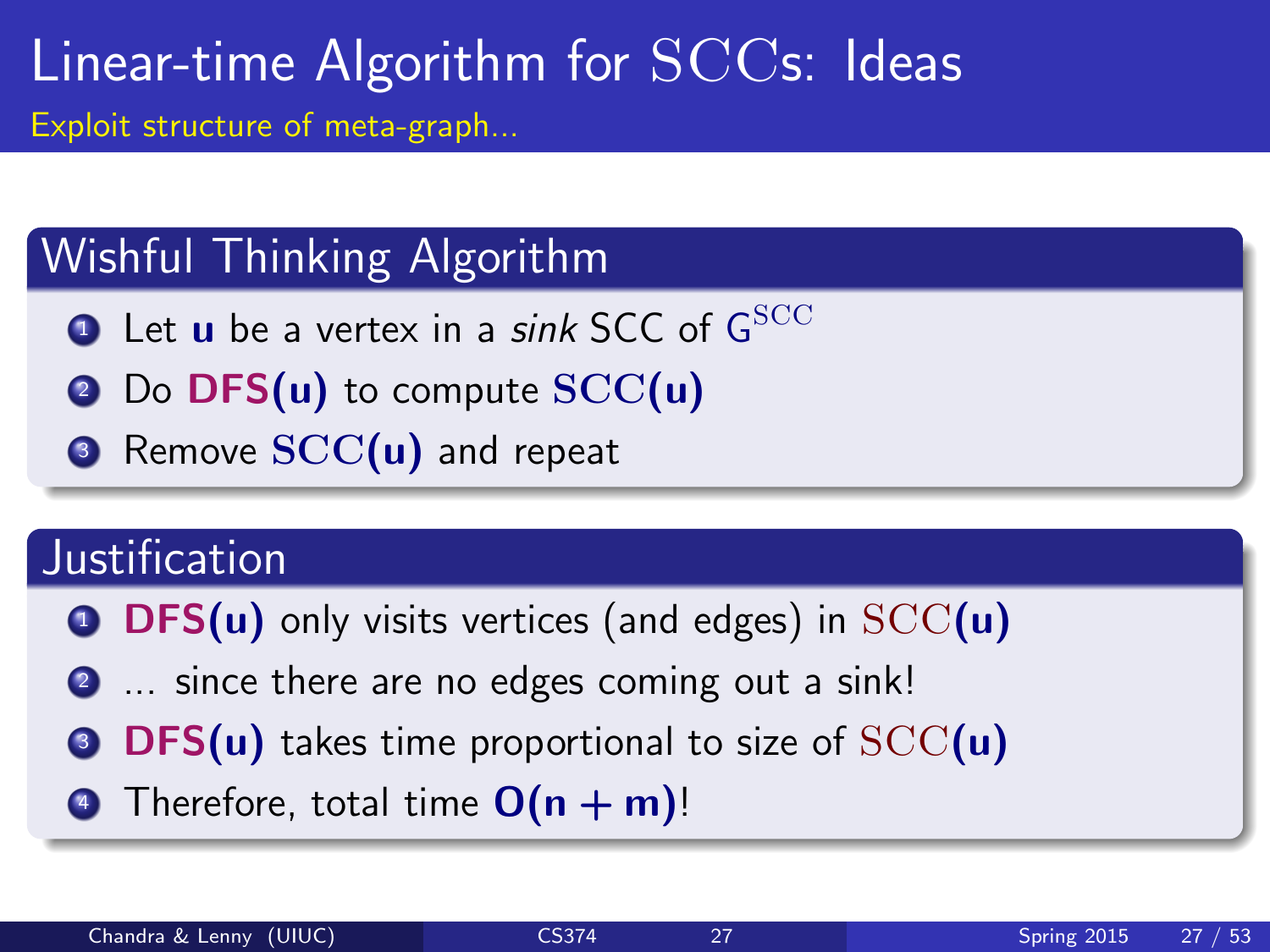# Linear-time Algorithm for $\mathrm{SCCs}$: Ideas

Exploit structure of meta-graph...

## Wishful Thinking Algorithm

1. Let **u** be a vertex in a *sink* SCC of $G^{\mathrm{SCC}}$
2. Do **DFS(u)** to compute $\mathrm{SCC}(\mathbf{u})$
3. Remove $\mathrm{SCC}(\mathbf{u})$ and repeat

## Justification

1. **DFS(u)** only visits vertices (and edges) in $\mathrm{SCC}(\mathbf{u})$
2. ... since there are no edges coming out a sink!
3. **DFS(u)** takes time proportional to size of $\mathrm{SCC}(\mathbf{u})$
4. Therefore, total time $\mathbf{O(n + m)}$!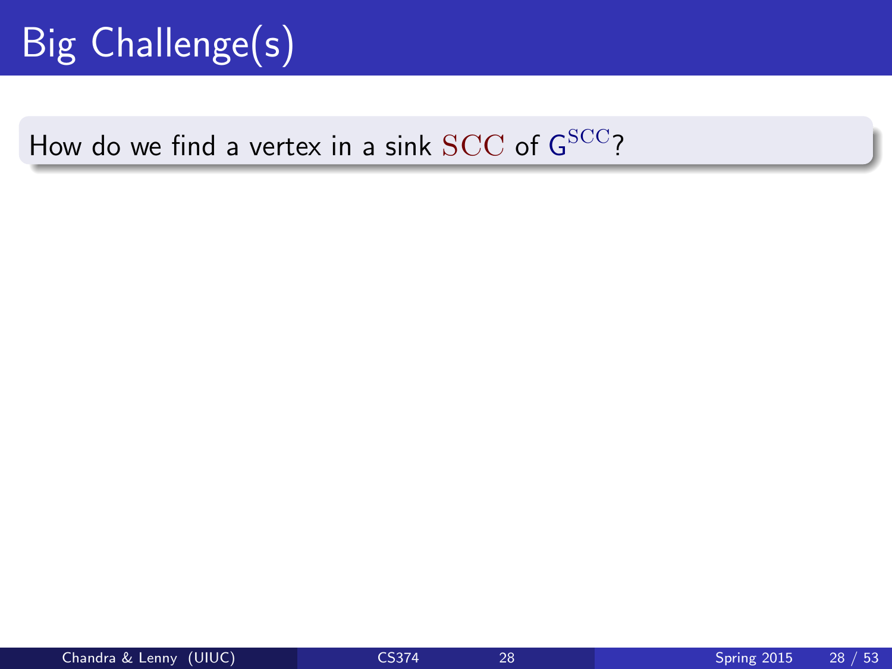# Big Challenge(s)

How do we find a vertex in a sink $\mathrm{SCC}$ of $\mathsf{G}^{\mathrm{SCC}}$?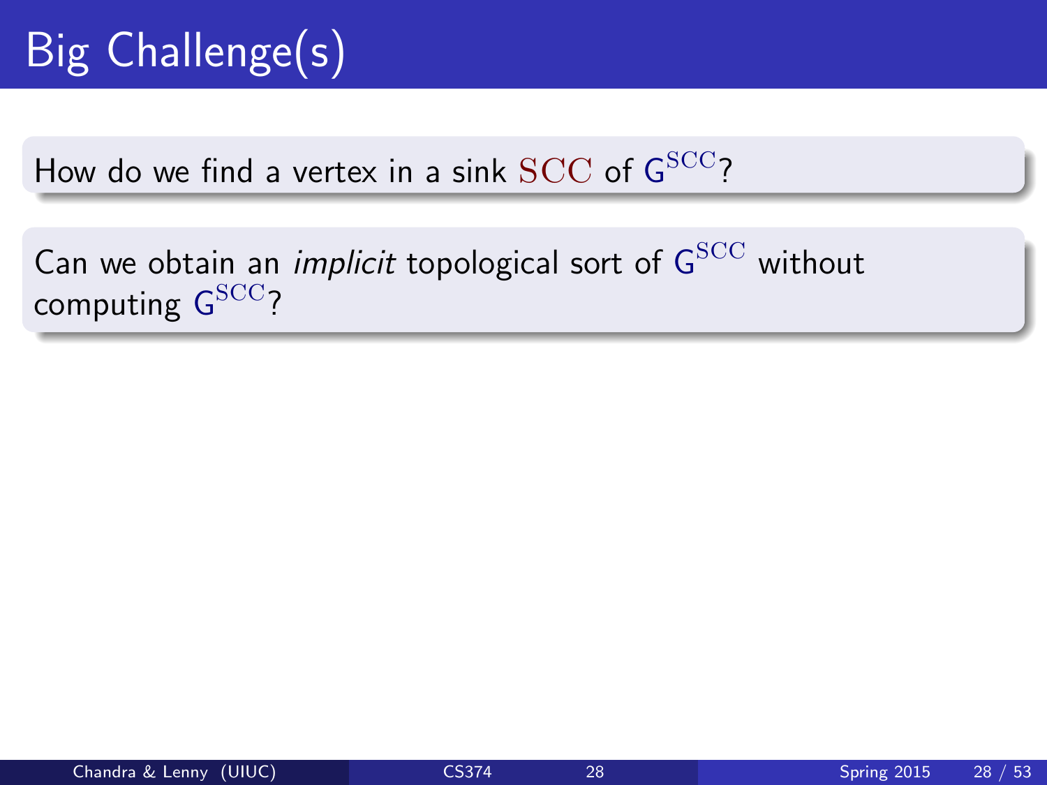# Big Challenge(s)

How do we find a vertex in a sink SCC of $G^{SCC}$?

Can we obtain an *implicit* topological sort of $G^{SCC}$ without computing $G^{SCC}$?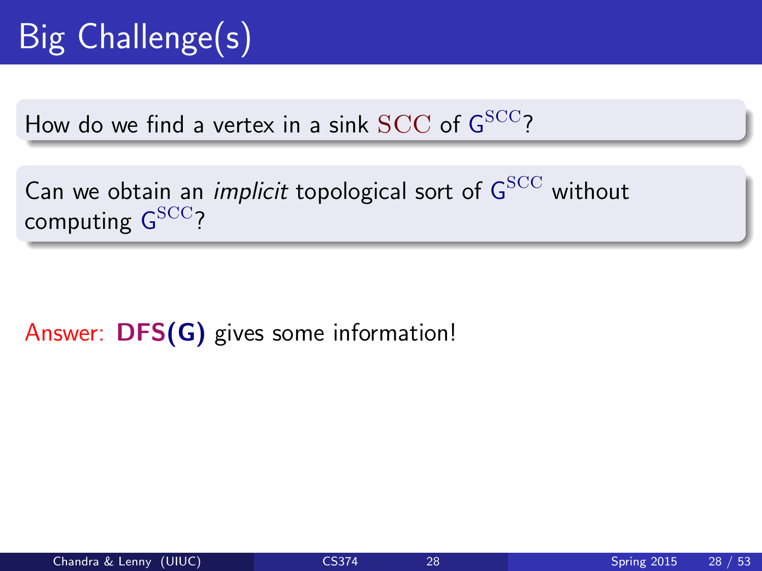# Big Challenge(s)

How do we find a vertex in a sink $\mathrm{SCC}$ of $G^{\mathrm{SCC}}$?

Can we obtain an *implicit* topological sort of $G^{\mathrm{SCC}}$ without computing $G^{\mathrm{SCC}}$?

Answer: **DFS(G)** gives some information!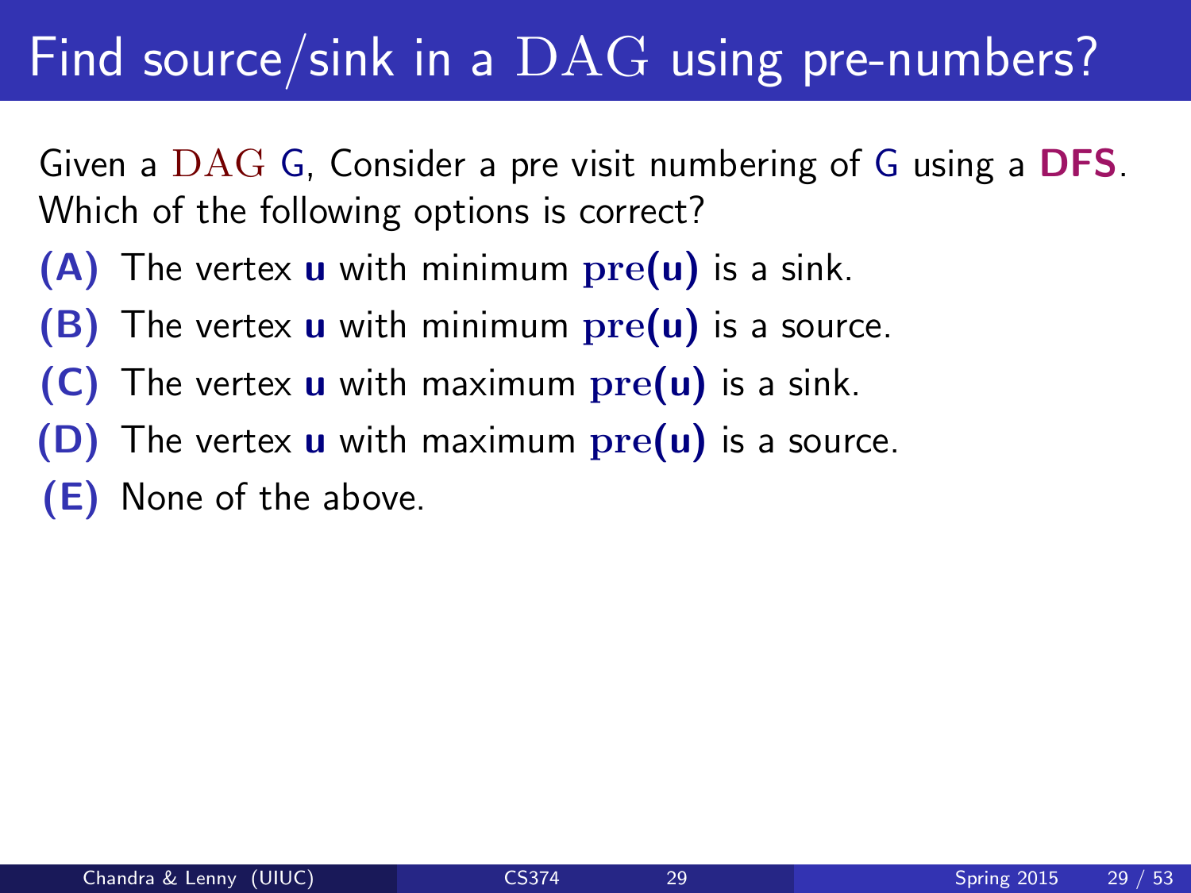# Find source/sink in a $\mathrm{DAG}$ using pre-numbers?

Given a $\mathrm{DAG}$ G, Consider a pre visit numbering of G using a **DFS**. Which of the following options is correct?

**(A)** The vertex $\mathbf{u}$ with minimum $\mathbf{pre(u)}$ is a sink.

**(B)** The vertex $\mathbf{u}$ with minimum $\mathbf{pre(u)}$ is a source.

**(C)** The vertex $\mathbf{u}$ with maximum $\mathbf{pre(u)}$ is a sink.

**(D)** The vertex $\mathbf{u}$ with maximum $\mathbf{pre(u)}$ is a source.

**(E)** None of the above.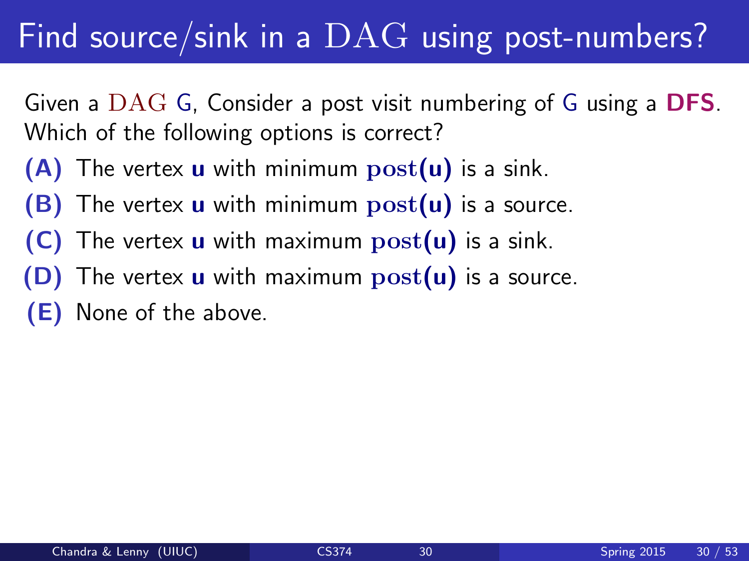# Find source/sink in a $\mathrm{DAG}$ using post-numbers?

Given a $\mathrm{DAG}$ G, Consider a post visit numbering of G using a **DFS**. Which of the following options is correct?

**(A)** The vertex $\mathbf{u}$ with minimum $\mathrm{post}(\mathbf{u})$ is a sink.

**(B)** The vertex $\mathbf{u}$ with minimum $\mathrm{post}(\mathbf{u})$ is a source.

**(C)** The vertex $\mathbf{u}$ with maximum $\mathrm{post}(\mathbf{u})$ is a sink.

**(D)** The vertex $\mathbf{u}$ with maximum $\mathrm{post}(\mathbf{u})$ is a source.

**(E)** None of the above.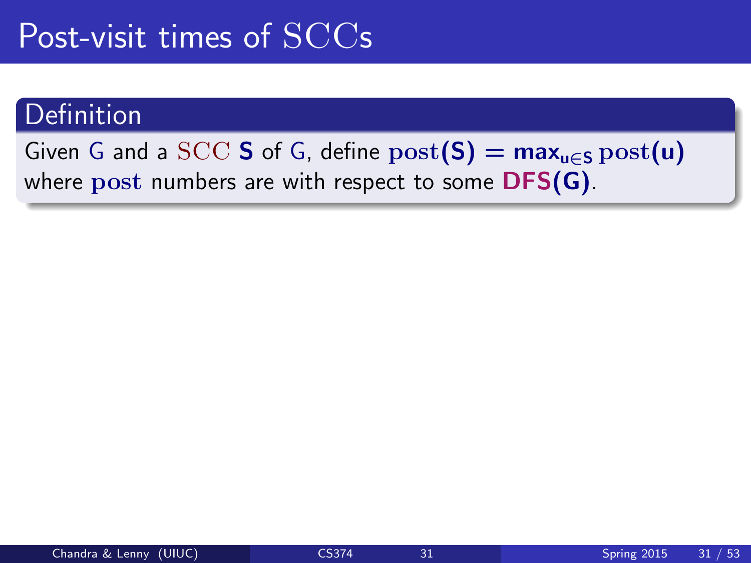# Post-visit times of SCCs

**Definition**

Given G and a SCC **S** of G, define $\text{post}(\mathbf{S}) = \max_{u \in S} \text{post}(u)$ where $\text{post}$ numbers are with respect to some **DFS(G)**.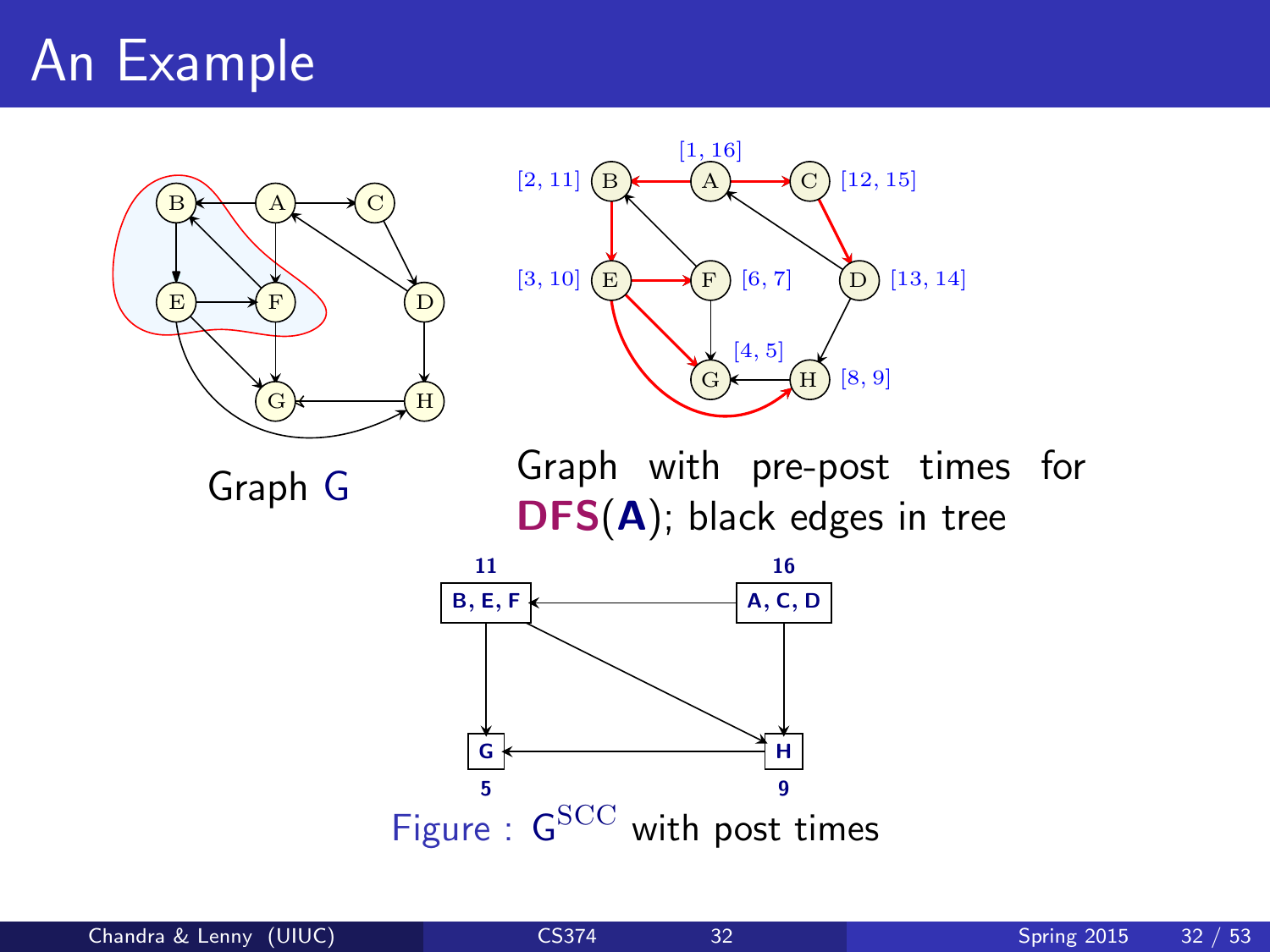# An Example

Graph G

Graph with pre-post times for **DFS**(**A**); black edges in tree

Figure : $G^{SCC}$ with post times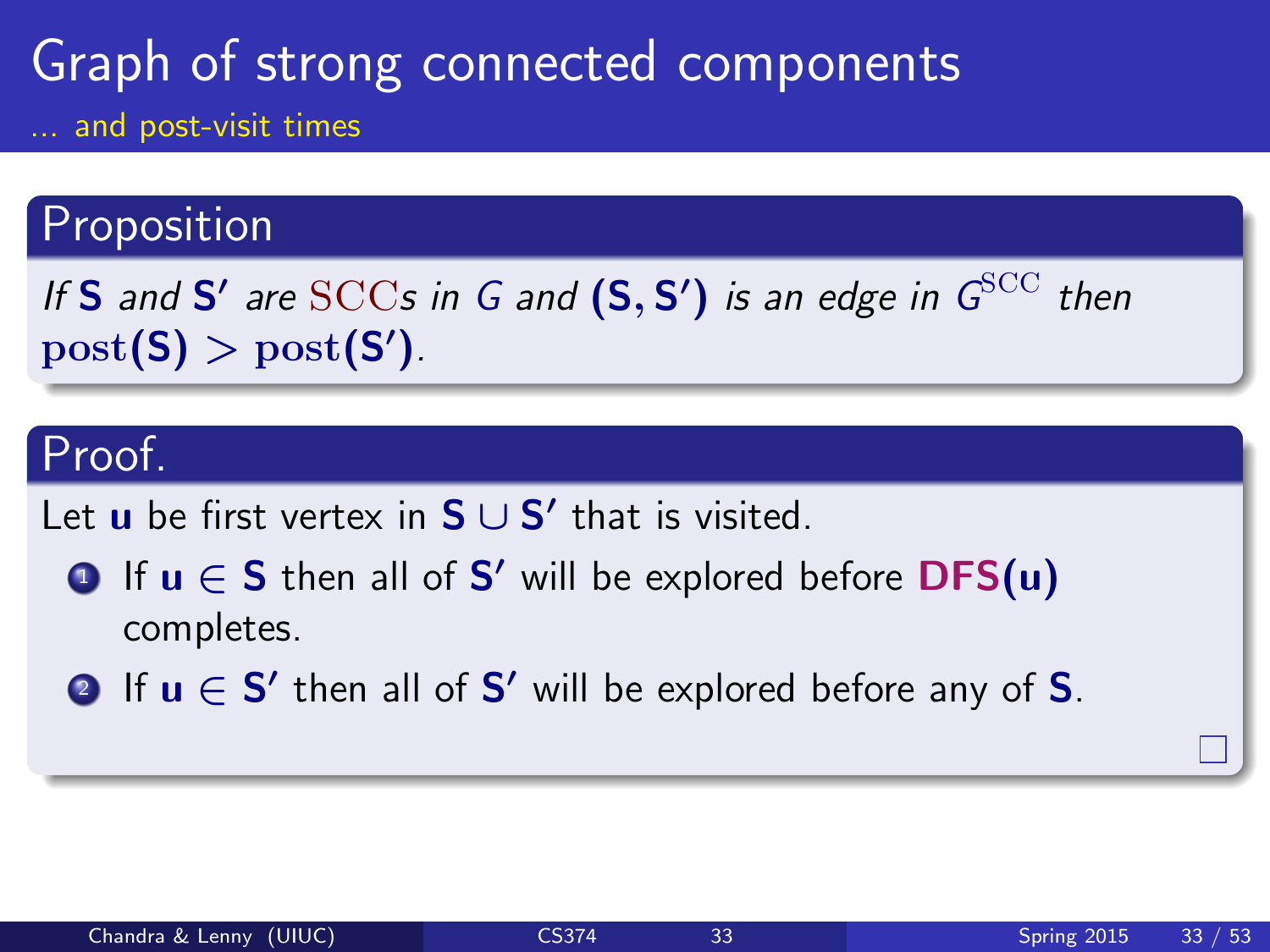# Graph of strong connected components

### ... and post-visit times

## Proposition

*If* $\mathbf{S}$ *and* $\mathbf{S'}$ *are* $\mathrm{SCC}$*s in* $G$ *and* $(\mathbf{S}, \mathbf{S'})$ *is an edge in* $G^{\mathrm{SCC}}$ *then* $\mathrm{post}(\mathbf{S}) > \mathrm{post}(\mathbf{S'})$.

## Proof.

Let $\mathbf{u}$ be first vertex in $\mathbf{S} \cup \mathbf{S'}$ that is visited.

1. If $\mathbf{u} \in \mathbf{S}$ then all of $\mathbf{S'}$ will be explored before **DFS(u)** completes.
2. If $\mathbf{u} \in \mathbf{S'}$ then all of $\mathbf{S'}$ will be explored before any of $\mathbf{S}$.

□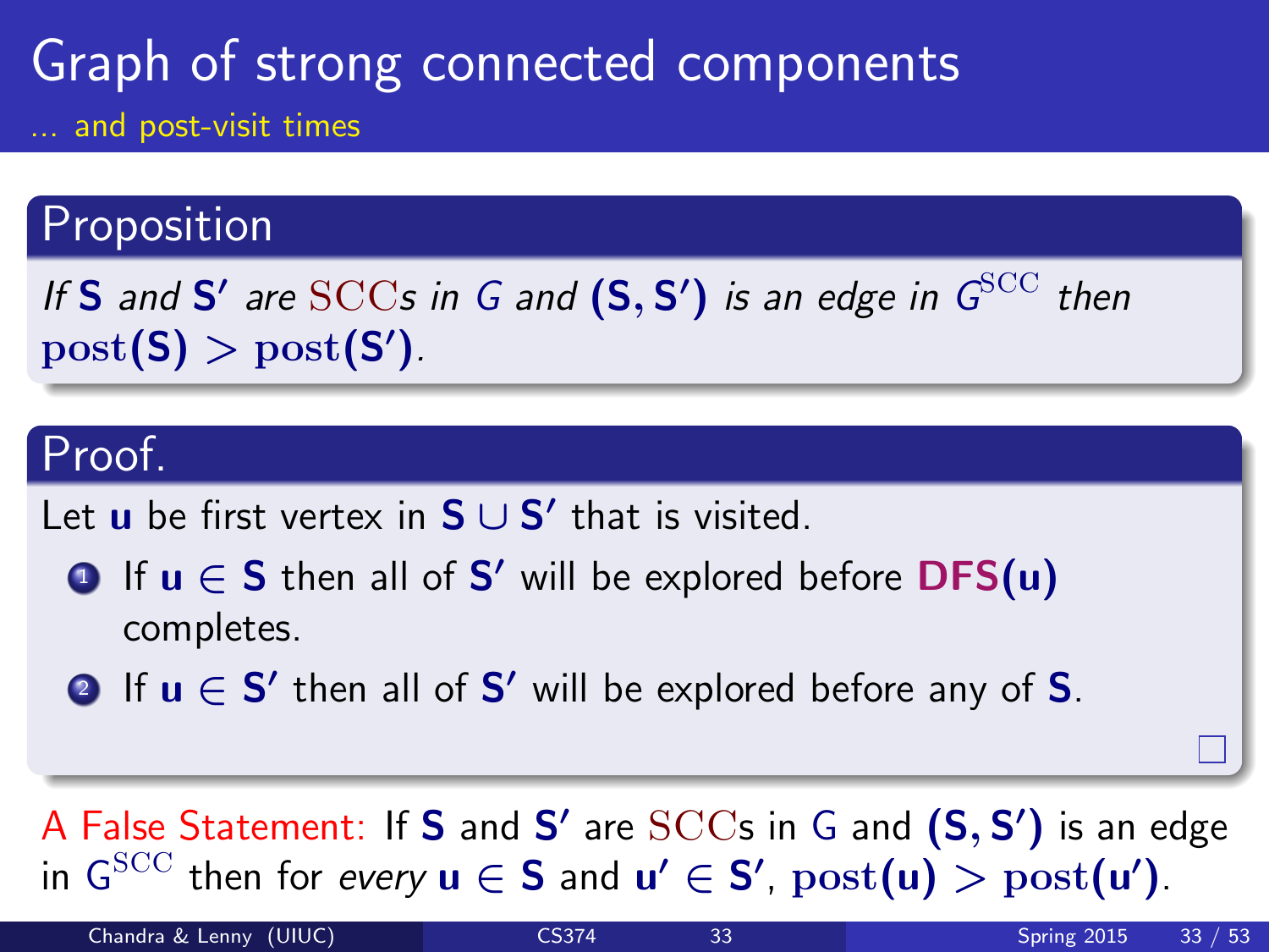# Graph of strong connected components

... and post-visit times

## Proposition

*If* $\mathbf{S}$ *and* $\mathbf{S'}$ *are* $\mathrm{SCC}$*s in* $G$ *and* $(\mathbf{S}, \mathbf{S'})$ *is an edge in* $G^{\mathrm{SCC}}$ *then* $\mathrm{post}(\mathbf{S}) > \mathrm{post}(\mathbf{S'})$.

## Proof.

Let $\mathbf{u}$ be first vertex in $\mathbf{S} \cup \mathbf{S'}$ that is visited.

1. If $\mathbf{u} \in \mathbf{S}$ then all of $\mathbf{S'}$ will be explored before **DFS**$(\mathbf{u})$ completes.
2. If $\mathbf{u} \in \mathbf{S'}$ then all of $\mathbf{S'}$ will be explored before any of $\mathbf{S}$.

□

A False Statement: If $\mathbf{S}$ and $\mathbf{S'}$ are $\mathrm{SCC}$s in $\mathrm{G}$ and $(\mathbf{S}, \mathbf{S'})$ is an edge in $\mathrm{G}^{\mathrm{SCC}}$ then for *every* $\mathbf{u} \in \mathbf{S}$ and $\mathbf{u'} \in \mathbf{S'}$, $\mathrm{post}(\mathbf{u}) > \mathrm{post}(\mathbf{u'})$.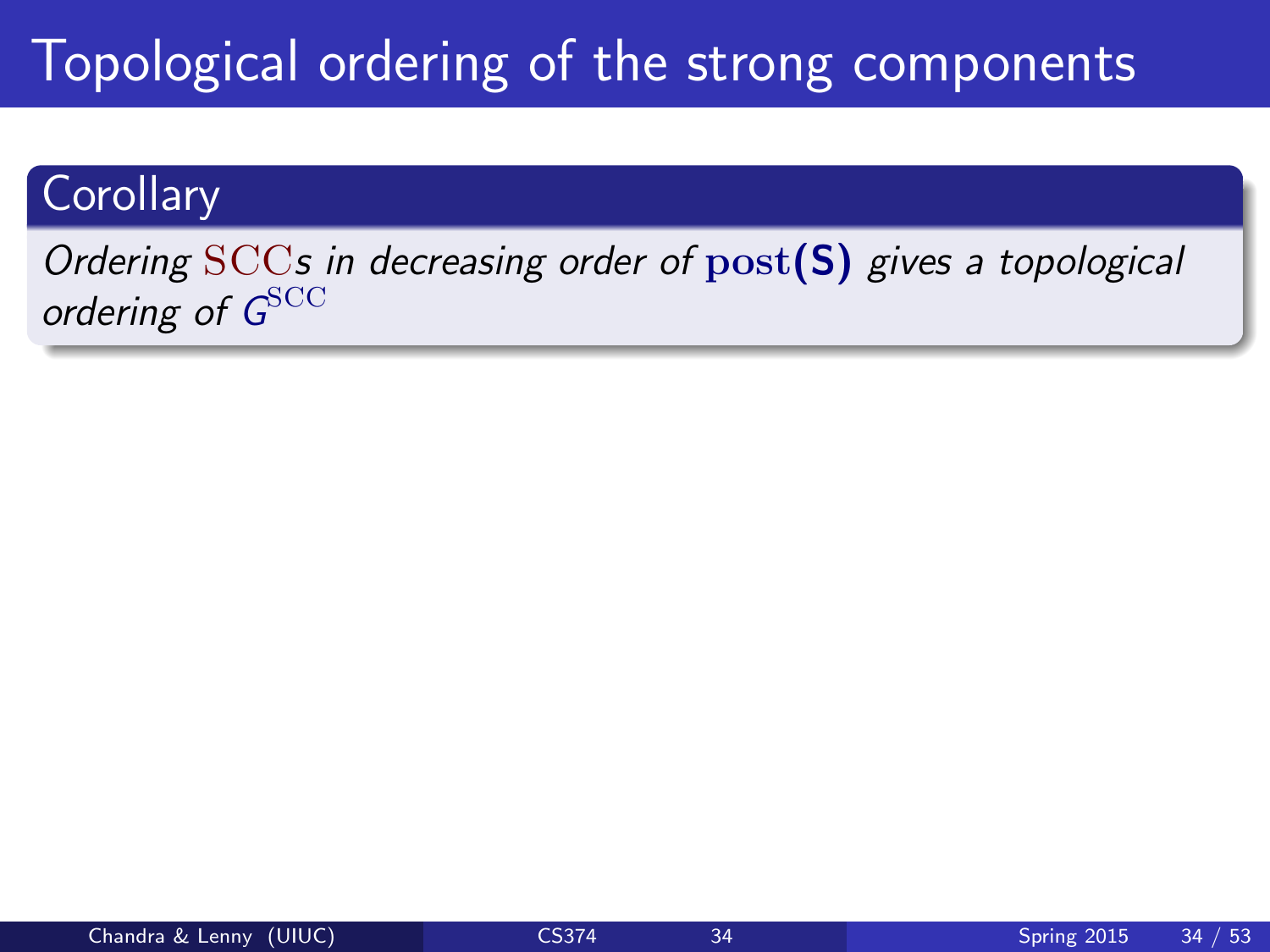# Topological ordering of the strong components

**Corollary**

*Ordering $\mathrm{SCC}$s in decreasing order of $\mathbf{post(S)}$ gives a topological ordering of $G^{\mathrm{SCC}}$*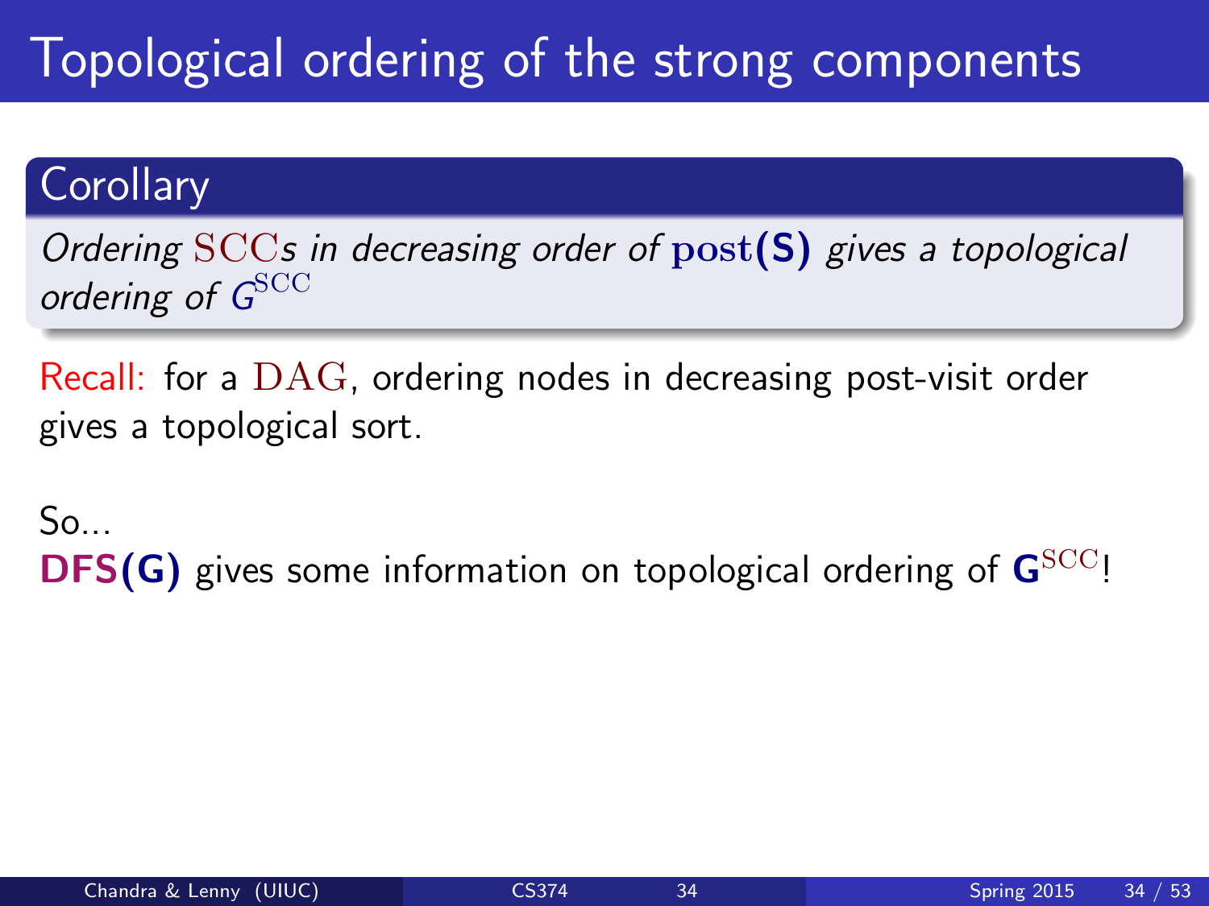# Topological ordering of the strong components

**Corollary**

*Ordering $\mathrm{SCC}$s in decreasing order of $\mathbf{post}(\mathbf{S})$ gives a topological ordering of $G^{\mathrm{SCC}}$*

Recall: for a $\mathrm{DAG}$, ordering nodes in decreasing post-visit order gives a topological sort.

So...
**DFS(G)** gives some information on topological ordering of $\mathbf{G}^{\mathrm{SCC}}$!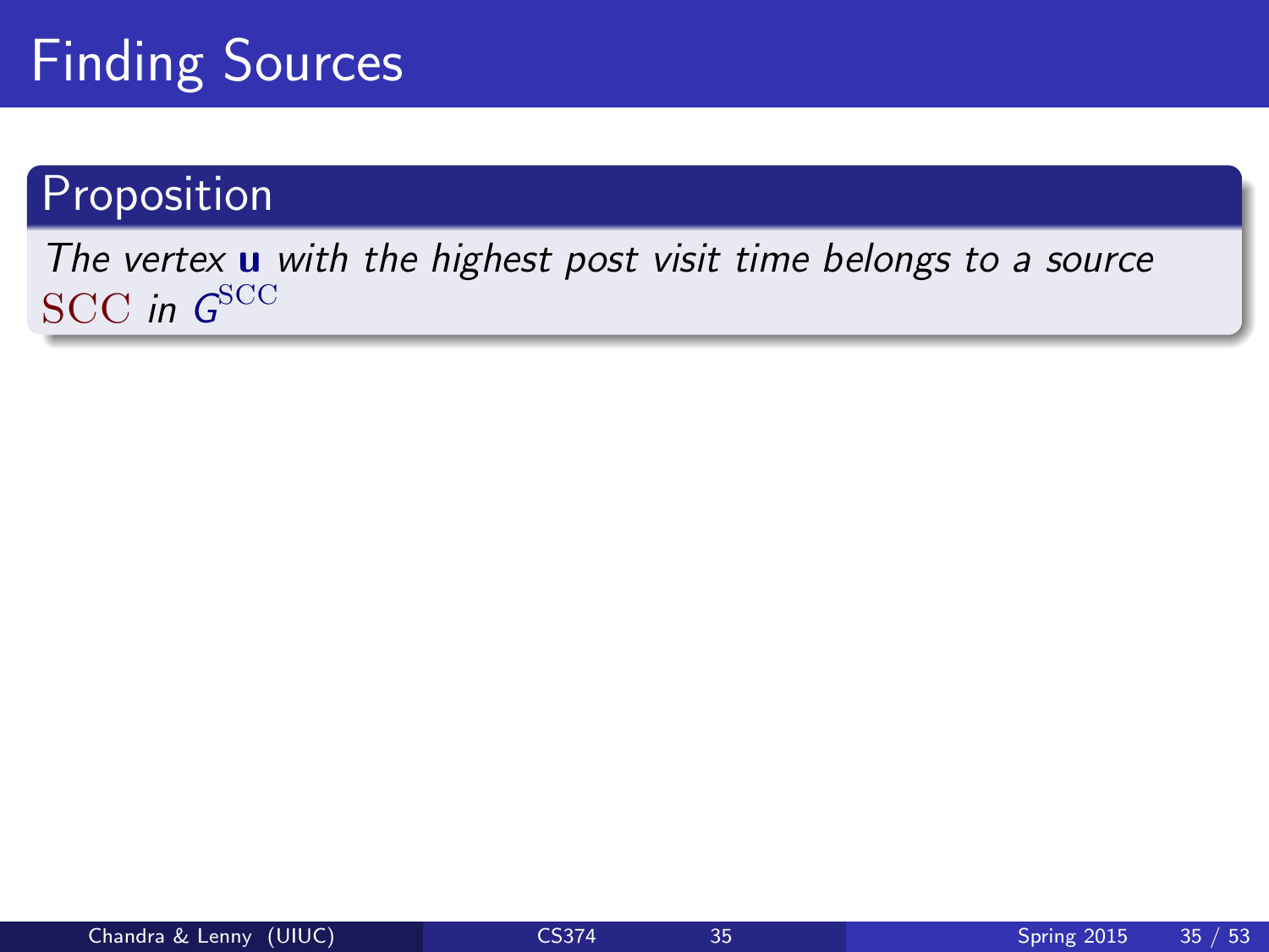# Finding Sources

## Proposition

*The vertex* $\mathbf{u}$ *with the highest post visit time belongs to a source* $\mathrm{SCC}$ *in* $G^{\mathrm{SCC}}$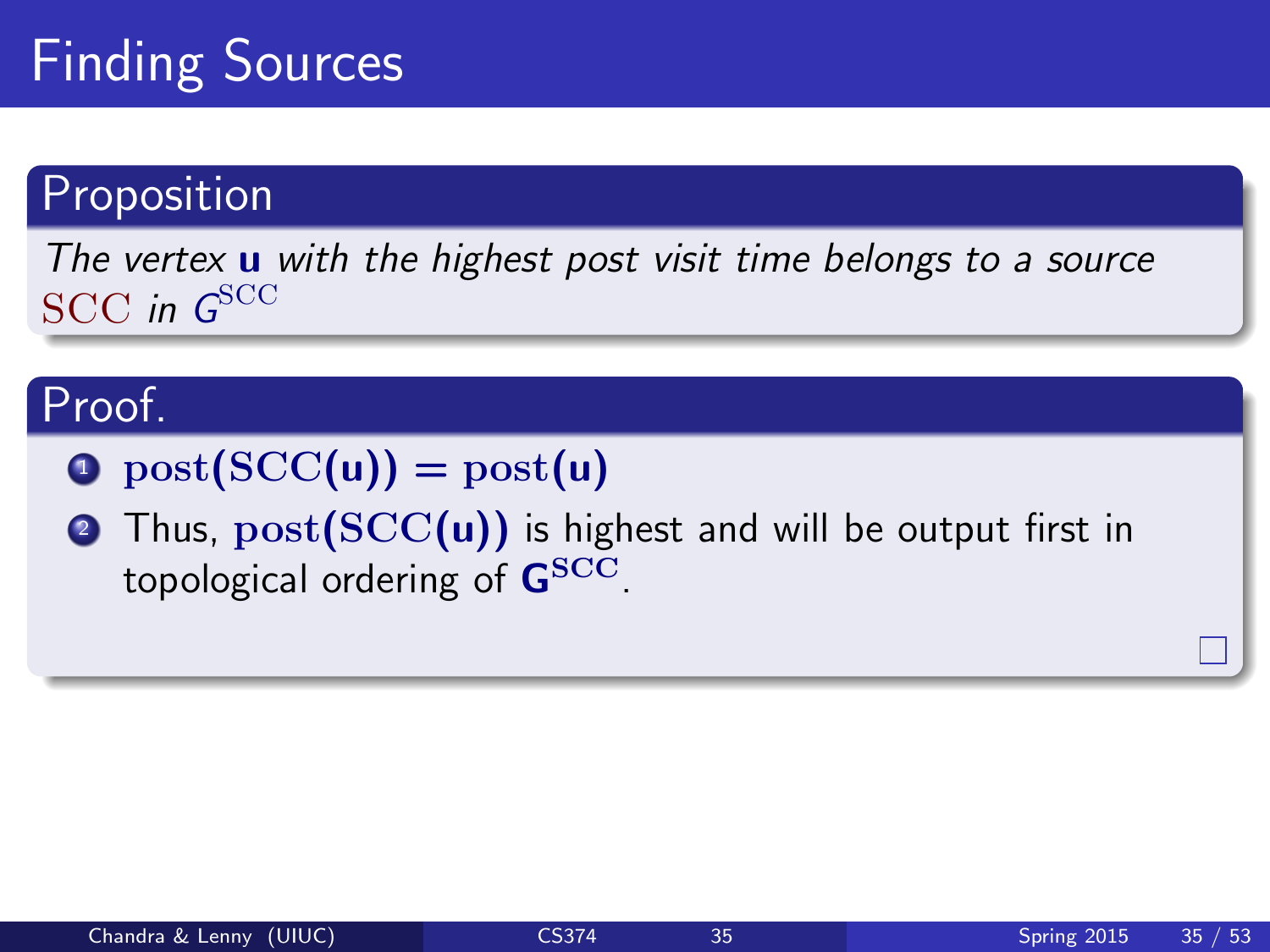# Finding Sources

## Proposition

*The vertex* $\mathbf{u}$ *with the highest post visit time belongs to a source* $\mathrm{SCC}$ *in* $G^{\mathrm{SCC}}$

## Proof.

1. $\mathbf{post(SCC(u)) = post(u)}$
2. Thus, $\mathbf{post(SCC(u))}$ is highest and will be output first in topological ordering of $\mathbf{G^{SCC}}$.

□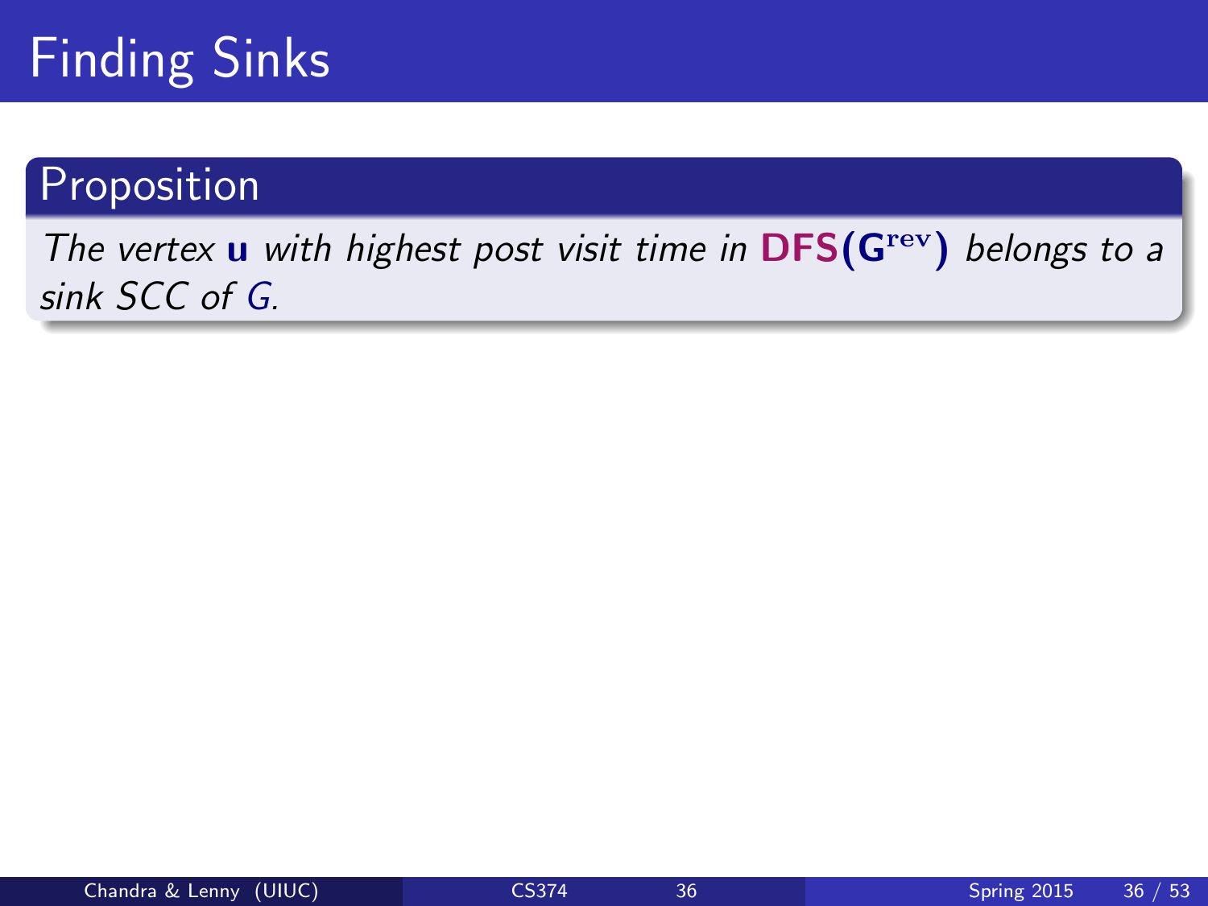# Finding Sinks

## Proposition

*The vertex* $\mathbf{u}$ *with highest post visit time in* $\mathbf{DFS}(\mathbf{G}^{\mathrm{rev}})$ *belongs to a sink SCC of* $G$.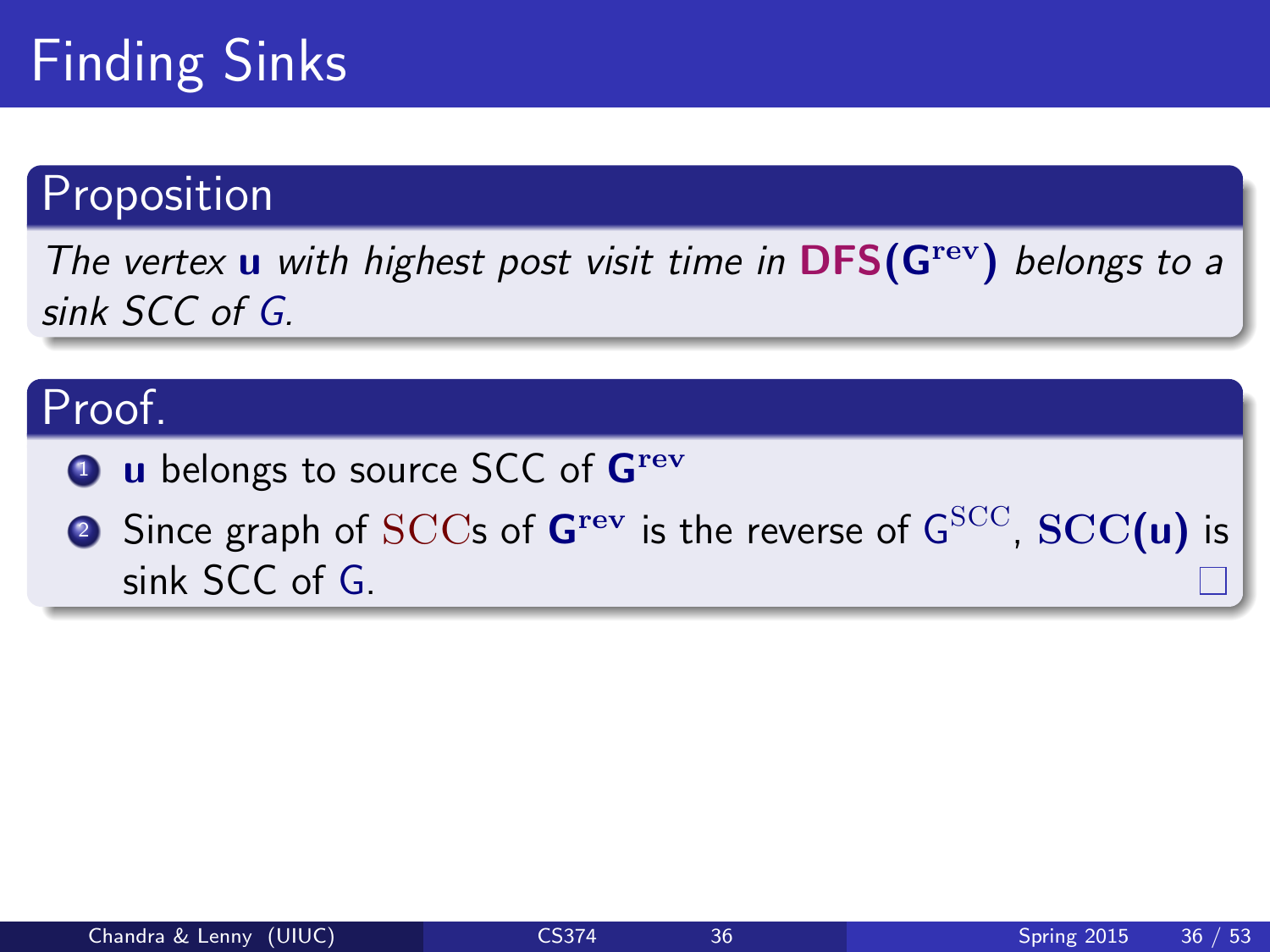# Finding Sinks

## Proposition

*The vertex* $\mathbf{u}$ *with highest post visit time in* **DFS**$(\mathbf{G^{rev}})$ *belongs to a sink SCC of* $G$.

## Proof.

1. $\mathbf{u}$ belongs to source SCC of $\mathbf{G^{rev}}$
2. Since graph of $\mathrm{SCC}$s of $\mathbf{G^{rev}}$ is the reverse of $G^{\mathrm{SCC}}$, $\mathrm{SCC}(\mathbf{u})$ is sink SCC of $G$. □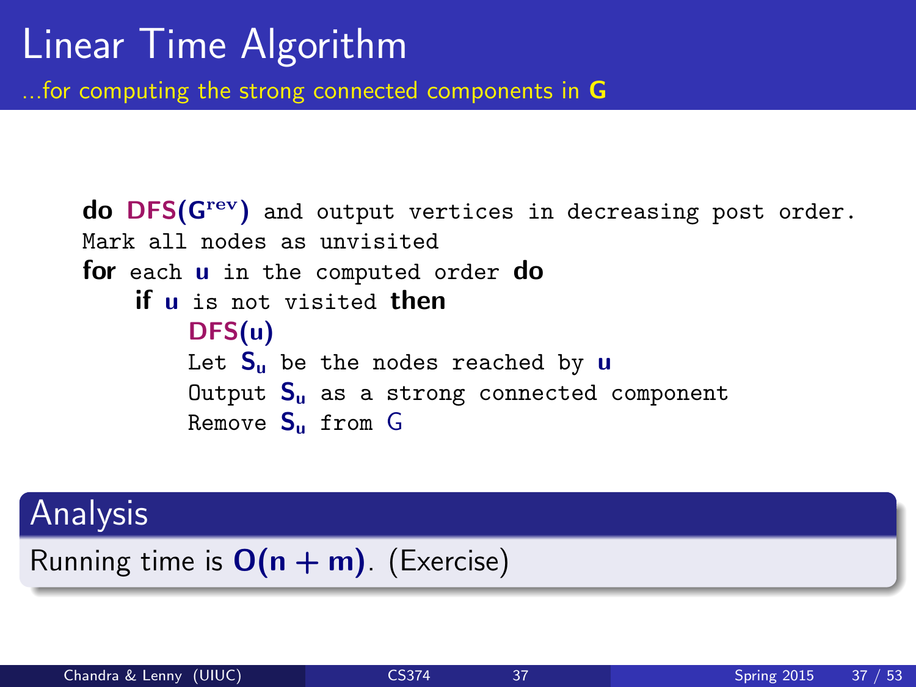# Linear Time Algorithm

...for computing the strong connected components in $G$

```
do DFS(G^rev) and output vertices in decreasing post order.
Mark all nodes as unvisited
for each u in the computed order do
    if u is not visited then
        DFS(u)
        Let S_u be the nodes reached by u
        Output S_u as a strong connected component
        Remove S_u from G
```

## Analysis

Running time is $O(n + m)$. (Exercise)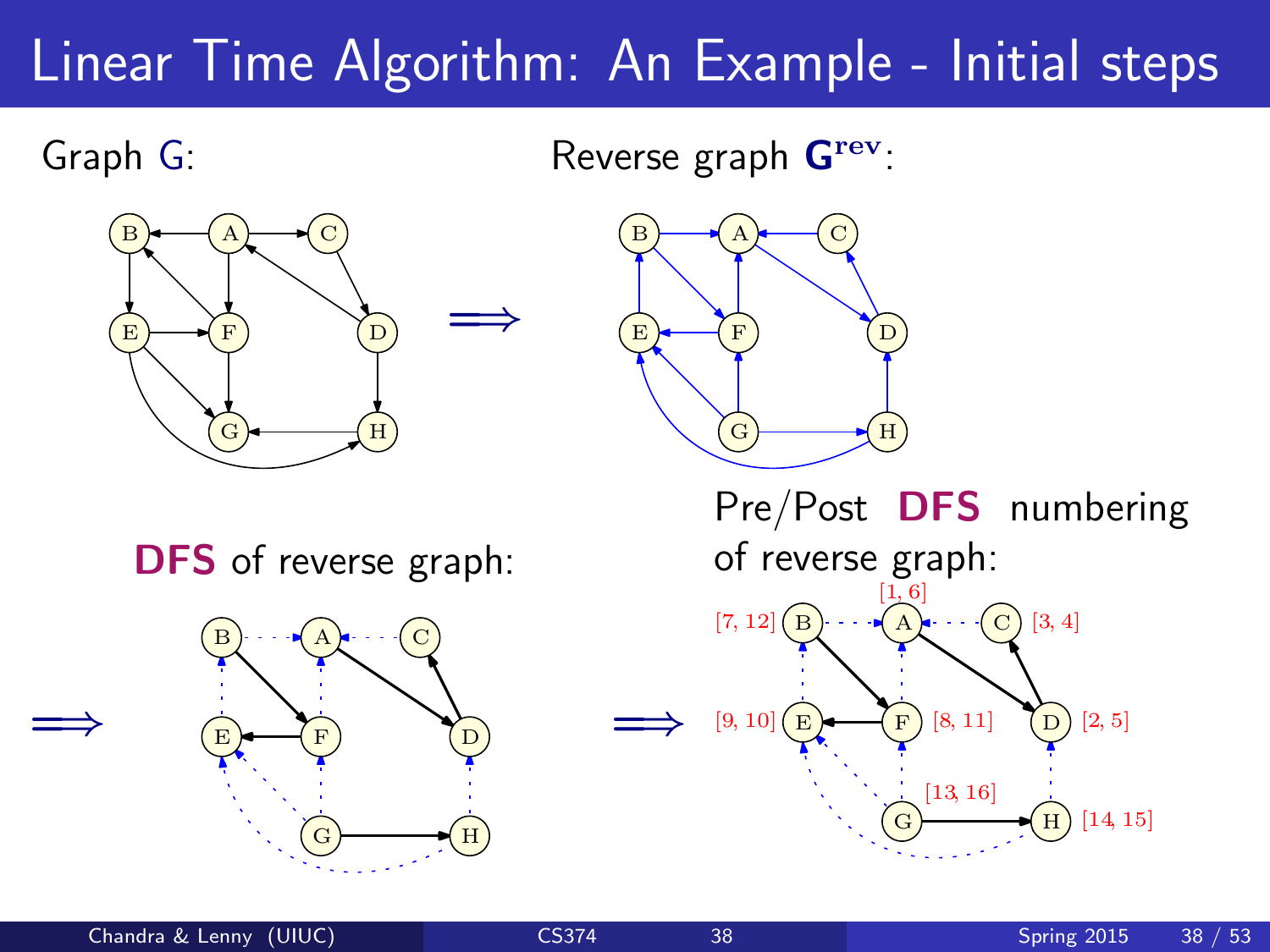# Linear Time Algorithm: An Example - Initial steps

Graph G:

$\Longrightarrow$

Reverse graph $\mathbf{G}^{\mathbf{rev}}$:

$\Longrightarrow$

**DFS** of reverse graph:

$\Longrightarrow$

Pre/Post **DFS** numbering of reverse graph:

[1, 6] A, [7, 12] B, [3, 4] C, [2, 5] D, [9, 10] E, [8, 11] F, [13, 16] G, [14, 15] H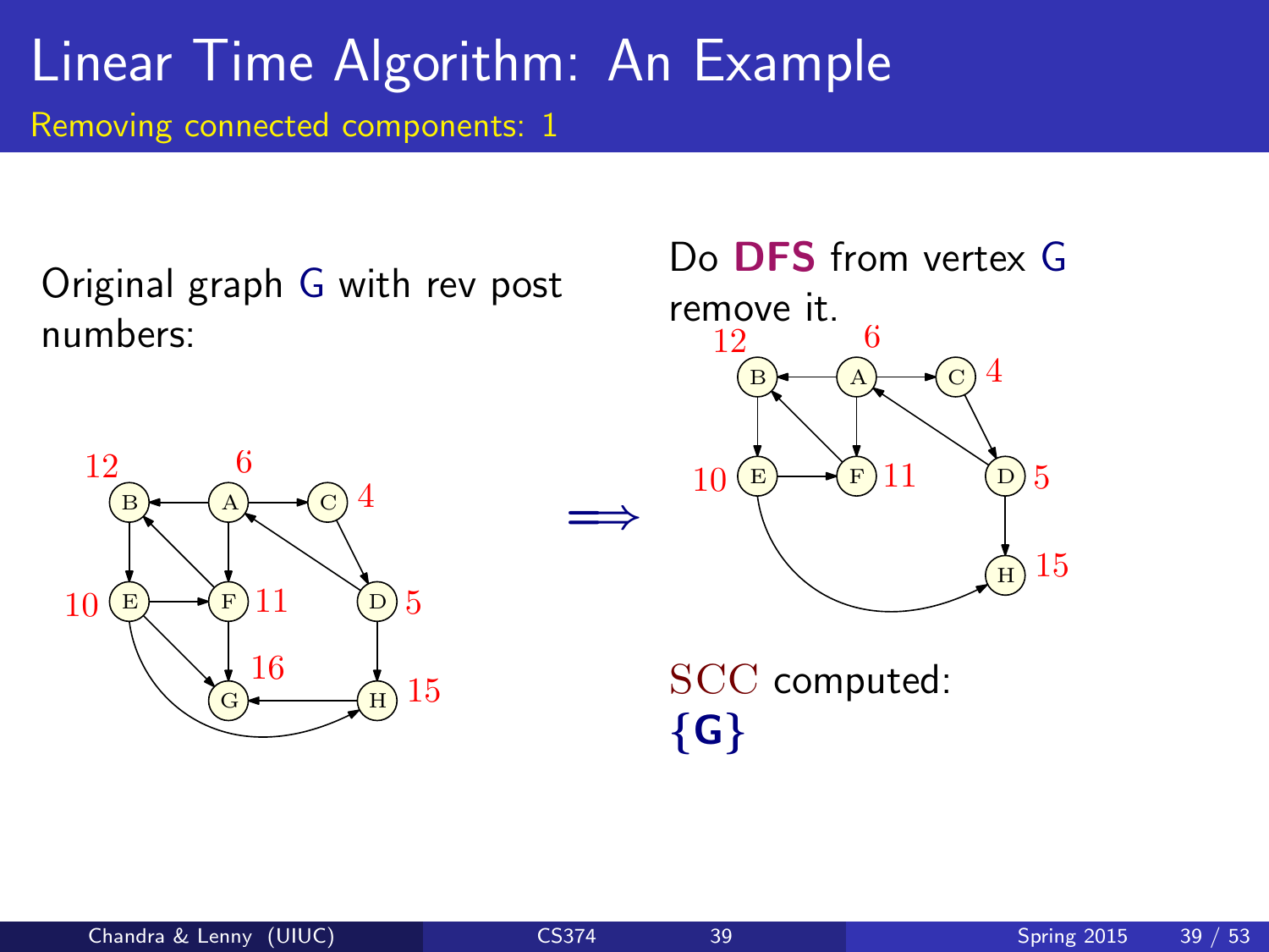# Linear Time Algorithm: An Example

## Removing connected components: 1

Original graph G with rev post numbers:

$\Longrightarrow$

Do **DFS** from vertex G remove it.

SCC computed:

**{G}**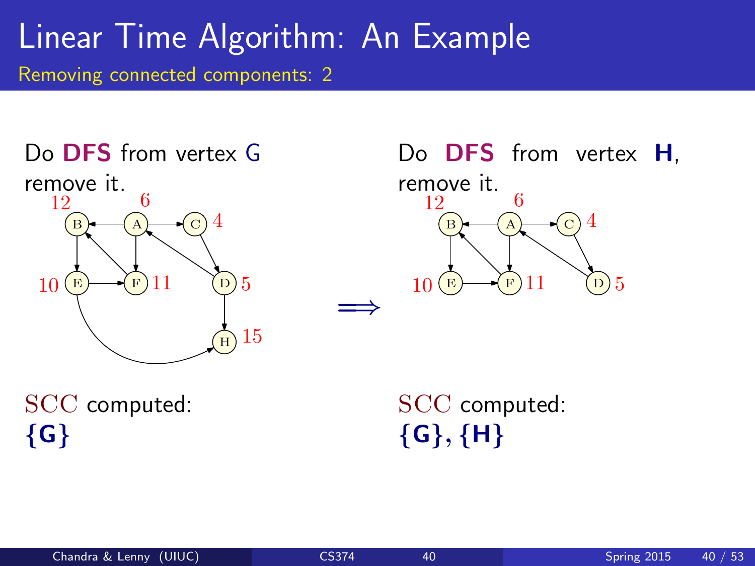# Linear Time Algorithm: An Example

## Removing connected components: 2

Do **DFS** from vertex G remove it.

SCC computed:
**{G}**

$\Longrightarrow$

Do **DFS** from vertex **H**, remove it.

SCC computed:
**{G}, {H}**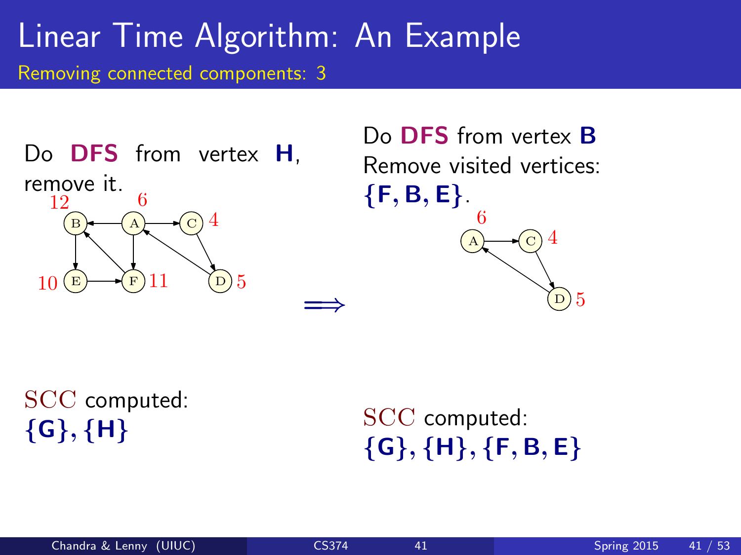# Linear Time Algorithm: An Example

## Removing connected components: 3

Do **DFS** from vertex **H**, remove it.

SCC computed:
**{G}, {H}**

$\Longrightarrow$

Do **DFS** from vertex **B**
Remove visited vertices:
**{F, B, E}**.

SCC computed:
**{G}, {H}, {F, B, E}**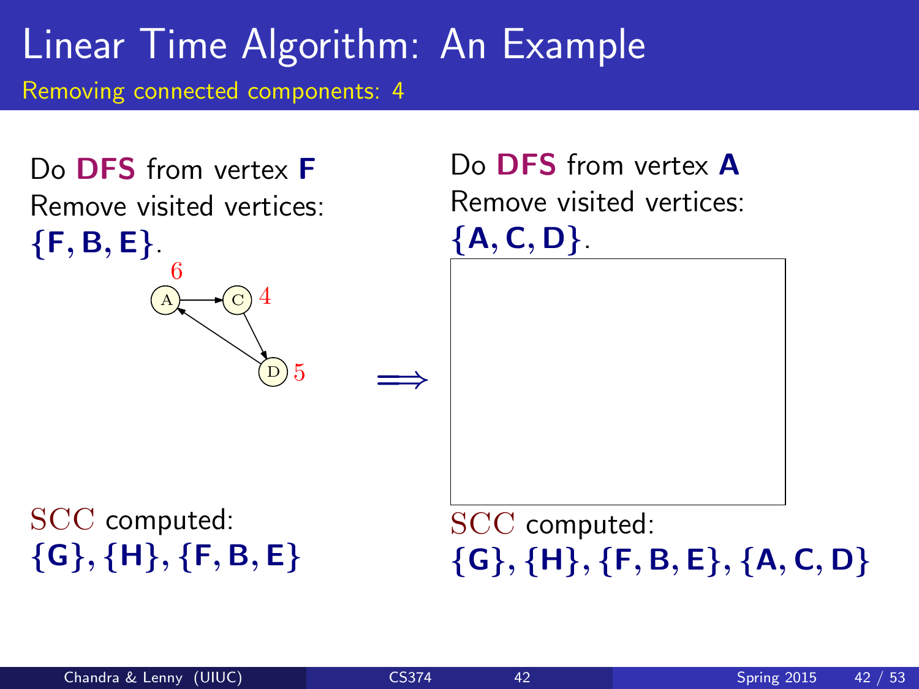# Linear Time Algorithm: An Example

## Removing connected components: 4

Do **DFS** from vertex **F**
Remove visited vertices:
**{F, B, E}**.

SCC computed:
**{G}, {H}, {F, B, E}**

$\Longrightarrow$

Do **DFS** from vertex **A**
Remove visited vertices:
**{A, C, D}**.

SCC computed:
**{G}, {H}, {F, B, E}, {A, C, D}**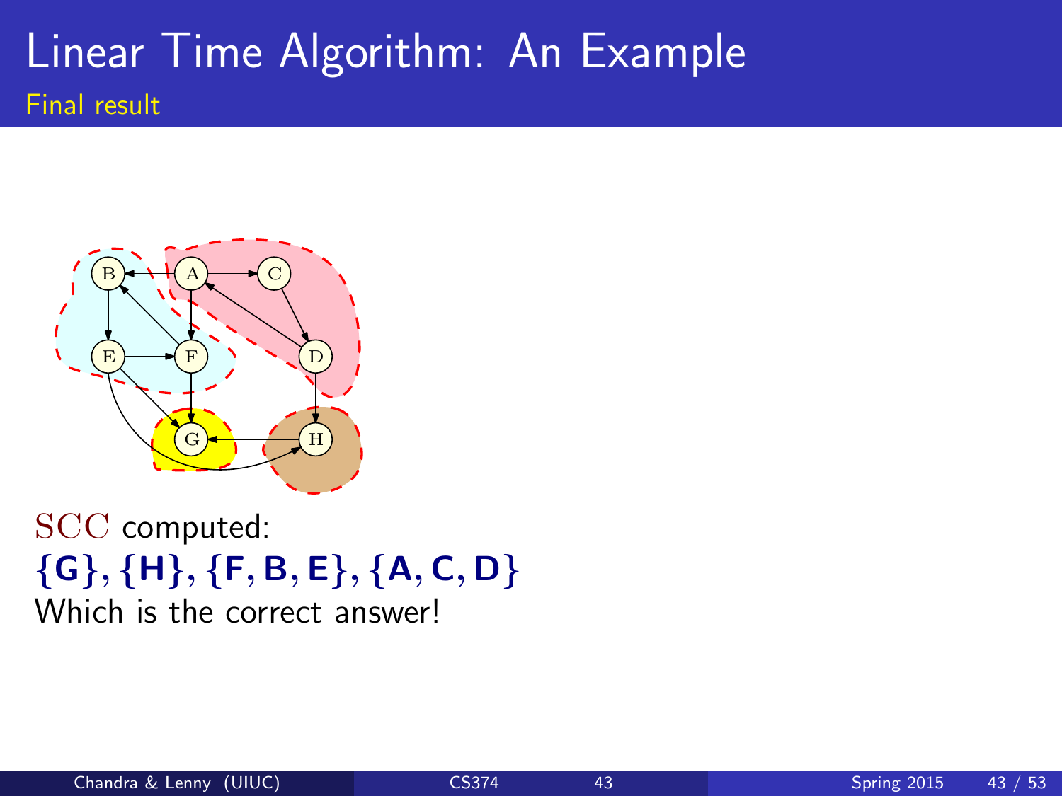# Linear Time Algorithm: An Example

## Final result

SCC computed:

$\{G\}, \{H\}, \{F, B, E\}, \{A, C, D\}$

Which is the correct answer!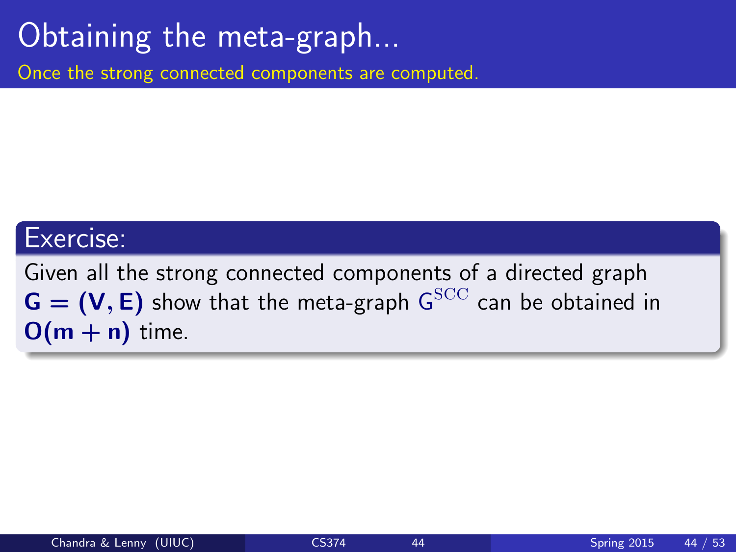# Obtaining the meta-graph...

Once the strong connected components are computed.

**Exercise:**

Given all the strong connected components of a directed graph $\mathbf{G = (V, E)}$ show that the meta-graph $G^{\mathrm{SCC}}$ can be obtained in $\mathbf{O(m + n)}$ time.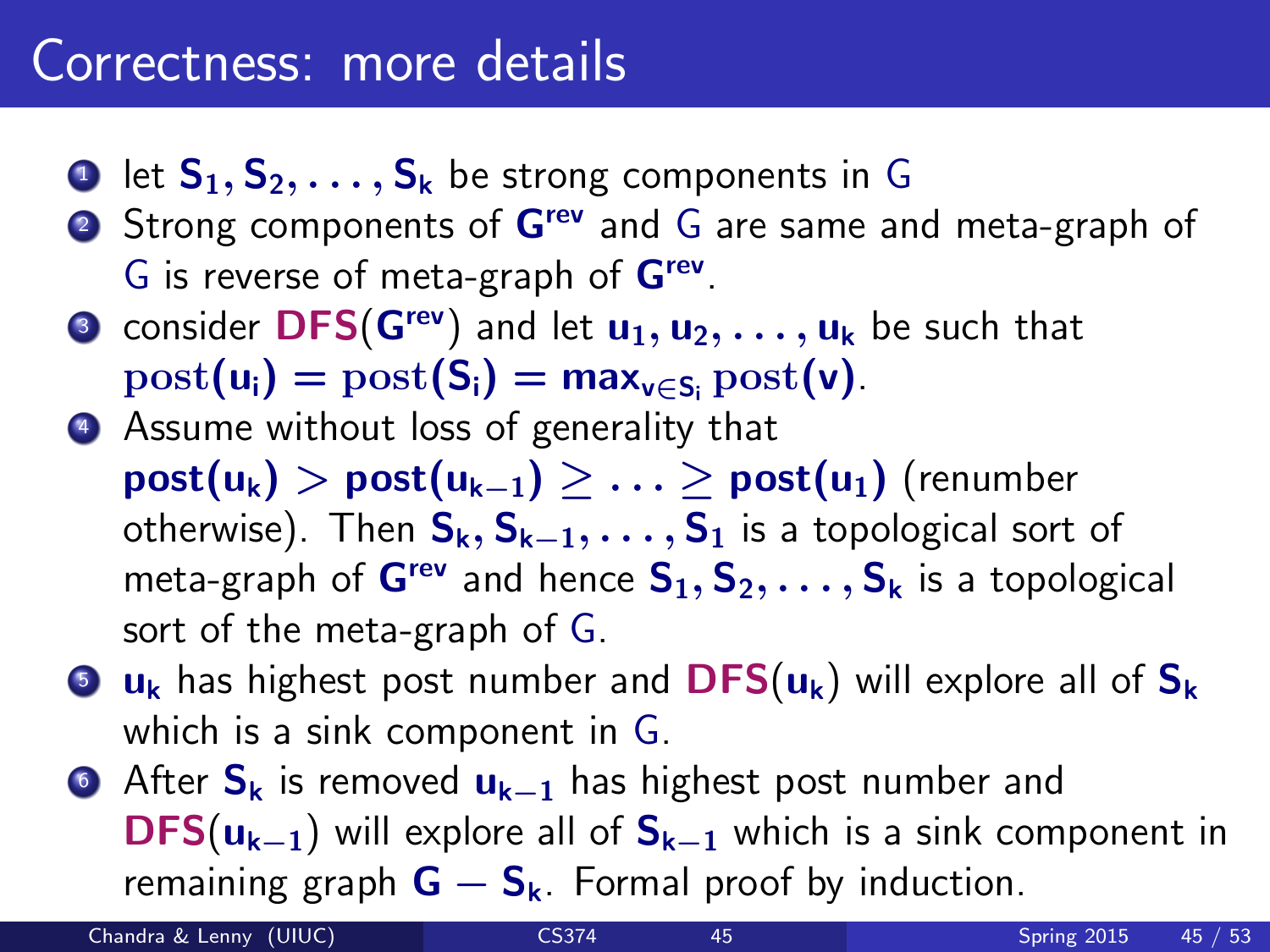# Correctness: more details

1. let $S_1, S_2, \ldots, S_k$ be strong components in $G$
2. Strong components of $G^{rev}$ and $G$ are same and meta-graph of $G$ is reverse of meta-graph of $G^{rev}$.
3. consider **DFS**($G^{rev}$) and let $u_1, u_2, \ldots, u_k$ be such that $\mathrm{post}(u_i) = \mathrm{post}(S_i) = \max_{v \in S_i} \mathrm{post}(v)$.
4. Assume without loss of generality that $\mathbf{post}(u_k) > \mathbf{post}(u_{k-1}) \geq \ldots \geq \mathbf{post}(u_1)$ (renumber otherwise). Then $S_k, S_{k-1}, \ldots, S_1$ is a topological sort of meta-graph of $G^{rev}$ and hence $S_1, S_2, \ldots, S_k$ is a topological sort of the meta-graph of $G$.
5. $u_k$ has highest post number and **DFS**($u_k$) will explore all of $S_k$ which is a sink component in $G$.
6. After $S_k$ is removed $u_{k-1}$ has highest post number and **DFS**($u_{k-1}$) will explore all of $S_{k-1}$ which is a sink component in remaining graph $G - S_k$. Formal proof by induction.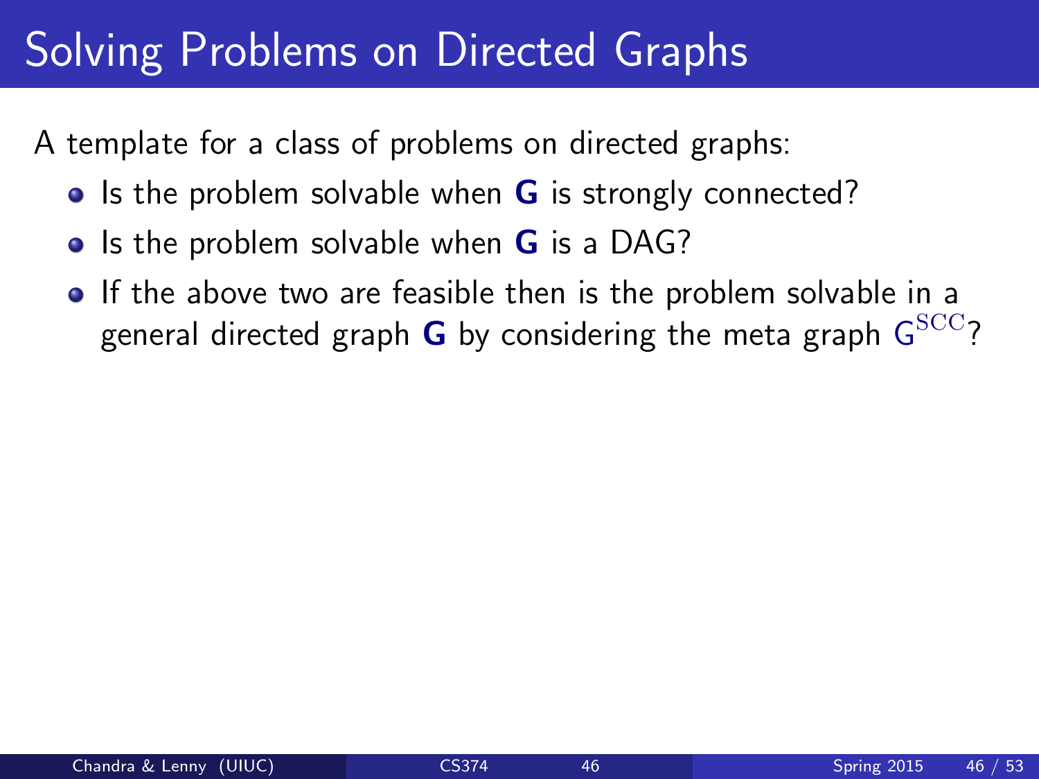# Solving Problems on Directed Graphs

A template for a class of problems on directed graphs:

- Is the problem solvable when **G** is strongly connected?
- Is the problem solvable when **G** is a DAG?
- If the above two are feasible then is the problem solvable in a general directed graph **G** by considering the meta graph $G^{SCC}$?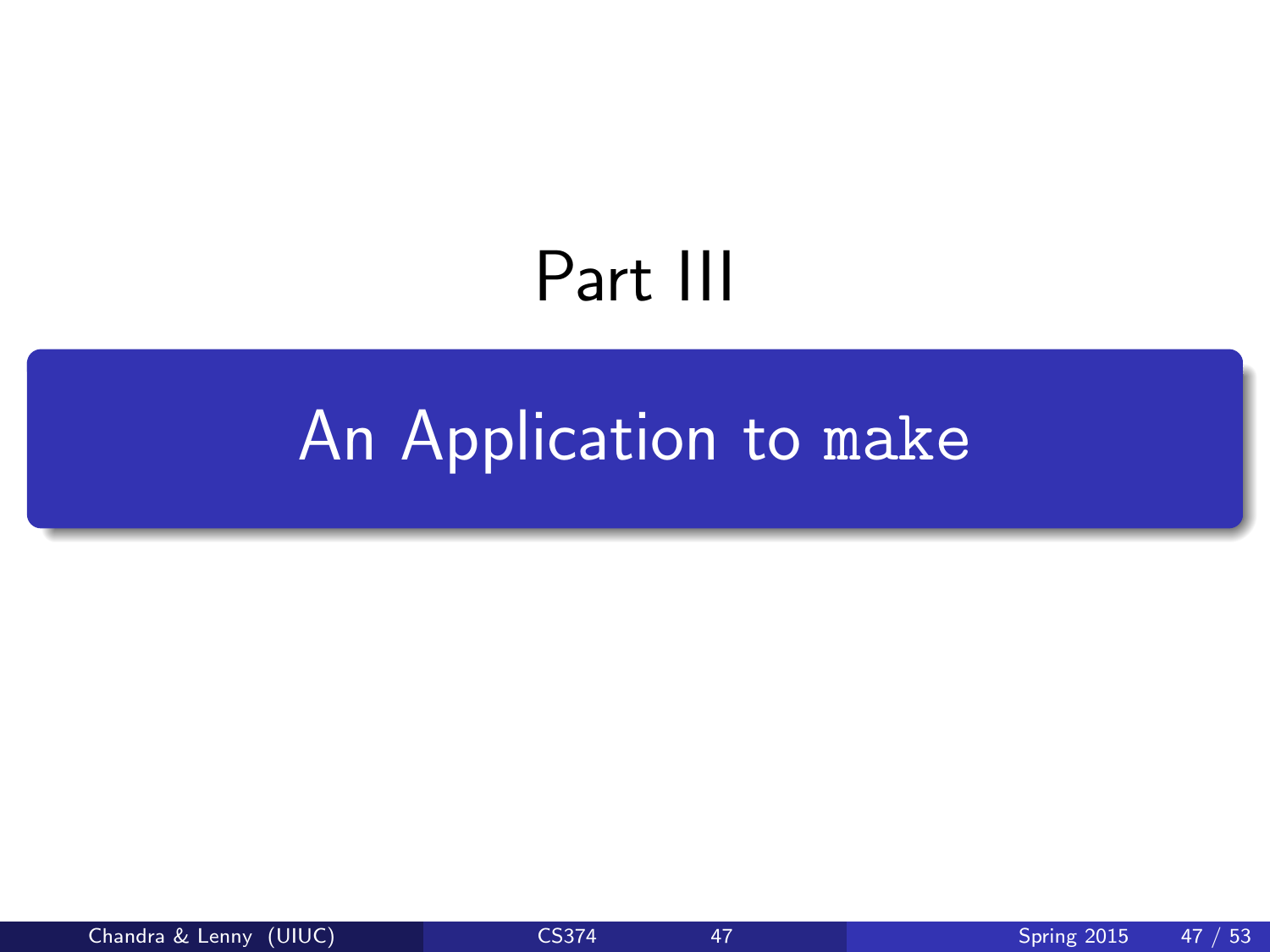# Part III

## An Application to `make`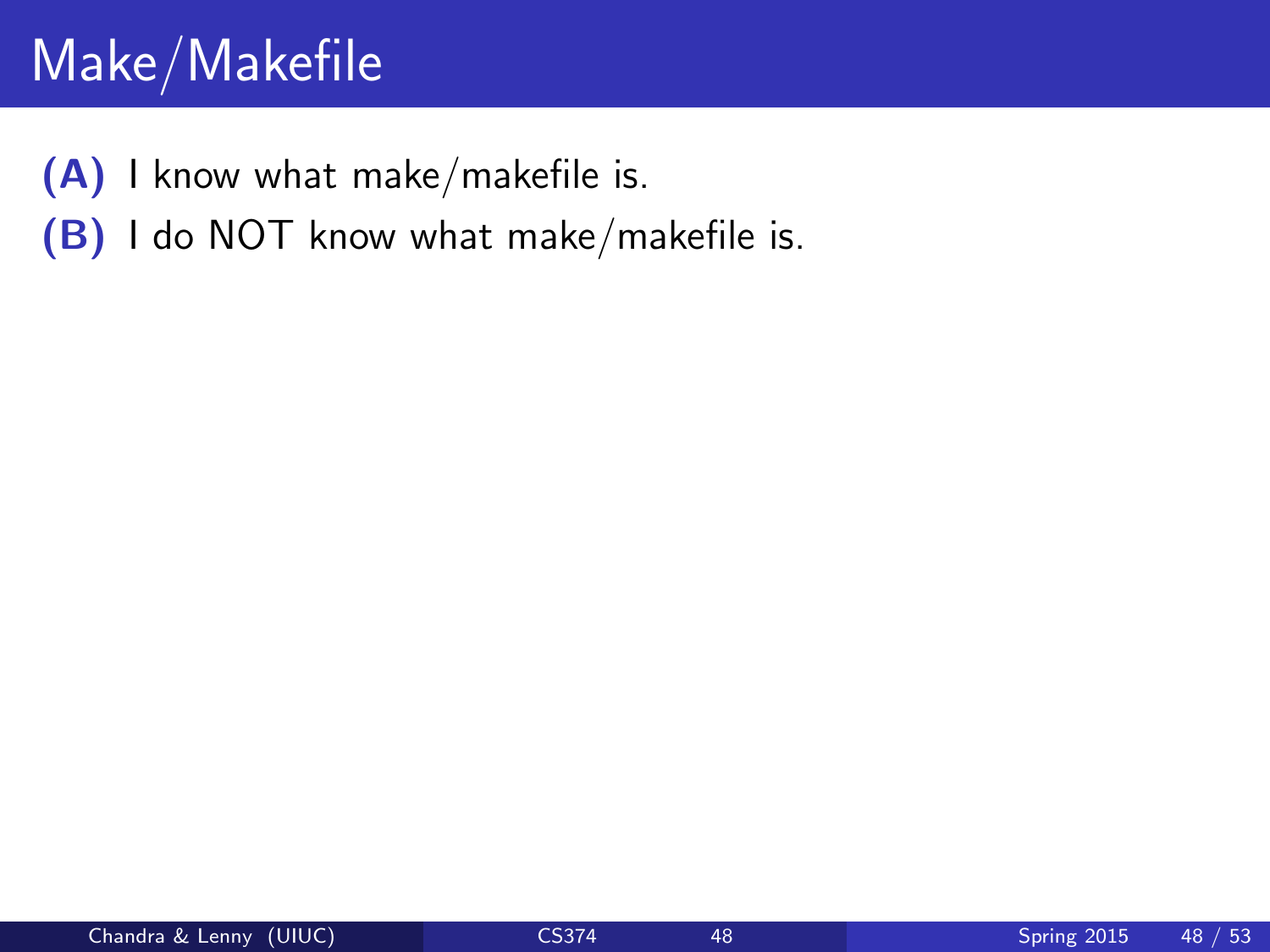# Make/Makefile

**(A)** I know what make/makefile is.

**(B)** I do NOT know what make/makefile is.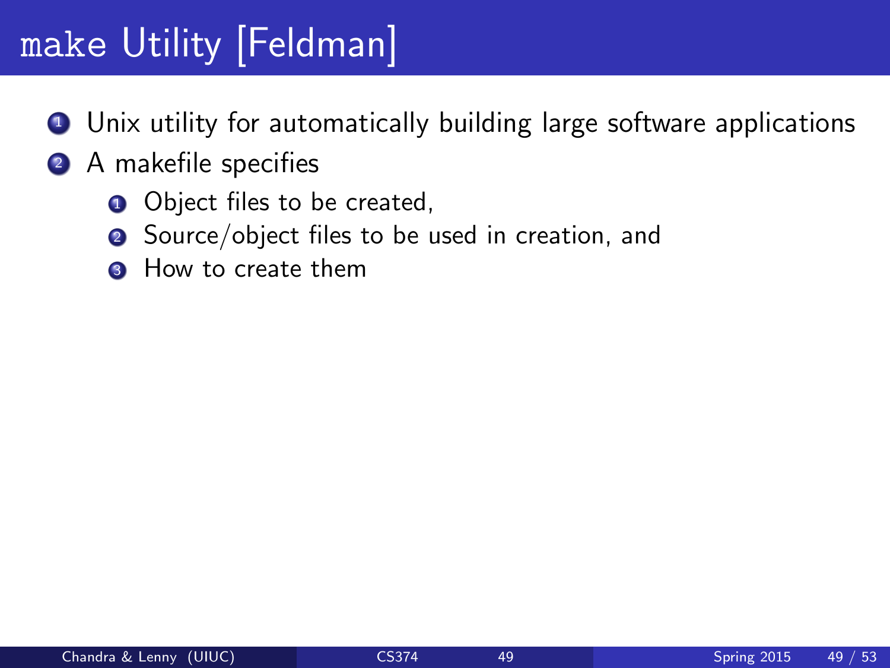# `make` Utility [Feldman]

1. Unix utility for automatically building large software applications
2. A makefile specifies
   1. Object files to be created,
   2. Source/object files to be used in creation, and
   3. How to create them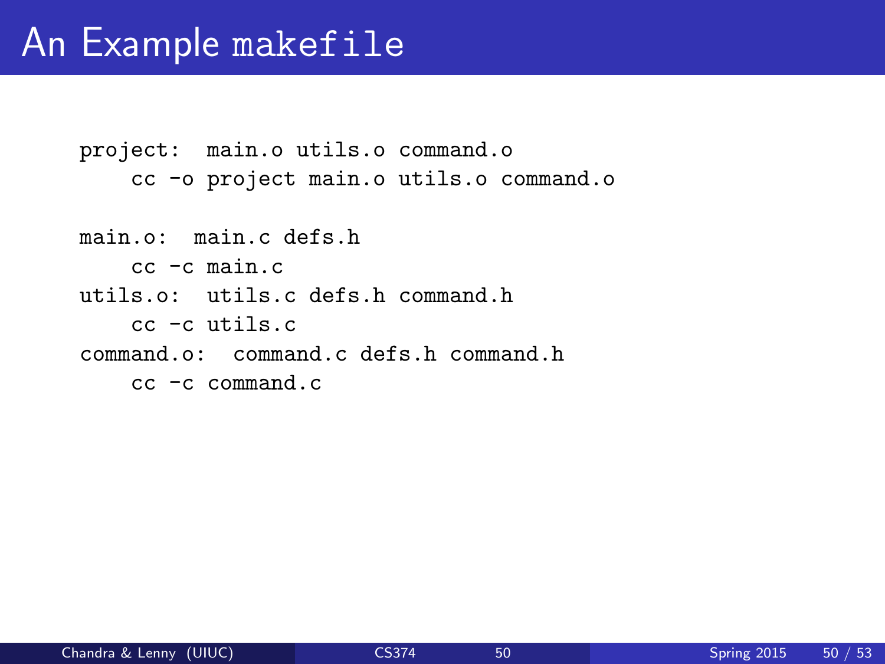# An Example `makefile`

```
project:  main.o utils.o command.o
    cc -o project main.o utils.o command.o

main.o:  main.c defs.h
    cc -c main.c
utils.o:  utils.c defs.h command.h
    cc -c utils.c
command.o:  command.c defs.h command.h
    cc -c command.c
```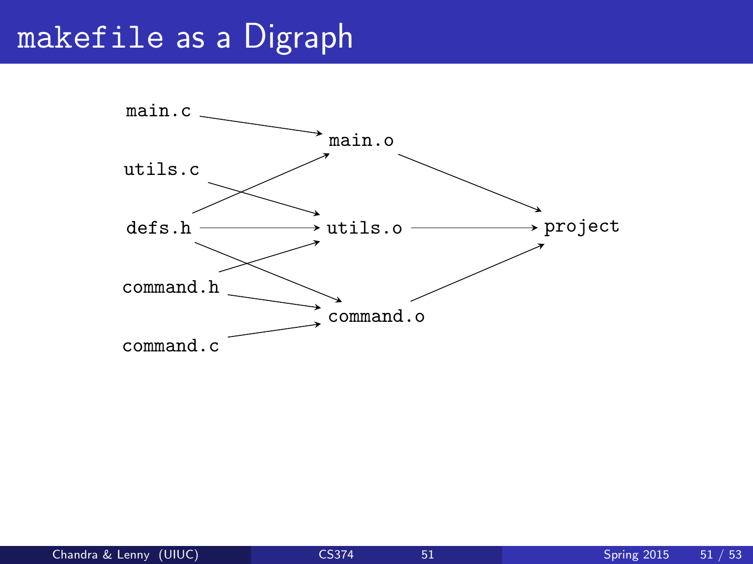# makefile as a Digraph

main.c

utils.c

defs.h

command.h

command.c

main.o

utils.o

command.o

project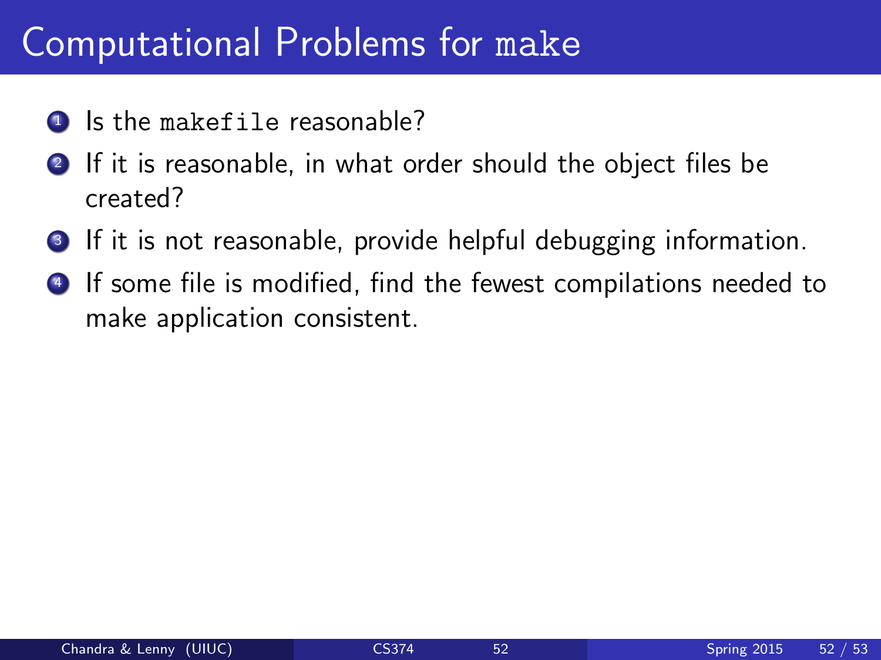# Computational Problems for `make`

1. Is the `makefile` reasonable?
2. If it is reasonable, in what order should the object files be created?
3. If it is not reasonable, provide helpful debugging information.
4. If some file is modified, find the fewest compilations needed to make application consistent.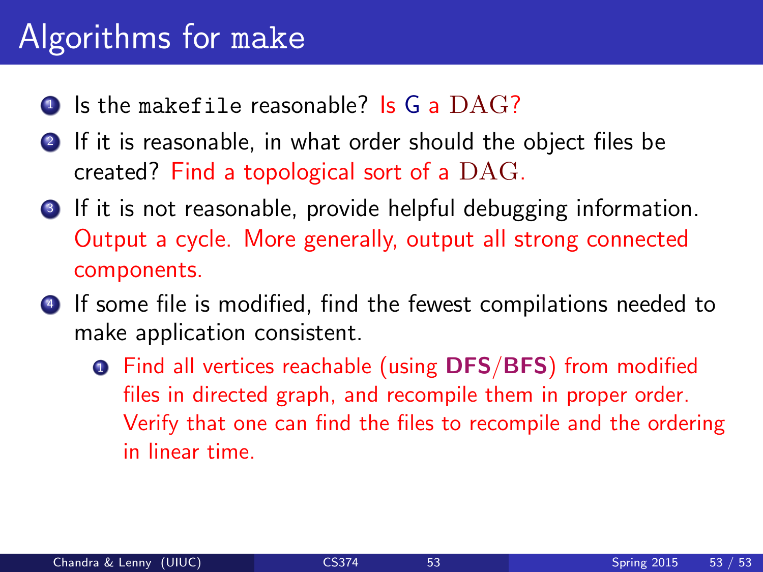# Algorithms for `make`

1. Is the `makefile` reasonable? Is $G$ a $\mathrm{DAG}$?
2. If it is reasonable, in what order should the object files be created? Find a topological sort of a $\mathrm{DAG}$.
3. If it is not reasonable, provide helpful debugging information. Output a cycle. More generally, output all strong connected components.
4. If some file is modified, find the fewest compilations needed to make application consistent.
    1. Find all vertices reachable (using **DFS**/**BFS**) from modified files in directed graph, and recompile them in proper order. Verify that one can find the files to recompile and the ordering in linear time.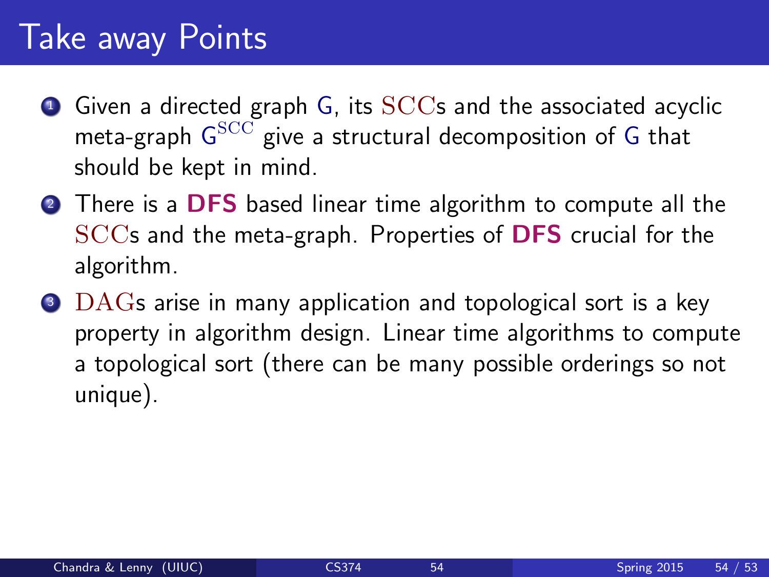# Take away Points

1. Given a directed graph G, its SCCs and the associated acyclic meta-graph $G^{SCC}$ give a structural decomposition of G that should be kept in mind.
2. There is a **DFS** based linear time algorithm to compute all the SCCs and the meta-graph. Properties of **DFS** crucial for the algorithm.
3. DAGs arise in many application and topological sort is a key property in algorithm design. Linear time algorithms to compute a topological sort (there can be many possible orderings so not unique).